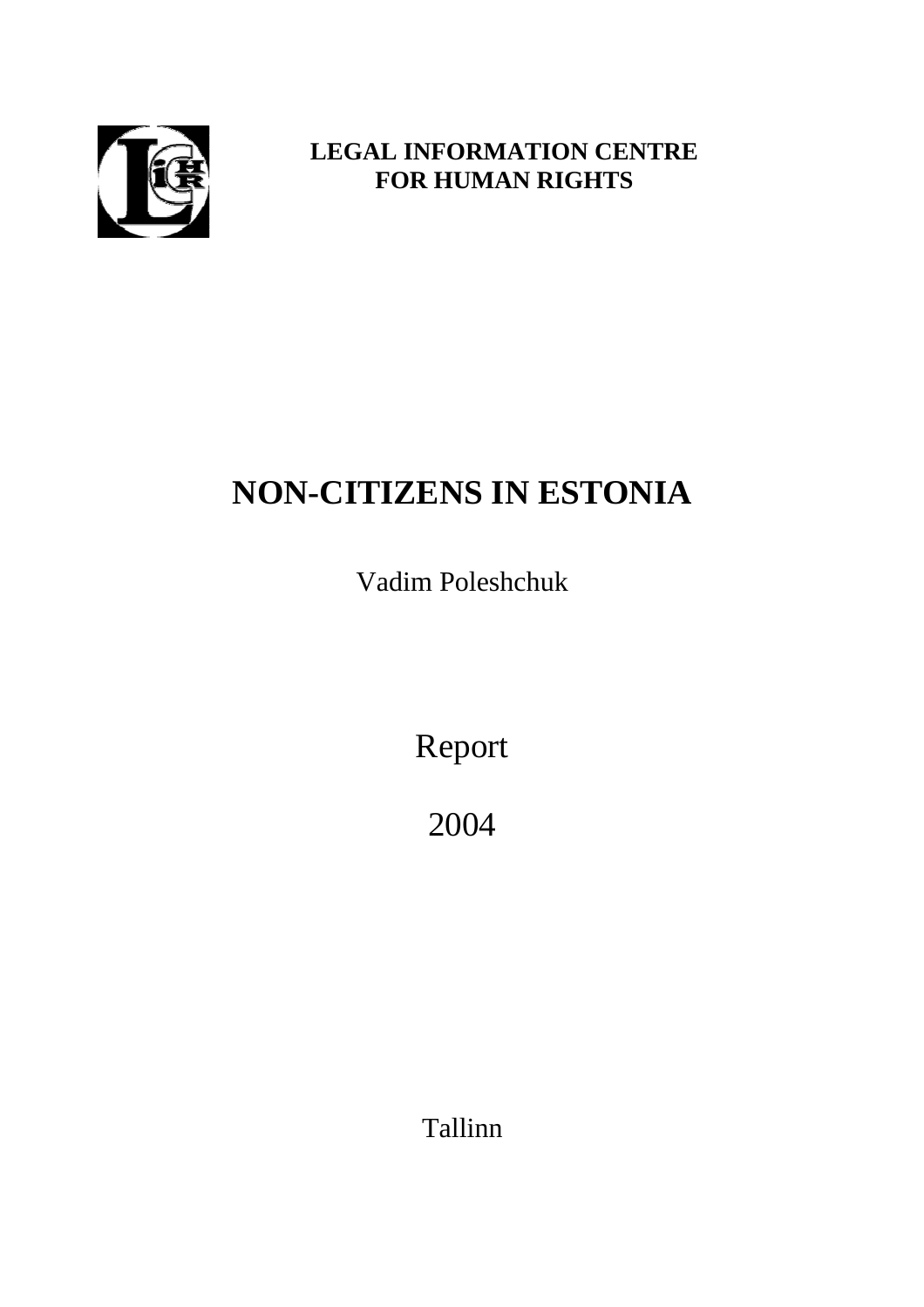**LEGAL INFORMATION CENTRE FOR HUMAN RIGHTS**

# NON-CITIZENS IN ESTONIA

Vadim Poleshchuk

Report

2004

Tallinn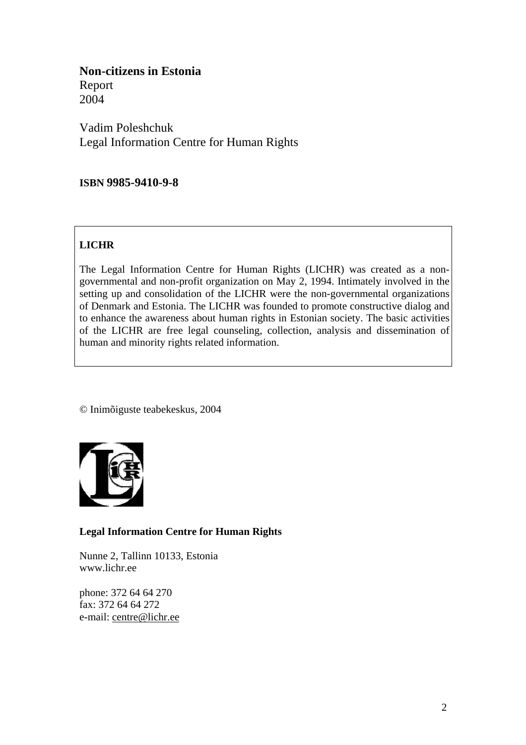**Non-citizens in Estonia**
Report
2004

Vadim Poleshchuk
Legal Information Centre for Human Rights

**ISBN 9985-9410-9-8**

**LICHR**

The Legal Information Centre for Human Rights (LICHR) was created as a non-governmental and non-profit organization on May 2, 1994. Intimately involved in the setting up and consolidation of the LICHR were the non-governmental organizations of Denmark and Estonia. The LICHR was founded to promote constructive dialog and to enhance the awareness about human rights in Estonian society. The basic activities of the LICHR are free legal counseling, collection, analysis and dissemination of human and minority rights related information.

© Inimõiguste teabekeskus, 2004

**Legal Information Centre for Human Rights**

Nunne 2, Tallinn 10133, Estonia
www.lichr.ee

phone: 372 64 64 270
fax: 372 64 64 272
e-mail: centre@lichr.ee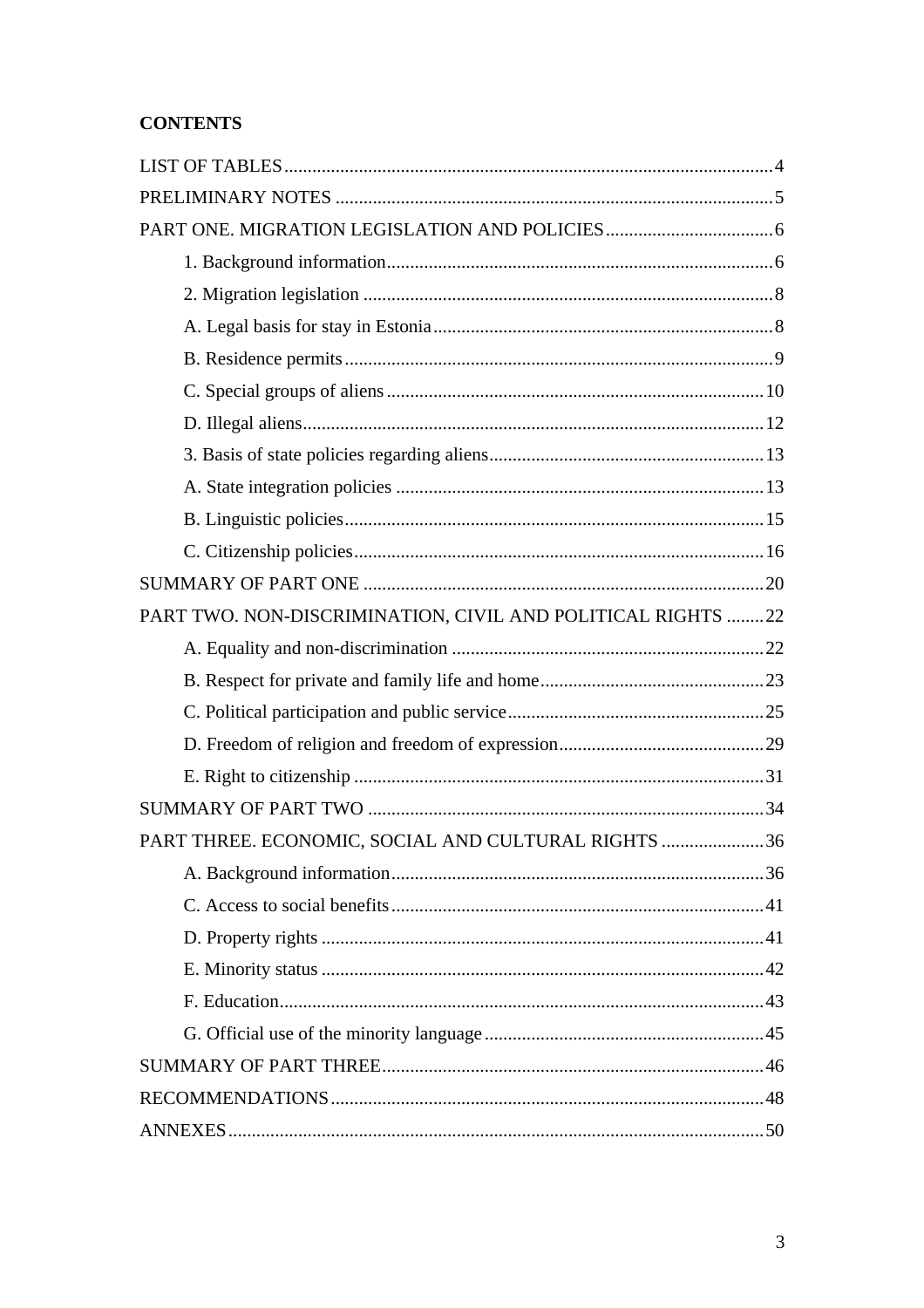**CONTENTS**

LIST OF TABLES ........................................................................................................ 4

PRELIMINARY NOTES ............................................................................................. 5

PART ONE. MIGRATION LEGISLATION AND POLICIES ................................... 6

- 1. Background information .................................................................................. 6
- 2. Migration legislation ....................................................................................... 8
- A. Legal basis for stay in Estonia ........................................................................ 8
- B. Residence permits ........................................................................................... 9
- C. Special groups of aliens ................................................................................ 10
- D. Illegal aliens .................................................................................................. 12
- 3. Basis of state policies regarding aliens .......................................................... 13
- A. State integration policies .............................................................................. 13
- B. Linguistic policies ......................................................................................... 15
- C. Citizenship policies ....................................................................................... 16

SUMMARY OF PART ONE ..................................................................................... 20

PART TWO. NON-DISCRIMINATION, CIVIL AND POLITICAL RIGHTS ........ 22

- A. Equality and non-discrimination .................................................................. 22
- B. Respect for private and family life and home ................................................ 23
- C. Political participation and public service ...................................................... 25
- D. Freedom of religion and freedom of expression ............................................ 29
- E. Right to citizenship ........................................................................................ 31

SUMMARY OF PART TWO .................................................................................... 34

PART THREE. ECONOMIC, SOCIAL AND CULTURAL RIGHTS ...................... 36

- A. Background information ................................................................................ 36
- C. Access to social benefits ............................................................................... 41
- D. Property rights .............................................................................................. 41
- E. Minority status .............................................................................................. 42
- F. Education ....................................................................................................... 43
- G. Official use of the minority language ............................................................ 45

SUMMARY OF PART THREE ................................................................................. 46

RECOMMENDATIONS ............................................................................................ 48

ANNEXES .................................................................................................................. 50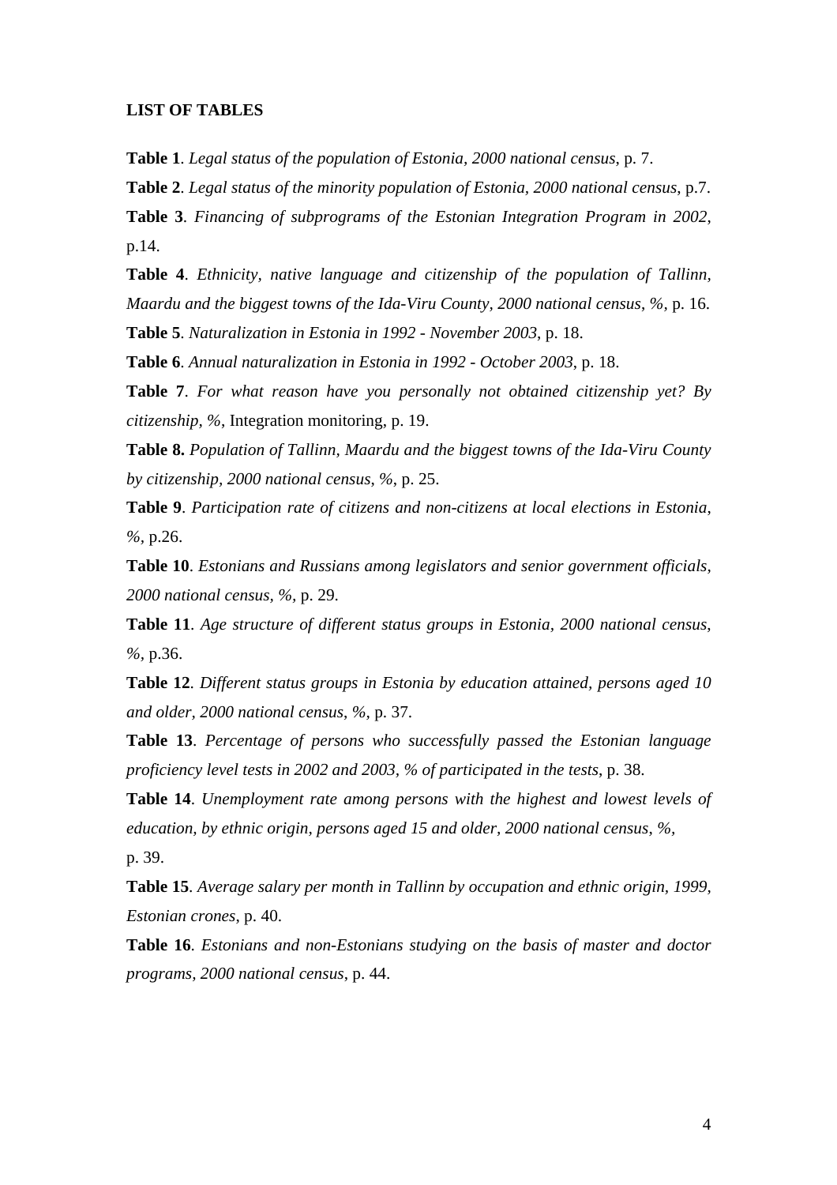**LIST OF TABLES**

**Table 1**. *Legal status of the population of Estonia, 2000 national census*, p. 7.

**Table 2**. *Legal status of the minority population of Estonia, 2000 national census*, p.7.

**Table 3**. *Financing of subprograms of the Estonian Integration Program in 2002*, p.14.

**Table 4**. *Ethnicity, native language and citizenship of the population of Tallinn, Maardu and the biggest towns of the Ida-Viru County, 2000 national census, %*, p. 16.

**Table 5**. *Naturalization in Estonia in 1992 - November 2003*, p. 18.

**Table 6**. *Annual naturalization in Estonia in 1992 - October 2003*, p. 18.

**Table 7**. *For what reason have you personally not obtained citizenship yet? By citizenship, %*, Integration monitoring, p. 19.

**Table 8.** *Population of Tallinn, Maardu and the biggest towns of the Ida-Viru County by citizenship, 2000 national census, %*, p. 25.

**Table 9**. *Participation rate of citizens and non-citizens at local elections in Estonia, %*, p.26.

**Table 10**. *Estonians and Russians among legislators and senior government officials, 2000 national census, %*, p. 29.

**Table 11**. *Age structure of different status groups in Estonia, 2000 national census, %*, p.36.

**Table 12**. *Different status groups in Estonia by education attained, persons aged 10 and older, 2000 national census, %*, p. 37.

**Table 13**. *Percentage of persons who successfully passed the Estonian language proficiency level tests in 2002 and 2003, % of participated in the tests*, p. 38.

**Table 14**. *Unemployment rate among persons with the highest and lowest levels of education, by ethnic origin, persons aged 15 and older, 2000 national census, %*, p. 39.

**Table 15**. *Average salary per month in Tallinn by occupation and ethnic origin, 1999, Estonian crones*, p. 40.

**Table 16**. *Estonians and non-Estonians studying on the basis of master and doctor programs, 2000 national census*, p. 44.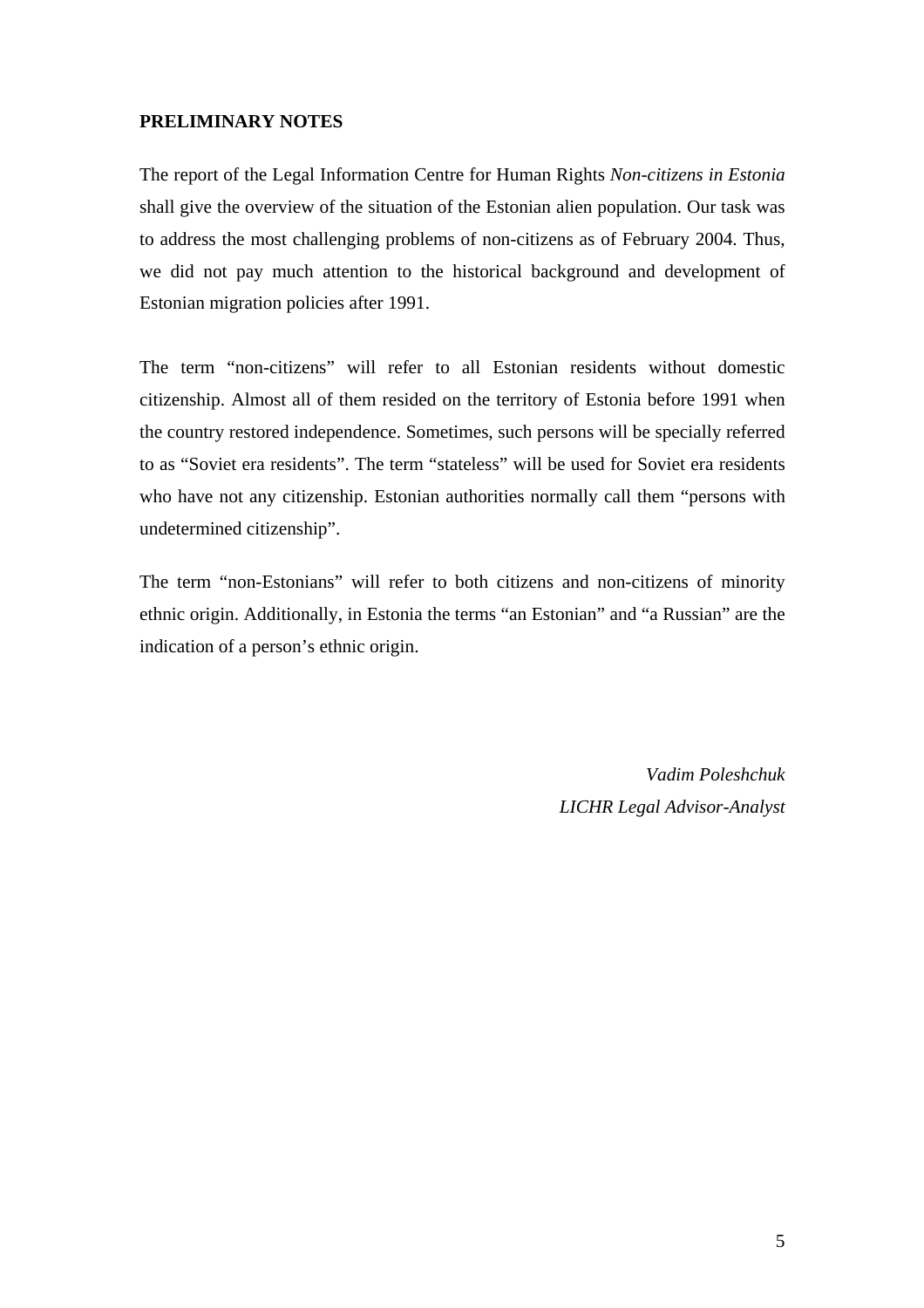## PRELIMINARY NOTES

The report of the Legal Information Centre for Human Rights *Non-citizens in Estonia* shall give the overview of the situation of the Estonian alien population. Our task was to address the most challenging problems of non-citizens as of February 2004. Thus, we did not pay much attention to the historical background and development of Estonian migration policies after 1991.

The term "non-citizens" will refer to all Estonian residents without domestic citizenship. Almost all of them resided on the territory of Estonia before 1991 when the country restored independence. Sometimes, such persons will be specially referred to as "Soviet era residents". The term "stateless" will be used for Soviet era residents who have not any citizenship. Estonian authorities normally call them "persons with undetermined citizenship".

The term "non-Estonians" will refer to both citizens and non-citizens of minority ethnic origin. Additionally, in Estonia the terms "an Estonian" and "a Russian" are the indication of a person's ethnic origin.

*Vadim Poleshchuk*
*LICHR Legal Advisor-Analyst*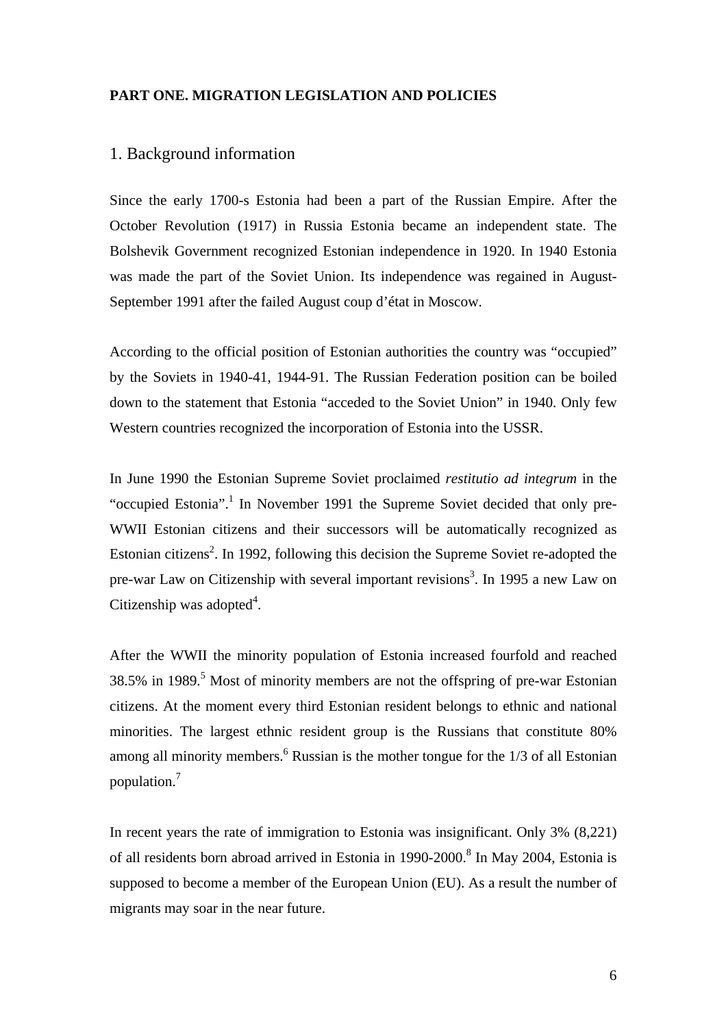# PART ONE. MIGRATION LEGISLATION AND POLICIES

## 1. Background information

Since the early 1700-s Estonia had been a part of the Russian Empire. After the October Revolution (1917) in Russia Estonia became an independent state. The Bolshevik Government recognized Estonian independence in 1920. In 1940 Estonia was made the part of the Soviet Union. Its independence was regained in August-September 1991 after the failed August coup d'état in Moscow.

According to the official position of Estonian authorities the country was "occupied" by the Soviets in 1940-41, 1944-91. The Russian Federation position can be boiled down to the statement that Estonia "acceded to the Soviet Union" in 1940. Only few Western countries recognized the incorporation of Estonia into the USSR.

In June 1990 the Estonian Supreme Soviet proclaimed *restitutio ad integrum* in the "occupied Estonia".[1] In November 1991 the Supreme Soviet decided that only pre-WWII Estonian citizens and their successors will be automatically recognized as Estonian citizens[2]. In 1992, following this decision the Supreme Soviet re-adopted the pre-war Law on Citizenship with several important revisions[3]. In 1995 a new Law on Citizenship was adopted[4].

After the WWII the minority population of Estonia increased fourfold and reached 38.5% in 1989.[5] Most of minority members are not the offspring of pre-war Estonian citizens. At the moment every third Estonian resident belongs to ethnic and national minorities. The largest ethnic resident group is the Russians that constitute 80% among all minority members.[6] Russian is the mother tongue for the 1/3 of all Estonian population.[7]

In recent years the rate of immigration to Estonia was insignificant. Only 3% (8,221) of all residents born abroad arrived in Estonia in 1990-2000.[8] In May 2004, Estonia is supposed to become a member of the European Union (EU). As a result the number of migrants may soar in the near future.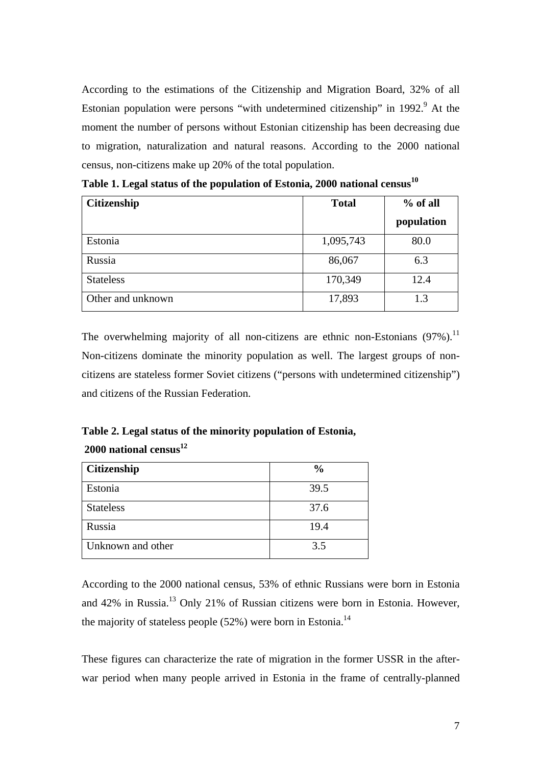According to the estimations of the Citizenship and Migration Board, 32% of all Estonian population were persons "with undetermined citizenship" in 1992.[9] At the moment the number of persons without Estonian citizenship has been decreasing due to migration, naturalization and natural reasons. According to the 2000 national census, non-citizens make up 20% of the total population.

**Table 1. Legal status of the population of Estonia, 2000 national census[10]**

| Citizenship | Total | % of all population |
|---|---|---|
| Estonia | 1,095,743 | 80.0 |
| Russia | 86,067 | 6.3 |
| Stateless | 170,349 | 12.4 |
| Other and unknown | 17,893 | 1.3 |

The overwhelming majority of all non-citizens are ethnic non-Estonians (97%).[11] Non-citizens dominate the minority population as well. The largest groups of non-citizens are stateless former Soviet citizens ("persons with undetermined citizenship") and citizens of the Russian Federation.

**Table 2. Legal status of the minority population of Estonia, 2000 national census[12]**

| Citizenship | % |
|---|---|
| Estonia | 39.5 |
| Stateless | 37.6 |
| Russia | 19.4 |
| Unknown and other | 3.5 |

According to the 2000 national census, 53% of ethnic Russians were born in Estonia and 42% in Russia.[13] Only 21% of Russian citizens were born in Estonia. However, the majority of stateless people (52%) were born in Estonia.[14]

These figures can characterize the rate of migration in the former USSR in the after-war period when many people arrived in Estonia in the frame of centrally-planned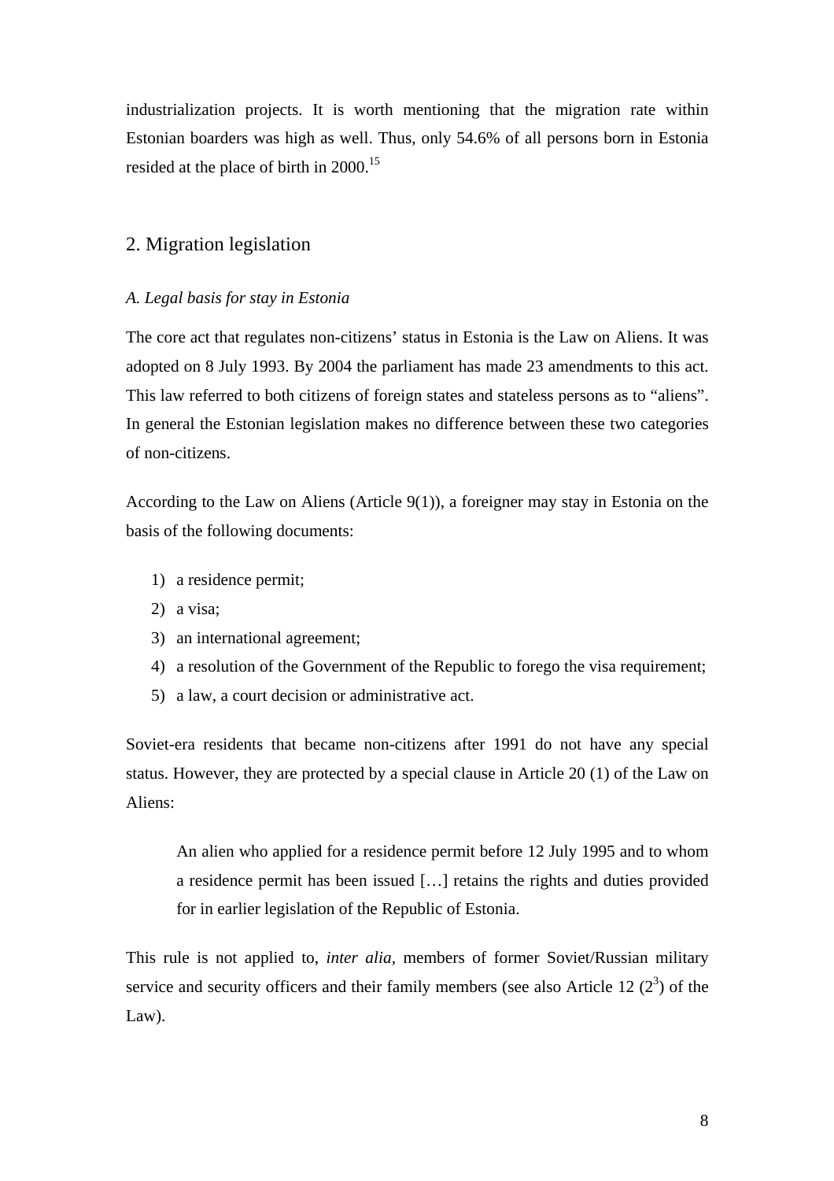industrialization projects. It is worth mentioning that the migration rate within Estonian boarders was high as well. Thus, only 54.6% of all persons born in Estonia resided at the place of birth in 2000.[15]

## 2. Migration legislation

### *A. Legal basis for stay in Estonia*

The core act that regulates non-citizens' status in Estonia is the Law on Aliens. It was adopted on 8 July 1993. By 2004 the parliament has made 23 amendments to this act. This law referred to both citizens of foreign states and stateless persons as to "aliens". In general the Estonian legislation makes no difference between these two categories of non-citizens.

According to the Law on Aliens (Article 9(1)), a foreigner may stay in Estonia on the basis of the following documents:

1) a residence permit;
2) a visa;
3) an international agreement;
4) a resolution of the Government of the Republic to forego the visa requirement;
5) a law, a court decision or administrative act.

Soviet-era residents that became non-citizens after 1991 do not have any special status. However, they are protected by a special clause in Article 20 (1) of the Law on Aliens:

> An alien who applied for a residence permit before 12 July 1995 and to whom a residence permit has been issued […] retains the rights and duties provided for in earlier legislation of the Republic of Estonia.

This rule is not applied to, *inter alia,* members of former Soviet/Russian military service and security officers and their family members (see also Article 12 ($2^3$) of the Law).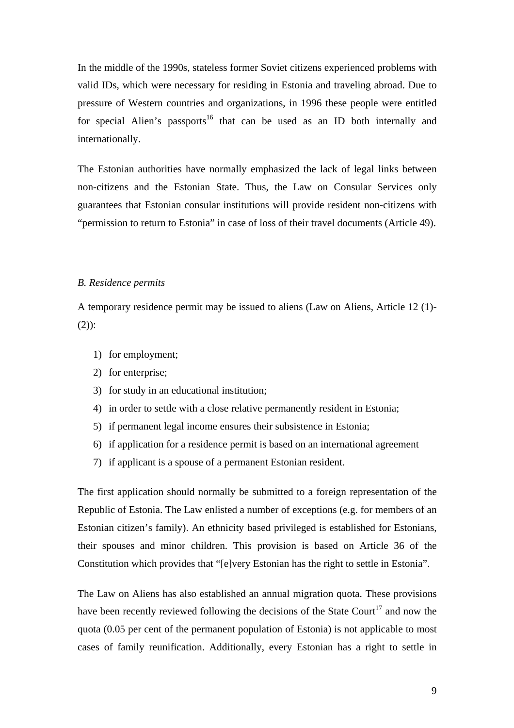In the middle of the 1990s, stateless former Soviet citizens experienced problems with valid IDs, which were necessary for residing in Estonia and traveling abroad. Due to pressure of Western countries and organizations, in 1996 these people were entitled for special Alien's passports[16] that can be used as an ID both internally and internationally.

The Estonian authorities have normally emphasized the lack of legal links between non-citizens and the Estonian State. Thus, the Law on Consular Services only guarantees that Estonian consular institutions will provide resident non-citizens with "permission to return to Estonia" in case of loss of their travel documents (Article 49).

*B. Residence permits*

A temporary residence permit may be issued to aliens (Law on Aliens, Article 12 (1)-(2)):

1) for employment;
2) for enterprise;
3) for study in an educational institution;
4) in order to settle with a close relative permanently resident in Estonia;
5) if permanent legal income ensures their subsistence in Estonia;
6) if application for a residence permit is based on an international agreement
7) if applicant is a spouse of a permanent Estonian resident.

The first application should normally be submitted to a foreign representation of the Republic of Estonia. The Law enlisted a number of exceptions (e.g. for members of an Estonian citizen's family). An ethnicity based privileged is established for Estonians, their spouses and minor children. This provision is based on Article 36 of the Constitution which provides that "[e]very Estonian has the right to settle in Estonia".

The Law on Aliens has also established an annual migration quota. These provisions have been recently reviewed following the decisions of the State Court[17] and now the quota (0.05 per cent of the permanent population of Estonia) is not applicable to most cases of family reunification. Additionally, every Estonian has a right to settle in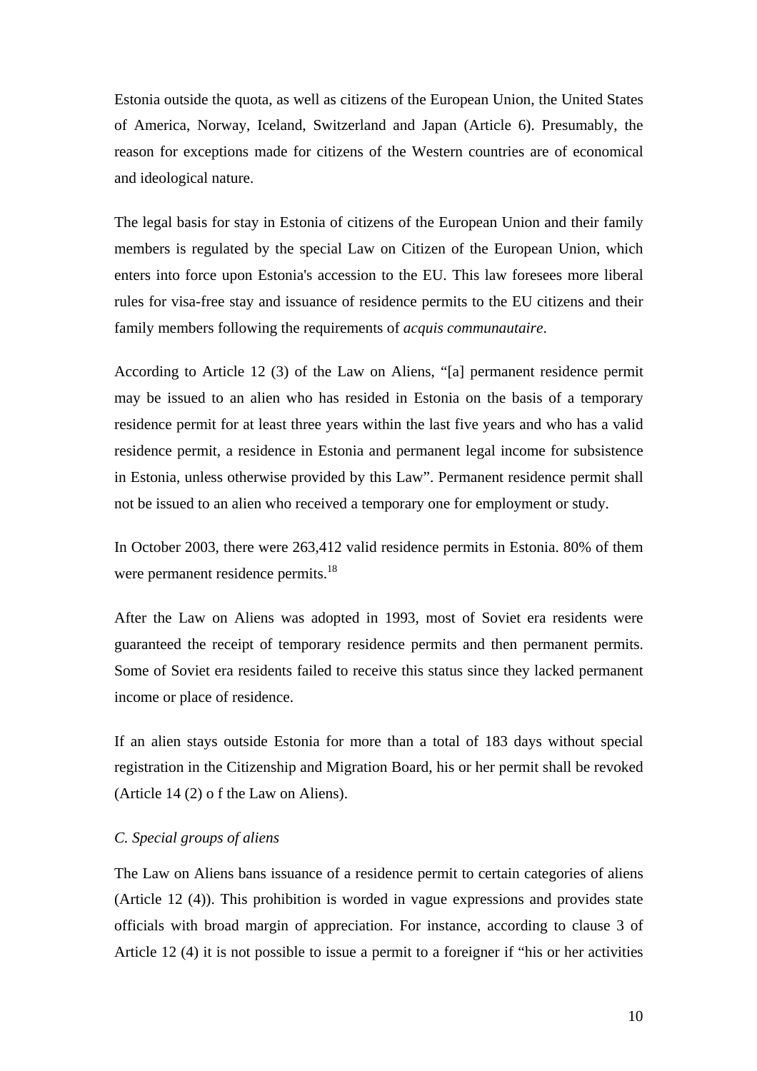Estonia outside the quota, as well as citizens of the European Union, the United States of America, Norway, Iceland, Switzerland and Japan (Article 6). Presumably, the reason for exceptions made for citizens of the Western countries are of economical and ideological nature.

The legal basis for stay in Estonia of citizens of the European Union and their family members is regulated by the special Law on Citizen of the European Union, which enters into force upon Estonia's accession to the EU. This law foresees more liberal rules for visa-free stay and issuance of residence permits to the EU citizens and their family members following the requirements of *acquis communautaire*.

According to Article 12 (3) of the Law on Aliens, "[a] permanent residence permit may be issued to an alien who has resided in Estonia on the basis of a temporary residence permit for at least three years within the last five years and who has a valid residence permit, a residence in Estonia and permanent legal income for subsistence in Estonia, unless otherwise provided by this Law". Permanent residence permit shall not be issued to an alien who received a temporary one for employment or study.

In October 2003, there were 263,412 valid residence permits in Estonia. 80% of them were permanent residence permits.[18]

After the Law on Aliens was adopted in 1993, most of Soviet era residents were guaranteed the receipt of temporary residence permits and then permanent permits. Some of Soviet era residents failed to receive this status since they lacked permanent income or place of residence.

If an alien stays outside Estonia for more than a total of 183 days without special registration in the Citizenship and Migration Board, his or her permit shall be revoked (Article 14 (2) o f the Law on Aliens).

*C. Special groups of aliens*

The Law on Aliens bans issuance of a residence permit to certain categories of aliens (Article 12 (4)). This prohibition is worded in vague expressions and provides state officials with broad margin of appreciation. For instance, according to clause 3 of Article 12 (4) it is not possible to issue a permit to a foreigner if "his or her activities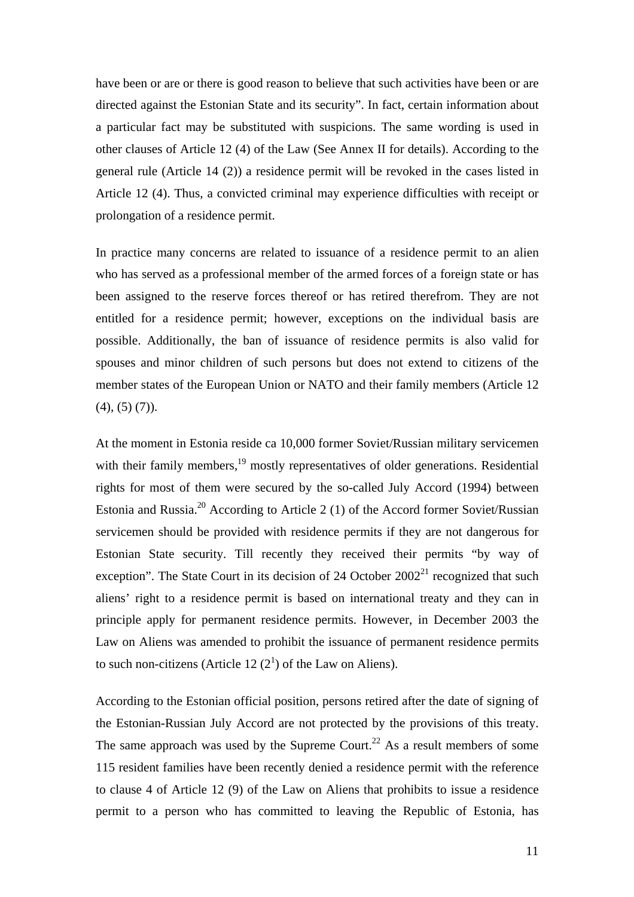have been or are or there is good reason to believe that such activities have been or are directed against the Estonian State and its security". In fact, certain information about a particular fact may be substituted with suspicions. The same wording is used in other clauses of Article 12 (4) of the Law (See Annex II for details). According to the general rule (Article 14 (2)) a residence permit will be revoked in the cases listed in Article 12 (4). Thus, a convicted criminal may experience difficulties with receipt or prolongation of a residence permit.

In practice many concerns are related to issuance of a residence permit to an alien who has served as a professional member of the armed forces of a foreign state or has been assigned to the reserve forces thereof or has retired therefrom. They are not entitled for a residence permit; however, exceptions on the individual basis are possible. Additionally, the ban of issuance of residence permits is also valid for spouses and minor children of such persons but does not extend to citizens of the member states of the European Union or NATO and their family members (Article 12 (4), (5) (7)).

At the moment in Estonia reside ca 10,000 former Soviet/Russian military servicemen with their family members,[19] mostly representatives of older generations. Residential rights for most of them were secured by the so-called July Accord (1994) between Estonia and Russia.[20] According to Article 2 (1) of the Accord former Soviet/Russian servicemen should be provided with residence permits if they are not dangerous for Estonian State security. Till recently they received their permits "by way of exception". The State Court in its decision of 24 October 2002[21] recognized that such aliens' right to a residence permit is based on international treaty and they can in principle apply for permanent residence permits. However, in December 2003 the Law on Aliens was amended to prohibit the issuance of permanent residence permits to such non-citizens (Article 12 ($2^1$) of the Law on Aliens).

According to the Estonian official position, persons retired after the date of signing of the Estonian-Russian July Accord are not protected by the provisions of this treaty. The same approach was used by the Supreme Court.[22] As a result members of some 115 resident families have been recently denied a residence permit with the reference to clause 4 of Article 12 (9) of the Law on Aliens that prohibits to issue a residence permit to a person who has committed to leaving the Republic of Estonia, has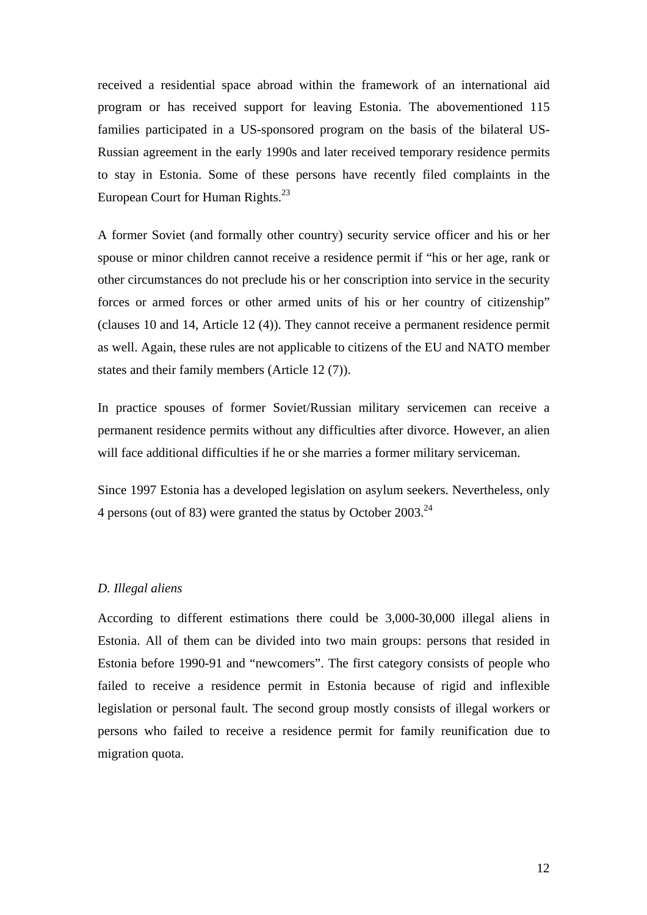received a residential space abroad within the framework of an international aid program or has received support for leaving Estonia. The abovementioned 115 families participated in a US-sponsored program on the basis of the bilateral US-Russian agreement in the early 1990s and later received temporary residence permits to stay in Estonia. Some of these persons have recently filed complaints in the European Court for Human Rights.[23]

A former Soviet (and formally other country) security service officer and his or her spouse or minor children cannot receive a residence permit if "his or her age, rank or other circumstances do not preclude his or her conscription into service in the security forces or armed forces or other armed units of his or her country of citizenship" (clauses 10 and 14, Article 12 (4)). They cannot receive a permanent residence permit as well. Again, these rules are not applicable to citizens of the EU and NATO member states and their family members (Article 12 (7)).

In practice spouses of former Soviet/Russian military servicemen can receive a permanent residence permits without any difficulties after divorce. However, an alien will face additional difficulties if he or she marries a former military serviceman.

Since 1997 Estonia has a developed legislation on asylum seekers. Nevertheless, only 4 persons (out of 83) were granted the status by October 2003.[24]

### *D. Illegal aliens*

According to different estimations there could be 3,000-30,000 illegal aliens in Estonia. All of them can be divided into two main groups: persons that resided in Estonia before 1990-91 and "newcomers". The first category consists of people who failed to receive a residence permit in Estonia because of rigid and inflexible legislation or personal fault. The second group mostly consists of illegal workers or persons who failed to receive a residence permit for family reunification due to migration quota.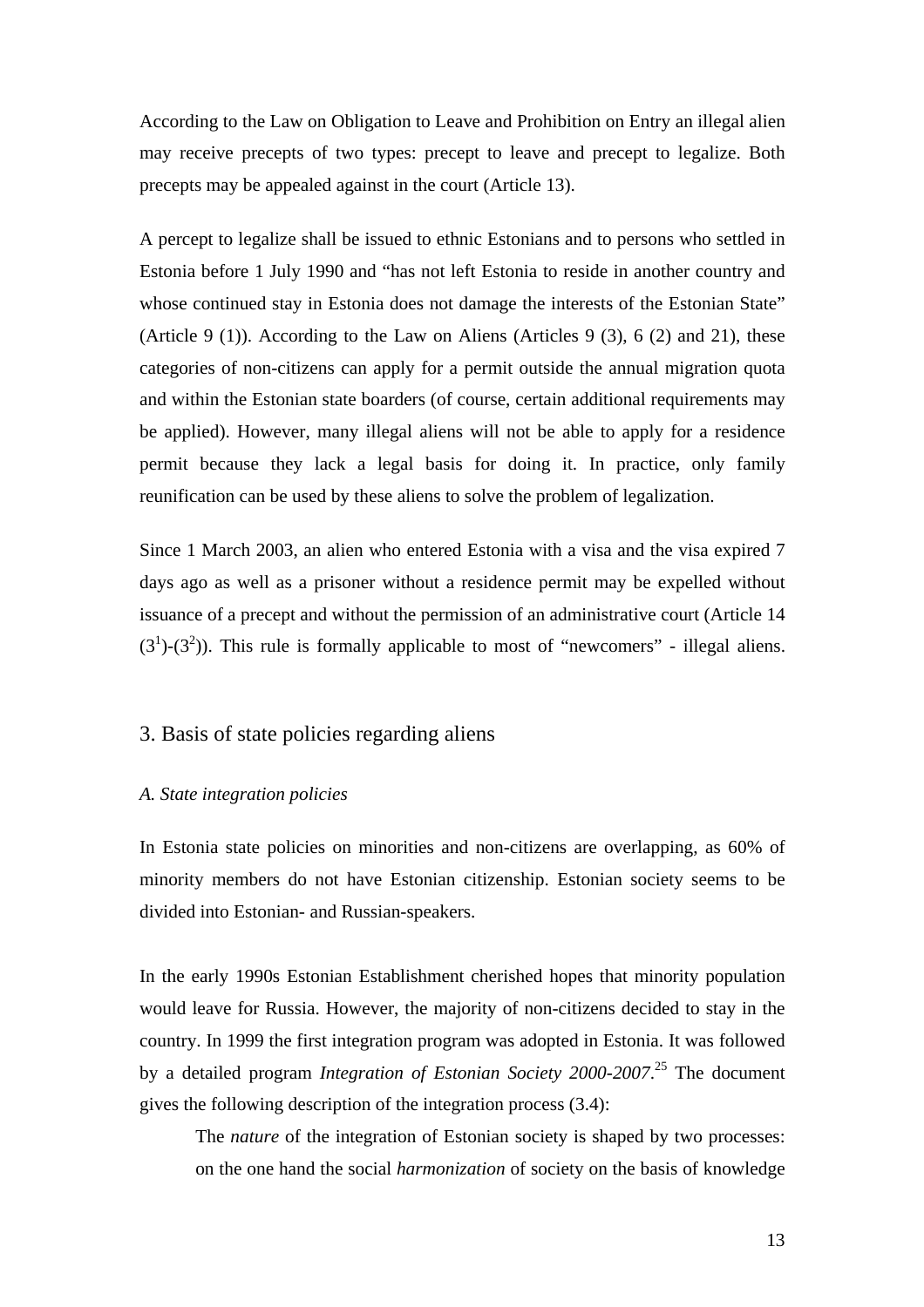According to the Law on Obligation to Leave and Prohibition on Entry an illegal alien may receive precepts of two types: precept to leave and precept to legalize. Both precepts may be appealed against in the court (Article 13).

A percept to legalize shall be issued to ethnic Estonians and to persons who settled in Estonia before 1 July 1990 and "has not left Estonia to reside in another country and whose continued stay in Estonia does not damage the interests of the Estonian State" (Article 9 (1)). According to the Law on Aliens (Articles 9 (3), 6 (2) and 21), these categories of non-citizens can apply for a permit outside the annual migration quota and within the Estonian state boarders (of course, certain additional requirements may be applied). However, many illegal aliens will not be able to apply for a residence permit because they lack a legal basis for doing it. In practice, only family reunification can be used by these aliens to solve the problem of legalization.

Since 1 March 2003, an alien who entered Estonia with a visa and the visa expired 7 days ago as well as a prisoner without a residence permit may be expelled without issuance of a precept and without the permission of an administrative court (Article 14 $(3^1)$-$(3^2)$). This rule is formally applicable to most of "newcomers" - illegal aliens.

## 3. Basis of state policies regarding aliens

### *A. State integration policies*

In Estonia state policies on minorities and non-citizens are overlapping, as 60% of minority members do not have Estonian citizenship. Estonian society seems to be divided into Estonian- and Russian-speakers.

In the early 1990s Estonian Establishment cherished hopes that minority population would leave for Russia. However, the majority of non-citizens decided to stay in the country. In 1999 the first integration program was adopted in Estonia. It was followed by a detailed program *Integration of Estonian Society 2000-2007*.[25] The document gives the following description of the integration process (3.4):

> The *nature* of the integration of Estonian society is shaped by two processes: on the one hand the social *harmonization* of society on the basis of knowledge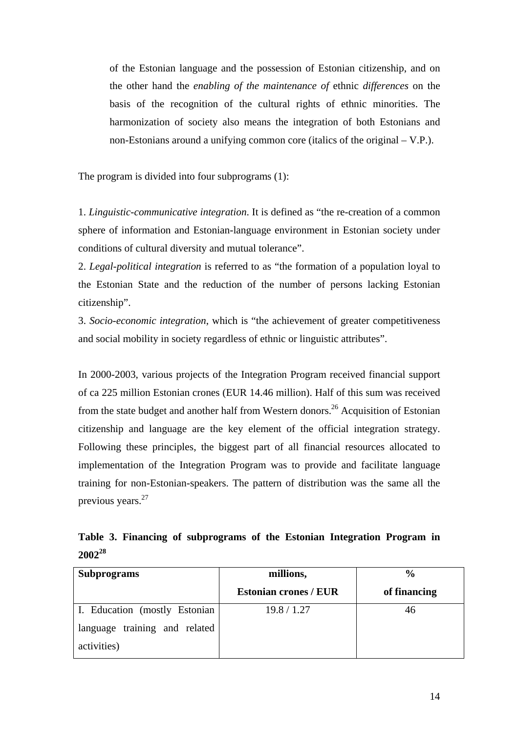> of the Estonian language and the possession of Estonian citizenship, and on the other hand the *enabling of the maintenance of* ethnic *differences* on the basis of the recognition of the cultural rights of ethnic minorities. The harmonization of society also means the integration of both Estonians and non-Estonians around a unifying common core (italics of the original – V.P.).

The program is divided into four subprograms (1):

1. *Linguistic-communicative integration*. It is defined as "the re-creation of a common sphere of information and Estonian-language environment in Estonian society under conditions of cultural diversity and mutual tolerance".
2. *Legal-political integration* is referred to as "the formation of a population loyal to the Estonian State and the reduction of the number of persons lacking Estonian citizenship".
3. *Socio-economic integration*, which is "the achievement of greater competitiveness and social mobility in society regardless of ethnic or linguistic attributes".

In 2000-2003, various projects of the Integration Program received financial support of ca 225 million Estonian crones (EUR 14.46 million). Half of this sum was received from the state budget and another half from Western donors.[26] Acquisition of Estonian citizenship and language are the key element of the official integration strategy. Following these principles, the biggest part of all financial resources allocated to implementation of the Integration Program was to provide and facilitate language training for non-Estonian-speakers. The pattern of distribution was the same all the previous years.[27]

**Table 3. Financing of subprograms of the Estonian Integration Program in 2002[28]**

| Subprograms | millions, Estonian crones / EUR | % of financing |
|---|---|---|
| I. Education (mostly Estonian language training and related activities) | 19.8 / 1.27 | 46 |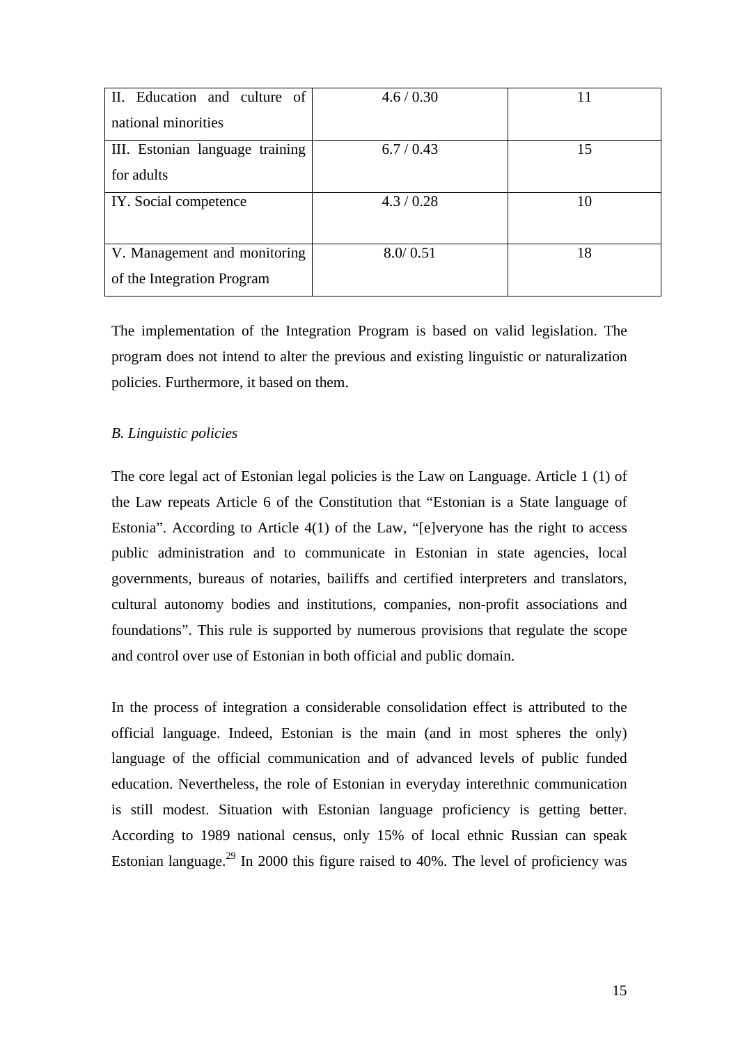| | | |
|---|---|---|
| II. Education and culture of national minorities | 4.6 / 0.30 | 11 |
| III. Estonian language training for adults | 6.7 / 0.43 | 15 |
| IY. Social competence | 4.3 / 0.28 | 10 |
| V. Management and monitoring of the Integration Program | 8.0/ 0.51 | 18 |

The implementation of the Integration Program is based on valid legislation. The program does not intend to alter the previous and existing linguistic or naturalization policies. Furthermore, it based on them.

*B. Linguistic policies*

The core legal act of Estonian legal policies is the Law on Language. Article 1 (1) of the Law repeats Article 6 of the Constitution that "Estonian is a State language of Estonia". According to Article 4(1) of the Law, "[e]veryone has the right to access public administration and to communicate in Estonian in state agencies, local governments, bureaus of notaries, bailiffs and certified interpreters and translators, cultural autonomy bodies and institutions, companies, non-profit associations and foundations". This rule is supported by numerous provisions that regulate the scope and control over use of Estonian in both official and public domain.

In the process of integration a considerable consolidation effect is attributed to the official language. Indeed, Estonian is the main (and in most spheres the only) language of the official communication and of advanced levels of public funded education. Nevertheless, the role of Estonian in everyday interethnic communication is still modest. Situation with Estonian language proficiency is getting better. According to 1989 national census, only 15% of local ethnic Russian can speak Estonian language.[29] In 2000 this figure raised to 40%. The level of proficiency was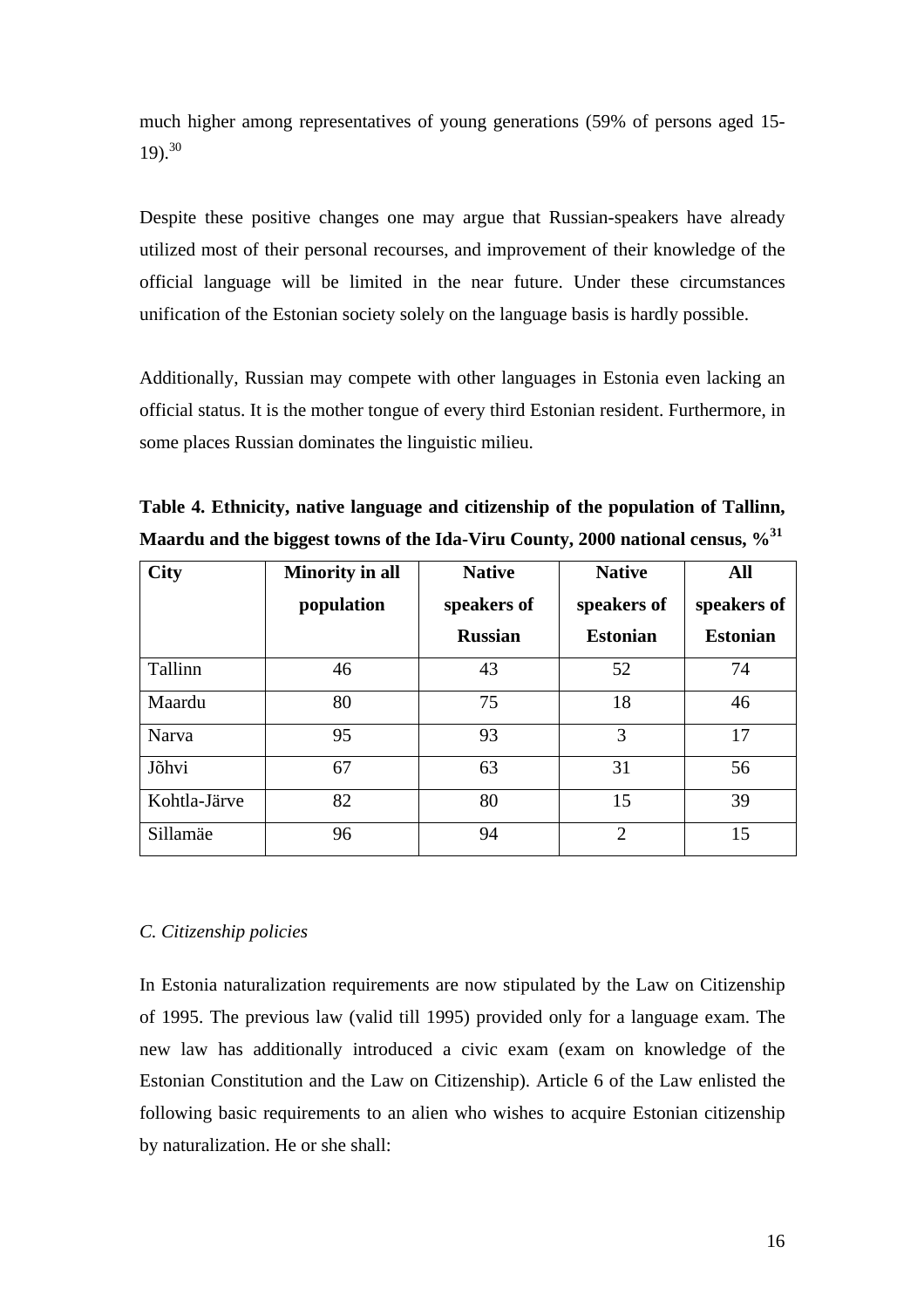much higher among representatives of young generations (59% of persons aged 15-19).[30]

Despite these positive changes one may argue that Russian-speakers have already utilized most of their personal recourses, and improvement of their knowledge of the official language will be limited in the near future. Under these circumstances unification of the Estonian society solely on the language basis is hardly possible.

Additionally, Russian may compete with other languages in Estonia even lacking an official status. It is the mother tongue of every third Estonian resident. Furthermore, in some places Russian dominates the linguistic milieu.

**Table 4. Ethnicity, native language and citizenship of the population of Tallinn, Maardu and the biggest towns of the Ida-Viru County, 2000 national census, %[31]**

| City | Minority in all population | Native speakers of Russian | Native speakers of Estonian | All speakers of Estonian |
|---|---|---|---|---|
| Tallinn | 46 | 43 | 52 | 74 |
| Maardu | 80 | 75 | 18 | 46 |
| Narva | 95 | 93 | 3 | 17 |
| Jõhvi | 67 | 63 | 31 | 56 |
| Kohtla-Järve | 82 | 80 | 15 | 39 |
| Sillamäe | 96 | 94 | 2 | 15 |

*C. Citizenship policies*

In Estonia naturalization requirements are now stipulated by the Law on Citizenship of 1995. The previous law (valid till 1995) provided only for a language exam. The new law has additionally introduced a civic exam (exam on knowledge of the Estonian Constitution and the Law on Citizenship). Article 6 of the Law enlisted the following basic requirements to an alien who wishes to acquire Estonian citizenship by naturalization. He or she shall: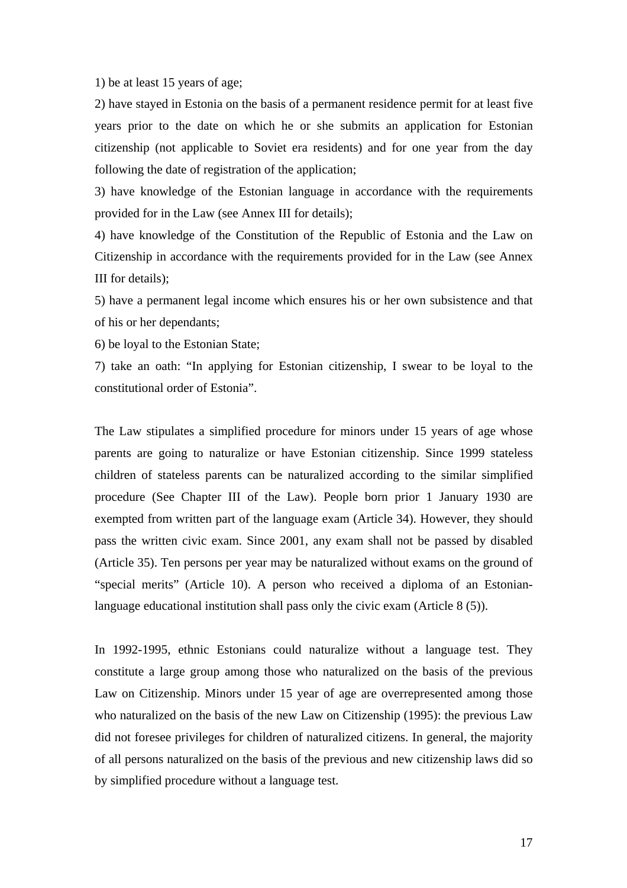1) be at least 15 years of age;

2) have stayed in Estonia on the basis of a permanent residence permit for at least five years prior to the date on which he or she submits an application for Estonian citizenship (not applicable to Soviet era residents) and for one year from the day following the date of registration of the application;

3) have knowledge of the Estonian language in accordance with the requirements provided for in the Law (see Annex III for details);

4) have knowledge of the Constitution of the Republic of Estonia and the Law on Citizenship in accordance with the requirements provided for in the Law (see Annex III for details);

5) have a permanent legal income which ensures his or her own subsistence and that of his or her dependants;

6) be loyal to the Estonian State;

7) take an oath: "In applying for Estonian citizenship, I swear to be loyal to the constitutional order of Estonia".

The Law stipulates a simplified procedure for minors under 15 years of age whose parents are going to naturalize or have Estonian citizenship. Since 1999 stateless children of stateless parents can be naturalized according to the similar simplified procedure (See Chapter III of the Law). People born prior 1 January 1930 are exempted from written part of the language exam (Article 34). However, they should pass the written civic exam. Since 2001, any exam shall not be passed by disabled (Article 35). Ten persons per year may be naturalized without exams on the ground of "special merits" (Article 10). A person who received a diploma of an Estonian-language educational institution shall pass only the civic exam (Article 8 (5)).

In 1992-1995, ethnic Estonians could naturalize without a language test. They constitute a large group among those who naturalized on the basis of the previous Law on Citizenship. Minors under 15 year of age are overrepresented among those who naturalized on the basis of the new Law on Citizenship (1995): the previous Law did not foresee privileges for children of naturalized citizens. In general, the majority of all persons naturalized on the basis of the previous and new citizenship laws did so by simplified procedure without a language test.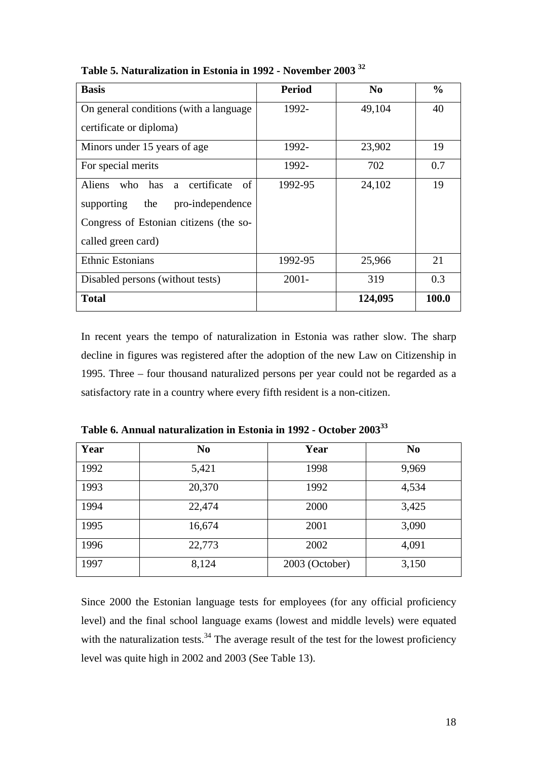**Table 5. Naturalization in Estonia in 1992 - November 2003** [32]

| Basis | Period | No | % |
|---|---|---|---|
| On general conditions (with a language certificate or diploma) | 1992- | 49,104 | 40 |
| Minors under 15 years of age | 1992- | 23,902 | 19 |
| For special merits | 1992- | 702 | 0.7 |
| Aliens who has a certificate of supporting the pro-independence Congress of Estonian citizens (the so-called green card) | 1992-95 | 24,102 | 19 |
| Ethnic Estonians | 1992-95 | 25,966 | 21 |
| Disabled persons (without tests) | 2001- | 319 | 0.3 |
| **Total** | | **124,095** | **100.0** |

In recent years the tempo of naturalization in Estonia was rather slow. The sharp decline in figures was registered after the adoption of the new Law on Citizenship in 1995. Three – four thousand naturalized persons per year could not be regarded as a satisfactory rate in a country where every fifth resident is a non-citizen.

**Table 6. Annual naturalization in Estonia in 1992 - October 2003**[33]

| Year | No | Year | No |
|---|---|---|---|
| 1992 | 5,421 | 1998 | 9,969 |
| 1993 | 20,370 | 1992 | 4,534 |
| 1994 | 22,474 | 2000 | 3,425 |
| 1995 | 16,674 | 2001 | 3,090 |
| 1996 | 22,773 | 2002 | 4,091 |
| 1997 | 8,124 | 2003 (October) | 3,150 |

Since 2000 the Estonian language tests for employees (for any official proficiency level) and the final school language exams (lowest and middle levels) were equated with the naturalization tests.[34] The average result of the test for the lowest proficiency level was quite high in 2002 and 2003 (See Table 13).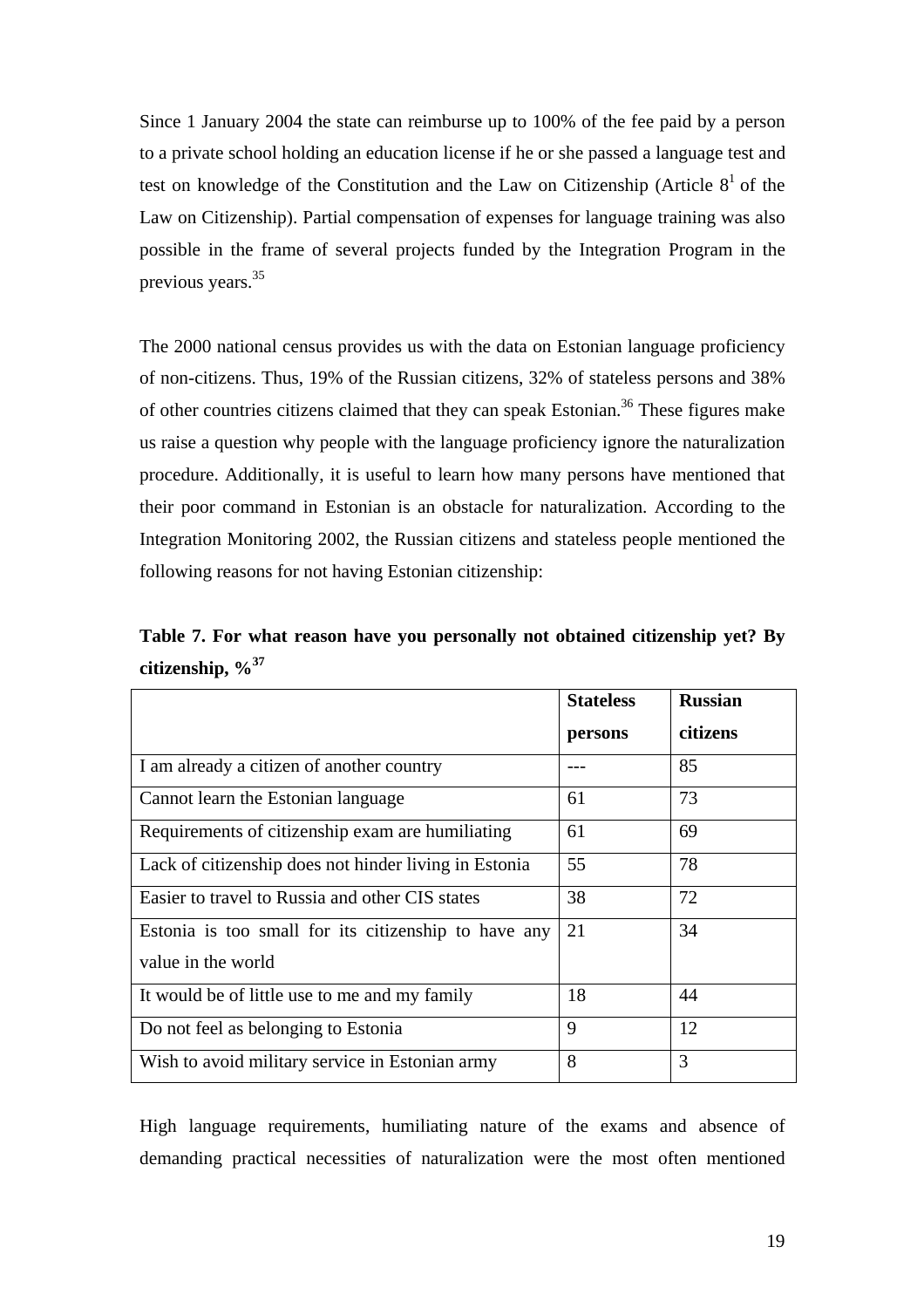Since 1 January 2004 the state can reimburse up to 100% of the fee paid by a person to a private school holding an education license if he or she passed a language test and test on knowledge of the Constitution and the Law on Citizenship (Article $8^1$ of the Law on Citizenship). Partial compensation of expenses for language training was also possible in the frame of several projects funded by the Integration Program in the previous years.[35]

The 2000 national census provides us with the data on Estonian language proficiency of non-citizens. Thus, 19% of the Russian citizens, 32% of stateless persons and 38% of other countries citizens claimed that they can speak Estonian.[36] These figures make us raise a question why people with the language proficiency ignore the naturalization procedure. Additionally, it is useful to learn how many persons have mentioned that their poor command in Estonian is an obstacle for naturalization. According to the Integration Monitoring 2002, the Russian citizens and stateless people mentioned the following reasons for not having Estonian citizenship:

**Table 7. For what reason have you personally not obtained citizenship yet? By citizenship, %**[37]

| | Stateless persons | Russian citizens |
|---|---|---|
| I am already a citizen of another country | --- | 85 |
| Cannot learn the Estonian language | 61 | 73 |
| Requirements of citizenship exam are humiliating | 61 | 69 |
| Lack of citizenship does not hinder living in Estonia | 55 | 78 |
| Easier to travel to Russia and other CIS states | 38 | 72 |
| Estonia is too small for its citizenship to have any value in the world | 21 | 34 |
| It would be of little use to me and my family | 18 | 44 |
| Do not feel as belonging to Estonia | 9 | 12 |
| Wish to avoid military service in Estonian army | 8 | 3 |

High language requirements, humiliating nature of the exams and absence of demanding practical necessities of naturalization were the most often mentioned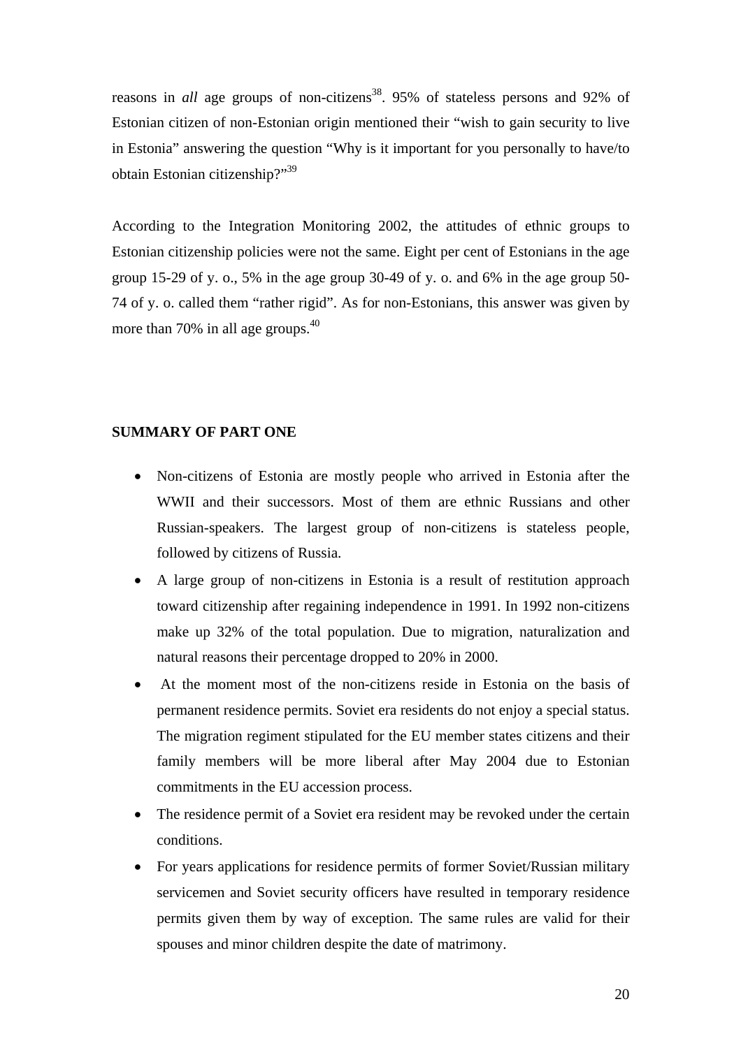reasons in *all* age groups of non-citizens[38]. 95% of stateless persons and 92% of Estonian citizen of non-Estonian origin mentioned their "wish to gain security to live in Estonia" answering the question "Why is it important for you personally to have/to obtain Estonian citizenship?"[39]

According to the Integration Monitoring 2002, the attitudes of ethnic groups to Estonian citizenship policies were not the same. Eight per cent of Estonians in the age group 15-29 of y. o., 5% in the age group 30-49 of y. o. and 6% in the age group 50-74 of y. o. called them "rather rigid". As for non-Estonians, this answer was given by more than 70% in all age groups.[40]

**SUMMARY OF PART ONE**

- Non-citizens of Estonia are mostly people who arrived in Estonia after the WWII and their successors. Most of them are ethnic Russians and other Russian-speakers. The largest group of non-citizens is stateless people, followed by citizens of Russia.
- A large group of non-citizens in Estonia is a result of restitution approach toward citizenship after regaining independence in 1991. In 1992 non-citizens make up 32% of the total population. Due to migration, naturalization and natural reasons their percentage dropped to 20% in 2000.
- At the moment most of the non-citizens reside in Estonia on the basis of permanent residence permits. Soviet era residents do not enjoy a special status. The migration regiment stipulated for the EU member states citizens and their family members will be more liberal after May 2004 due to Estonian commitments in the EU accession process.
- The residence permit of a Soviet era resident may be revoked under the certain conditions.
- For years applications for residence permits of former Soviet/Russian military servicemen and Soviet security officers have resulted in temporary residence permits given them by way of exception. The same rules are valid for their spouses and minor children despite the date of matrimony.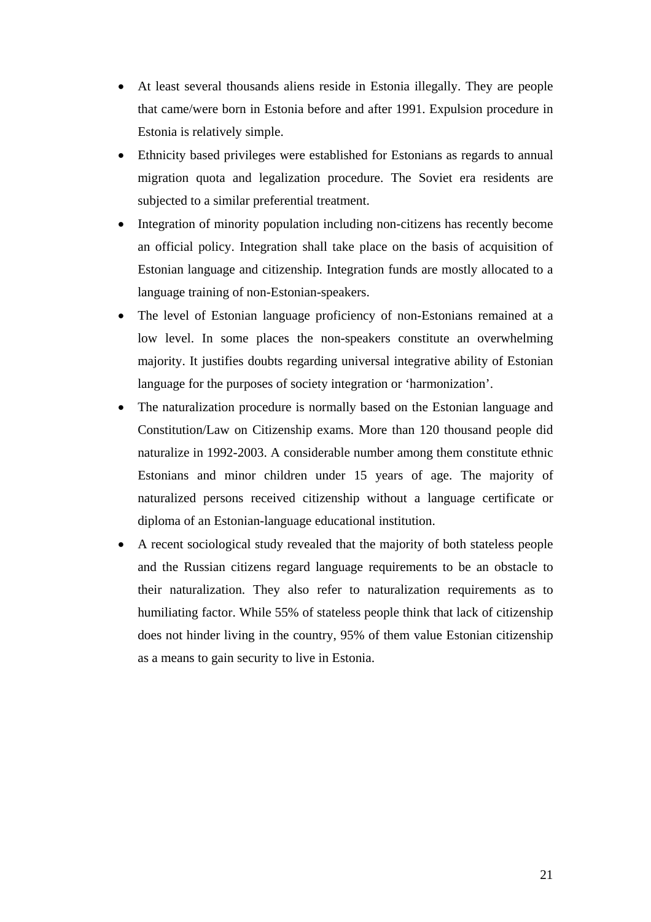- At least several thousands aliens reside in Estonia illegally. They are people that came/were born in Estonia before and after 1991. Expulsion procedure in Estonia is relatively simple.
- Ethnicity based privileges were established for Estonians as regards to annual migration quota and legalization procedure. The Soviet era residents are subjected to a similar preferential treatment.
- Integration of minority population including non-citizens has recently become an official policy. Integration shall take place on the basis of acquisition of Estonian language and citizenship. Integration funds are mostly allocated to a language training of non-Estonian-speakers.
- The level of Estonian language proficiency of non-Estonians remained at a low level. In some places the non-speakers constitute an overwhelming majority. It justifies doubts regarding universal integrative ability of Estonian language for the purposes of society integration or 'harmonization'.
- The naturalization procedure is normally based on the Estonian language and Constitution/Law on Citizenship exams. More than 120 thousand people did naturalize in 1992-2003. A considerable number among them constitute ethnic Estonians and minor children under 15 years of age. The majority of naturalized persons received citizenship without a language certificate or diploma of an Estonian-language educational institution.
- A recent sociological study revealed that the majority of both stateless people and the Russian citizens regard language requirements to be an obstacle to their naturalization. They also refer to naturalization requirements as to humiliating factor. While 55% of stateless people think that lack of citizenship does not hinder living in the country, 95% of them value Estonian citizenship as a means to gain security to live in Estonia.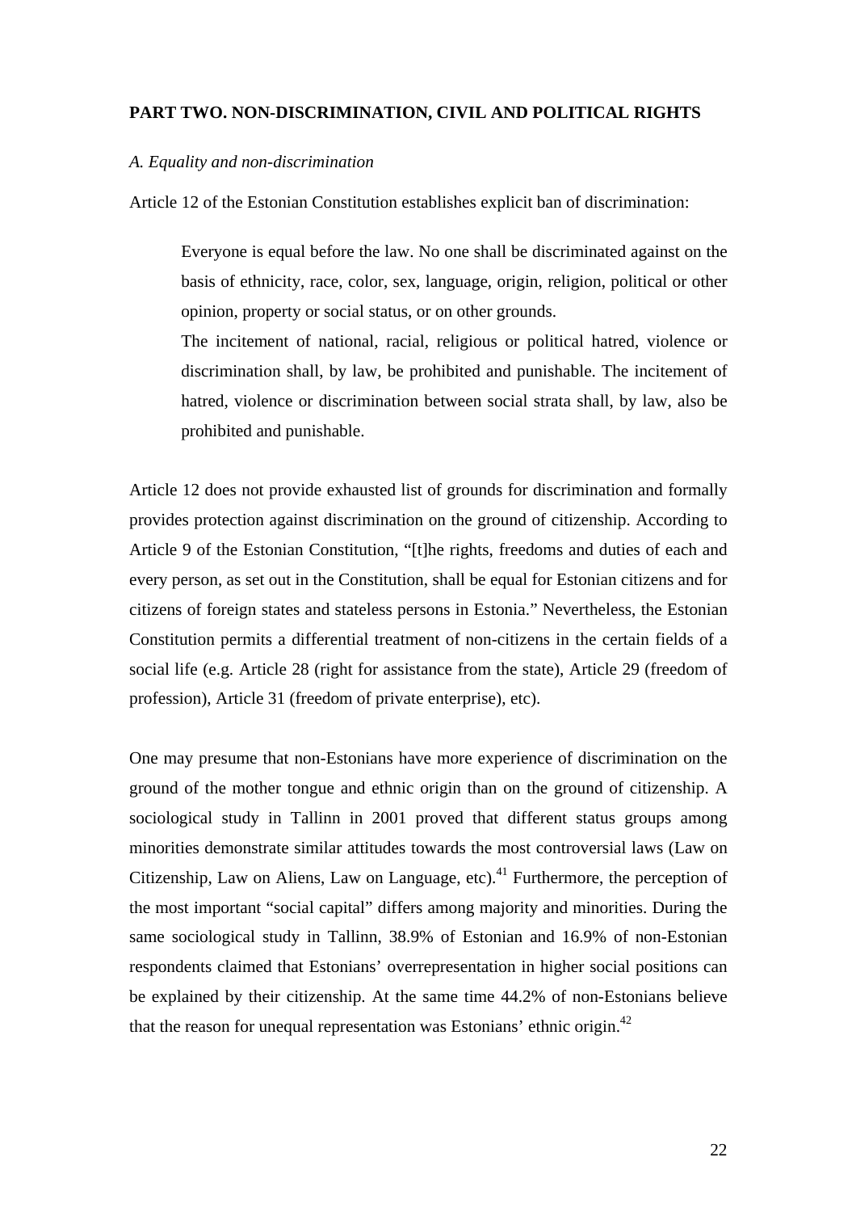**PART TWO. NON-DISCRIMINATION, CIVIL AND POLITICAL RIGHTS**

*A. Equality and non-discrimination*

Article 12 of the Estonian Constitution establishes explicit ban of discrimination:

> Everyone is equal before the law. No one shall be discriminated against on the basis of ethnicity, race, color, sex, language, origin, religion, political or other opinion, property or social status, or on other grounds.
>
> The incitement of national, racial, religious or political hatred, violence or discrimination shall, by law, be prohibited and punishable. The incitement of hatred, violence or discrimination between social strata shall, by law, also be prohibited and punishable.

Article 12 does not provide exhausted list of grounds for discrimination and formally provides protection against discrimination on the ground of citizenship. According to Article 9 of the Estonian Constitution, "[t]he rights, freedoms and duties of each and every person, as set out in the Constitution, shall be equal for Estonian citizens and for citizens of foreign states and stateless persons in Estonia." Nevertheless, the Estonian Constitution permits a differential treatment of non-citizens in the certain fields of a social life (e.g. Article 28 (right for assistance from the state), Article 29 (freedom of profession), Article 31 (freedom of private enterprise), etc).

One may presume that non-Estonians have more experience of discrimination on the ground of the mother tongue and ethnic origin than on the ground of citizenship. A sociological study in Tallinn in 2001 proved that different status groups among minorities demonstrate similar attitudes towards the most controversial laws (Law on Citizenship, Law on Aliens, Law on Language, etc).[41] Furthermore, the perception of the most important "social capital" differs among majority and minorities. During the same sociological study in Tallinn, 38.9% of Estonian and 16.9% of non-Estonian respondents claimed that Estonians' overrepresentation in higher social positions can be explained by their citizenship. At the same time 44.2% of non-Estonians believe that the reason for unequal representation was Estonians' ethnic origin.[42]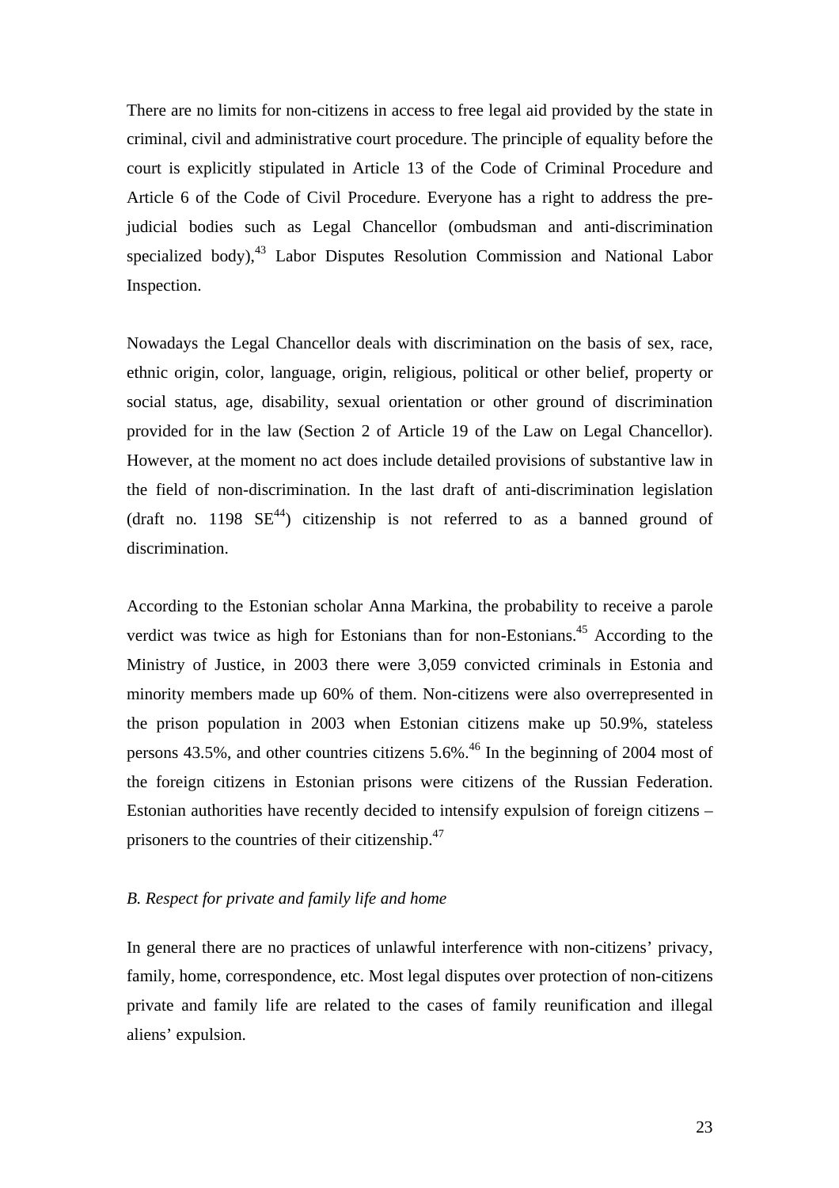There are no limits for non-citizens in access to free legal aid provided by the state in criminal, civil and administrative court procedure. The principle of equality before the court is explicitly stipulated in Article 13 of the Code of Criminal Procedure and Article 6 of the Code of Civil Procedure. Everyone has a right to address the pre-judicial bodies such as Legal Chancellor (ombudsman and anti-discrimination specialized body),[43] Labor Disputes Resolution Commission and National Labor Inspection.

Nowadays the Legal Chancellor deals with discrimination on the basis of sex, race, ethnic origin, color, language, origin, religious, political or other belief, property or social status, age, disability, sexual orientation or other ground of discrimination provided for in the law (Section 2 of Article 19 of the Law on Legal Chancellor). However, at the moment no act does include detailed provisions of substantive law in the field of non-discrimination. In the last draft of anti-discrimination legislation (draft no. 1198 SE[44]) citizenship is not referred to as a banned ground of discrimination.

According to the Estonian scholar Anna Markina, the probability to receive a parole verdict was twice as high for Estonians than for non-Estonians.[45] According to the Ministry of Justice, in 2003 there were 3,059 convicted criminals in Estonia and minority members made up 60% of them. Non-citizens were also overrepresented in the prison population in 2003 when Estonian citizens make up 50.9%, stateless persons 43.5%, and other countries citizens 5.6%.[46] In the beginning of 2004 most of the foreign citizens in Estonian prisons were citizens of the Russian Federation. Estonian authorities have recently decided to intensify expulsion of foreign citizens – prisoners to the countries of their citizenship.[47]

*B. Respect for private and family life and home*

In general there are no practices of unlawful interference with non-citizens' privacy, family, home, correspondence, etc. Most legal disputes over protection of non-citizens private and family life are related to the cases of family reunification and illegal aliens' expulsion.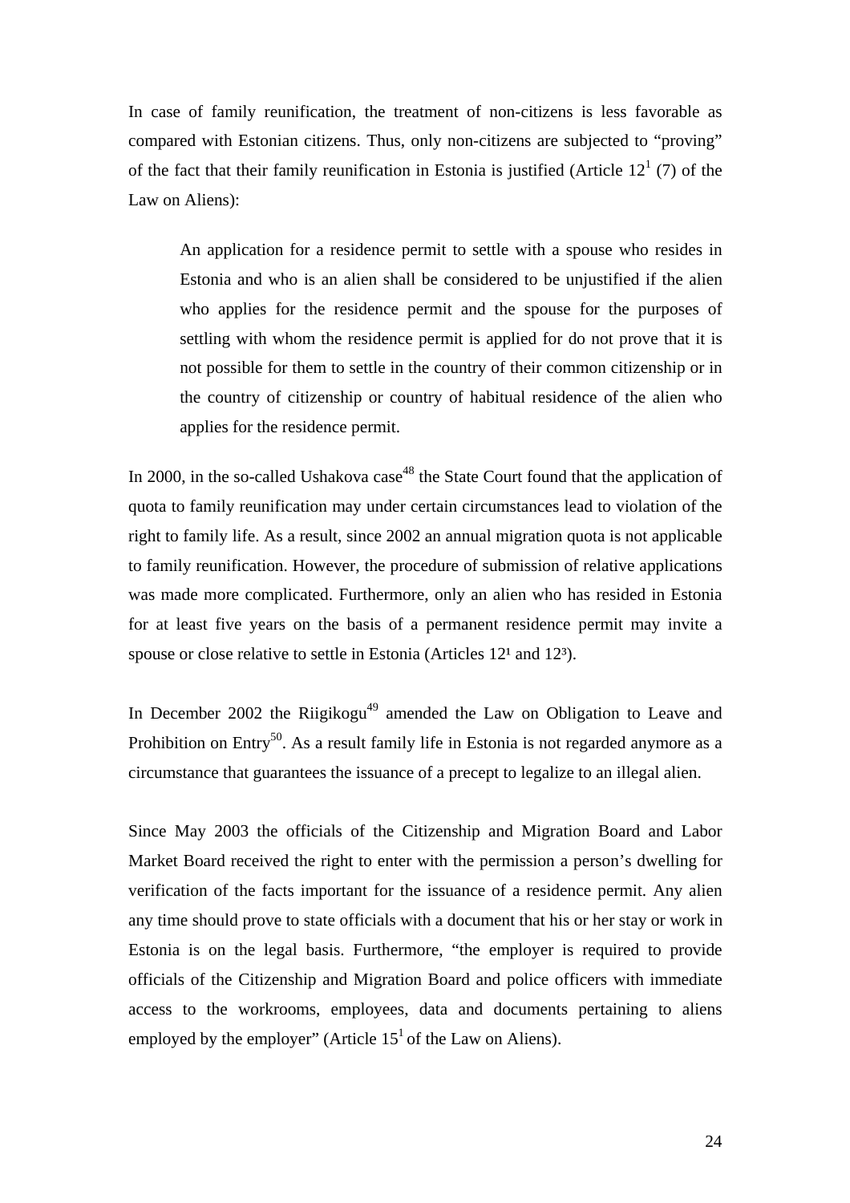In case of family reunification, the treatment of non-citizens is less favorable as compared with Estonian citizens. Thus, only non-citizens are subjected to "proving" of the fact that their family reunification in Estonia is justified (Article $12^1$ (7) of the Law on Aliens):

> An application for a residence permit to settle with a spouse who resides in Estonia and who is an alien shall be considered to be unjustified if the alien who applies for the residence permit and the spouse for the purposes of settling with whom the residence permit is applied for do not prove that it is not possible for them to settle in the country of their common citizenship or in the country of citizenship or country of habitual residence of the alien who applies for the residence permit.

In 2000, in the so-called Ushakova case[48] the State Court found that the application of quota to family reunification may under certain circumstances lead to violation of the right to family life. As a result, since 2002 an annual migration quota is not applicable to family reunification. However, the procedure of submission of relative applications was made more complicated. Furthermore, only an alien who has resided in Estonia for at least five years on the basis of a permanent residence permit may invite a spouse or close relative to settle in Estonia (Articles $12^1$ and $12^3$).

In December 2002 the Riigikogu[49] amended the Law on Obligation to Leave and Prohibition on Entry[50]. As a result family life in Estonia is not regarded anymore as a circumstance that guarantees the issuance of a precept to legalize to an illegal alien.

Since May 2003 the officials of the Citizenship and Migration Board and Labor Market Board received the right to enter with the permission a person's dwelling for verification of the facts important for the issuance of a residence permit. Any alien any time should prove to state officials with a document that his or her stay or work in Estonia is on the legal basis. Furthermore, "the employer is required to provide officials of the Citizenship and Migration Board and police officers with immediate access to the workrooms, employees, data and documents pertaining to aliens employed by the employer" (Article $15^1$ of the Law on Aliens).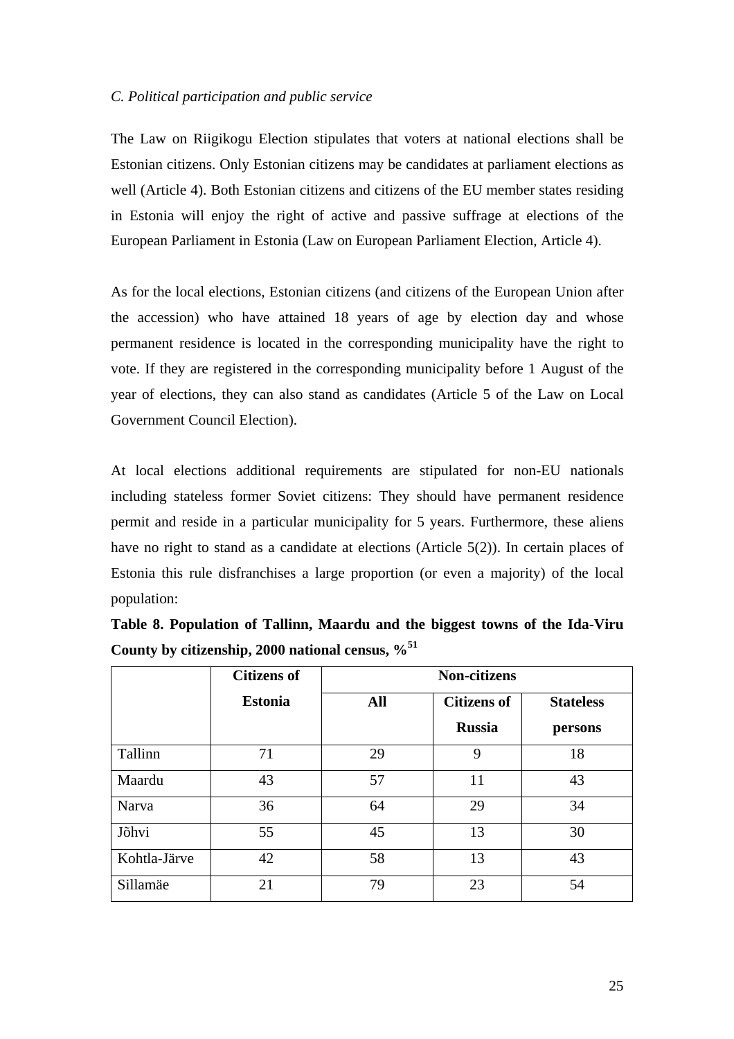*C. Political participation and public service*

The Law on Riigikogu Election stipulates that voters at national elections shall be Estonian citizens. Only Estonian citizens may be candidates at parliament elections as well (Article 4). Both Estonian citizens and citizens of the EU member states residing in Estonia will enjoy the right of active and passive suffrage at elections of the European Parliament in Estonia (Law on European Parliament Election, Article 4).

As for the local elections, Estonian citizens (and citizens of the European Union after the accession) who have attained 18 years of age by election day and whose permanent residence is located in the corresponding municipality have the right to vote. If they are registered in the corresponding municipality before 1 August of the year of elections, they can also stand as candidates (Article 5 of the Law on Local Government Council Election).

At local elections additional requirements are stipulated for non-EU nationals including stateless former Soviet citizens: They should have permanent residence permit and reside in a particular municipality for 5 years. Furthermore, these aliens have no right to stand as a candidate at elections (Article 5(2)). In certain places of Estonia this rule disfranchises a large proportion (or even a majority) of the local population:

**Table 8. Population of Tallinn, Maardu and the biggest towns of the Ida-Viru County by citizenship, 2000 national census, %**[51]

| | Citizens of Estonia | Non-citizens | | |
|---|---|---|---|---|
| | | All | Citizens of Russia | Stateless persons |
| Tallinn | 71 | 29 | 9 | 18 |
| Maardu | 43 | 57 | 11 | 43 |
| Narva | 36 | 64 | 29 | 34 |
| Jõhvi | 55 | 45 | 13 | 30 |
| Kohtla-Järve | 42 | 58 | 13 | 43 |
| Sillamäe | 21 | 79 | 23 | 54 |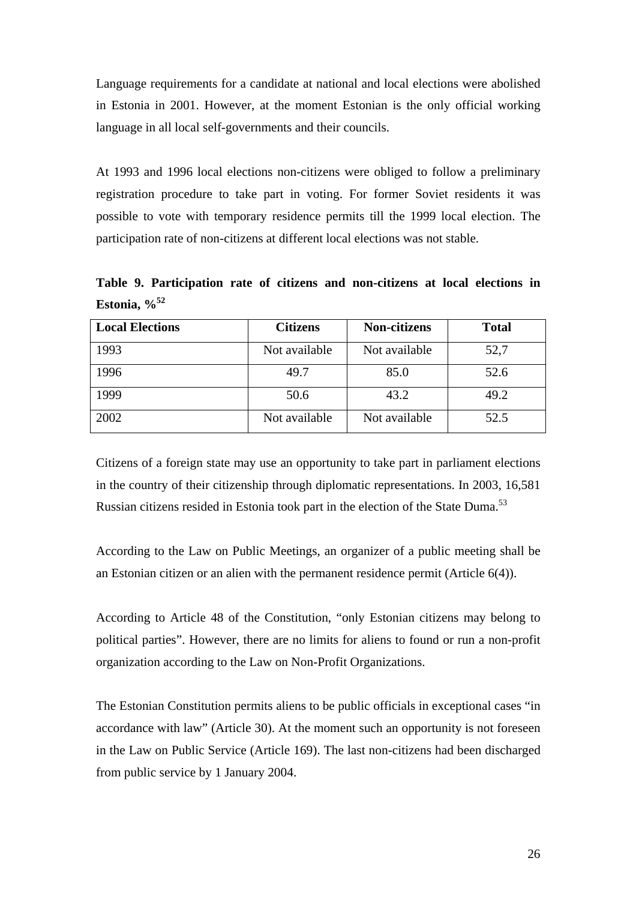Language requirements for a candidate at national and local elections were abolished in Estonia in 2001. However, at the moment Estonian is the only official working language in all local self-governments and their councils.

At 1993 and 1996 local elections non-citizens were obliged to follow a preliminary registration procedure to take part in voting. For former Soviet residents it was possible to vote with temporary residence permits till the 1999 local election. The participation rate of non-citizens at different local elections was not stable.

**Table 9. Participation rate of citizens and non-citizens at local elections in Estonia, %**[52]

| Local Elections | Citizens | Non-citizens | Total |
|---|---|---|---|
| 1993 | Not available | Not available | 52,7 |
| 1996 | 49.7 | 85.0 | 52.6 |
| 1999 | 50.6 | 43.2 | 49.2 |
| 2002 | Not available | Not available | 52.5 |

Citizens of a foreign state may use an opportunity to take part in parliament elections in the country of their citizenship through diplomatic representations. In 2003, 16,581 Russian citizens resided in Estonia took part in the election of the State Duma.[53]

According to the Law on Public Meetings, an organizer of a public meeting shall be an Estonian citizen or an alien with the permanent residence permit (Article 6(4)).

According to Article 48 of the Constitution, "only Estonian citizens may belong to political parties". However, there are no limits for aliens to found or run a non-profit organization according to the Law on Non-Profit Organizations.

The Estonian Constitution permits aliens to be public officials in exceptional cases "in accordance with law" (Article 30). At the moment such an opportunity is not foreseen in the Law on Public Service (Article 169). The last non-citizens had been discharged from public service by 1 January 2004.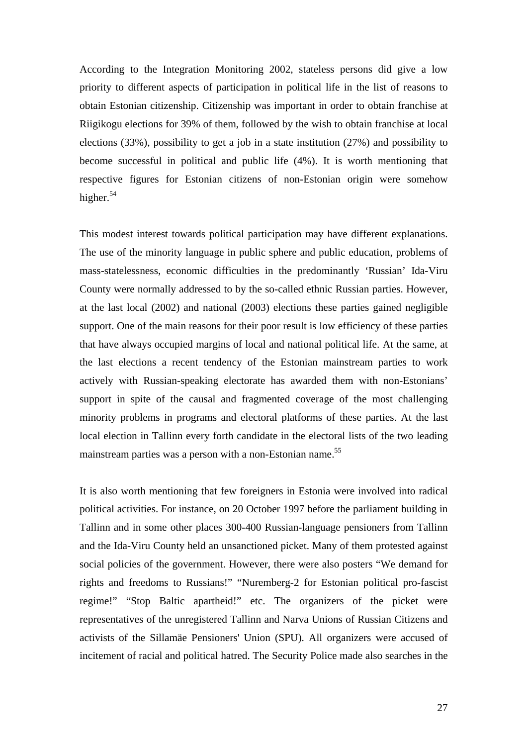According to the Integration Monitoring 2002, stateless persons did give a low priority to different aspects of participation in political life in the list of reasons to obtain Estonian citizenship. Citizenship was important in order to obtain franchise at Riigikogu elections for 39% of them, followed by the wish to obtain franchise at local elections (33%), possibility to get a job in a state institution (27%) and possibility to become successful in political and public life (4%). It is worth mentioning that respective figures for Estonian citizens of non-Estonian origin were somehow higher.[54]

This modest interest towards political participation may have different explanations. The use of the minority language in public sphere and public education, problems of mass-statelessness, economic difficulties in the predominantly 'Russian' Ida-Viru County were normally addressed to by the so-called ethnic Russian parties. However, at the last local (2002) and national (2003) elections these parties gained negligible support. One of the main reasons for their poor result is low efficiency of these parties that have always occupied margins of local and national political life. At the same, at the last elections a recent tendency of the Estonian mainstream parties to work actively with Russian-speaking electorate has awarded them with non-Estonians' support in spite of the causal and fragmented coverage of the most challenging minority problems in programs and electoral platforms of these parties. At the last local election in Tallinn every forth candidate in the electoral lists of the two leading mainstream parties was a person with a non-Estonian name.[55]

It is also worth mentioning that few foreigners in Estonia were involved into radical political activities. For instance, on 20 October 1997 before the parliament building in Tallinn and in some other places 300-400 Russian-language pensioners from Tallinn and the Ida-Viru County held an unsanctioned picket. Many of them protested against social policies of the government. However, there were also posters "We demand for rights and freedoms to Russians!" "Nuremberg-2 for Estonian political pro-fascist regime!" "Stop Baltic apartheid!" etc. The organizers of the picket were representatives of the unregistered Tallinn and Narva Unions of Russian Citizens and activists of the Sillamäe Pensioners' Union (SPU). All organizers were accused of incitement of racial and political hatred. The Security Police made also searches in the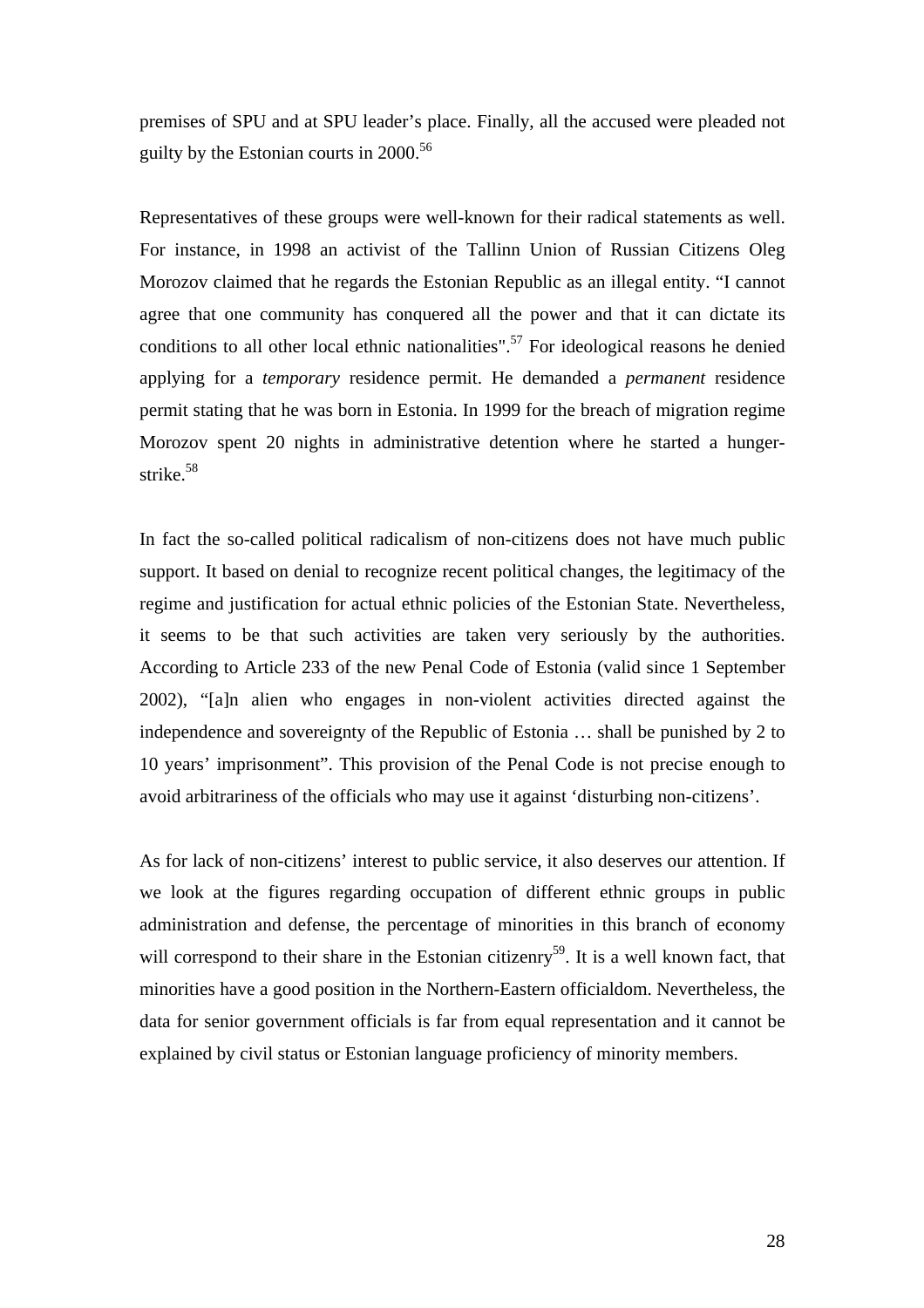premises of SPU and at SPU leader's place. Finally, all the accused were pleaded not guilty by the Estonian courts in 2000.[56]

Representatives of these groups were well-known for their radical statements as well. For instance, in 1998 an activist of the Tallinn Union of Russian Citizens Oleg Morozov claimed that he regards the Estonian Republic as an illegal entity. "I cannot agree that one community has conquered all the power and that it can dictate its conditions to all other local ethnic nationalities".[57] For ideological reasons he denied applying for a *temporary* residence permit. He demanded a *permanent* residence permit stating that he was born in Estonia. In 1999 for the breach of migration regime Morozov spent 20 nights in administrative detention where he started a hunger-strike.[58]

In fact the so-called political radicalism of non-citizens does not have much public support. It based on denial to recognize recent political changes, the legitimacy of the regime and justification for actual ethnic policies of the Estonian State. Nevertheless, it seems to be that such activities are taken very seriously by the authorities. According to Article 233 of the new Penal Code of Estonia (valid since 1 September 2002), "[a]n alien who engages in non-violent activities directed against the independence and sovereignty of the Republic of Estonia … shall be punished by 2 to 10 years' imprisonment". This provision of the Penal Code is not precise enough to avoid arbitrariness of the officials who may use it against 'disturbing non-citizens'.

As for lack of non-citizens' interest to public service, it also deserves our attention. If we look at the figures regarding occupation of different ethnic groups in public administration and defense, the percentage of minorities in this branch of economy will correspond to their share in the Estonian citizenry[59]. It is a well known fact, that minorities have a good position in the Northern-Eastern officialdom. Nevertheless, the data for senior government officials is far from equal representation and it cannot be explained by civil status or Estonian language proficiency of minority members.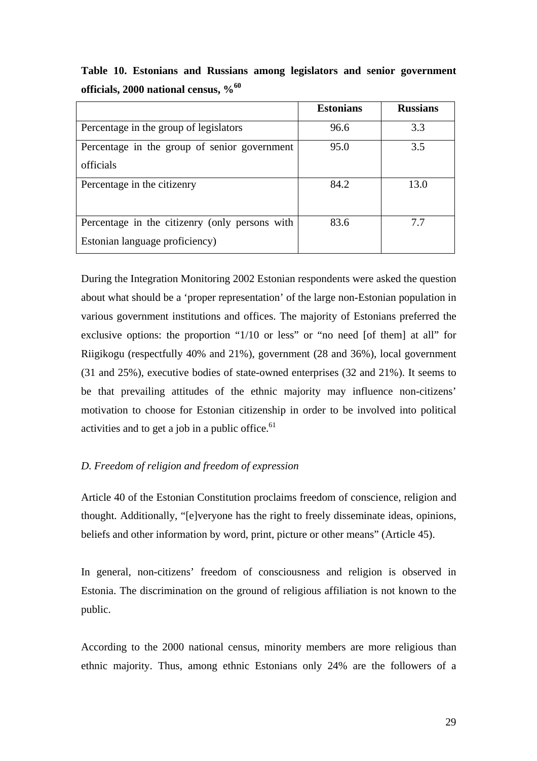**Table 10. Estonians and Russians among legislators and senior government officials, 2000 national census, %[60]**

| | Estonians | Russians |
|---|---|---|
| Percentage in the group of legislators | 96.6 | 3.3 |
| Percentage in the group of senior government officials | 95.0 | 3.5 |
| Percentage in the citizenry | 84.2 | 13.0 |
| Percentage in the citizenry (only persons with Estonian language proficiency) | 83.6 | 7.7 |

During the Integration Monitoring 2002 Estonian respondents were asked the question about what should be a 'proper representation' of the large non-Estonian population in various government institutions and offices. The majority of Estonians preferred the exclusive options: the proportion "1/10 or less" or "no need [of them] at all" for Riigikogu (respectfully 40% and 21%), government (28 and 36%), local government (31 and 25%), executive bodies of state-owned enterprises (32 and 21%). It seems to be that prevailing attitudes of the ethnic majority may influence non-citizens' motivation to choose for Estonian citizenship in order to be involved into political activities and to get a job in a public office.[61]

*D. Freedom of religion and freedom of expression*

Article 40 of the Estonian Constitution proclaims freedom of conscience, religion and thought. Additionally, "[e]veryone has the right to freely disseminate ideas, opinions, beliefs and other information by word, print, picture or other means" (Article 45).

In general, non-citizens' freedom of consciousness and religion is observed in Estonia. The discrimination on the ground of religious affiliation is not known to the public.

According to the 2000 national census, minority members are more religious than ethnic majority. Thus, among ethnic Estonians only 24% are the followers of a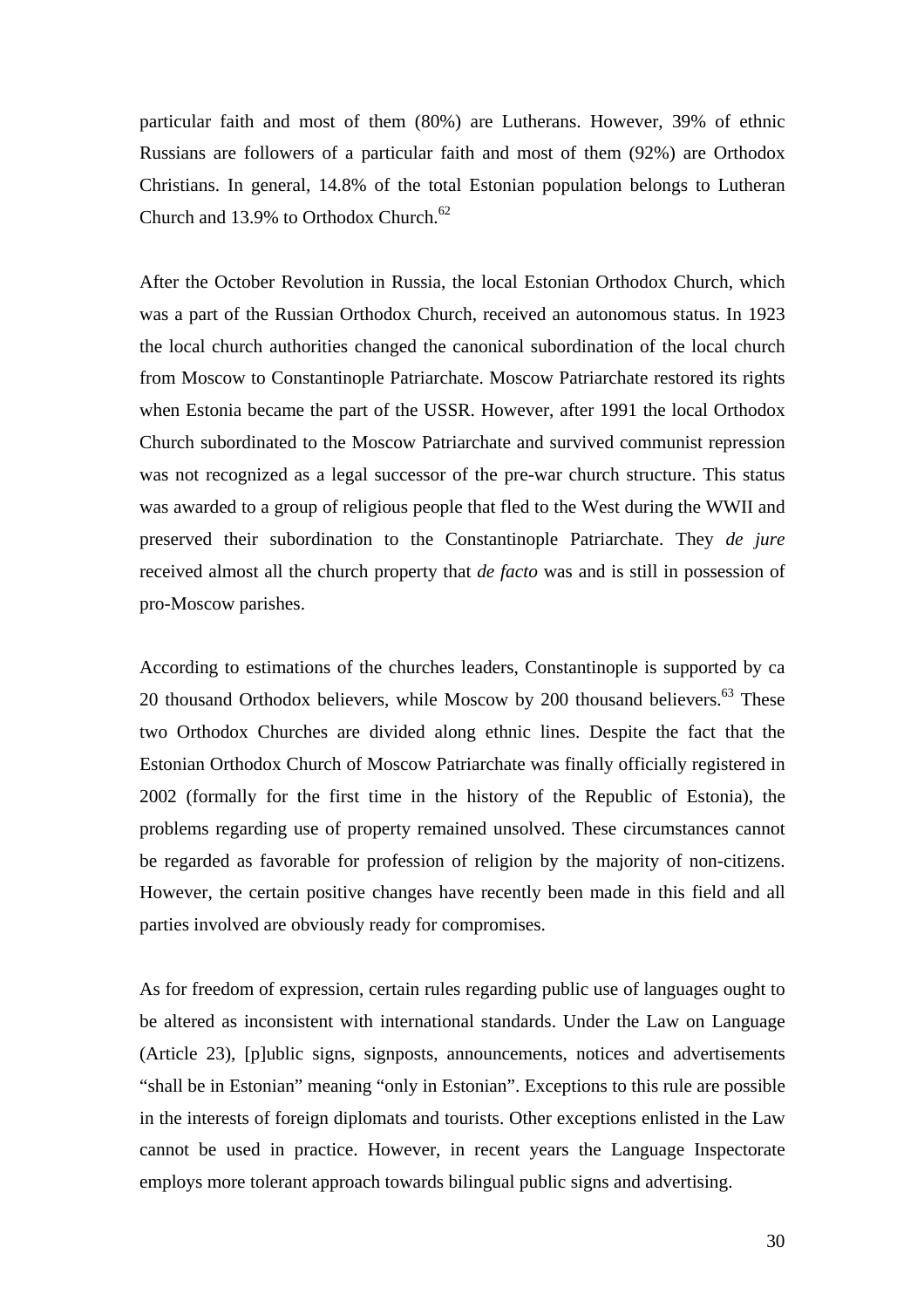particular faith and most of them (80%) are Lutherans. However, 39% of ethnic Russians are followers of a particular faith and most of them (92%) are Orthodox Christians. In general, 14.8% of the total Estonian population belongs to Lutheran Church and 13.9% to Orthodox Church.[62]

After the October Revolution in Russia, the local Estonian Orthodox Church, which was a part of the Russian Orthodox Church, received an autonomous status. In 1923 the local church authorities changed the canonical subordination of the local church from Moscow to Constantinople Patriarchate. Moscow Patriarchate restored its rights when Estonia became the part of the USSR. However, after 1991 the local Orthodox Church subordinated to the Moscow Patriarchate and survived communist repression was not recognized as a legal successor of the pre-war church structure. This status was awarded to a group of religious people that fled to the West during the WWII and preserved their subordination to the Constantinople Patriarchate. They *de jure* received almost all the church property that *de facto* was and is still in possession of pro-Moscow parishes.

According to estimations of the churches leaders, Constantinople is supported by ca 20 thousand Orthodox believers, while Moscow by 200 thousand believers.[63] These two Orthodox Churches are divided along ethnic lines. Despite the fact that the Estonian Orthodox Church of Moscow Patriarchate was finally officially registered in 2002 (formally for the first time in the history of the Republic of Estonia), the problems regarding use of property remained unsolved. These circumstances cannot be regarded as favorable for profession of religion by the majority of non-citizens. However, the certain positive changes have recently been made in this field and all parties involved are obviously ready for compromises.

As for freedom of expression, certain rules regarding public use of languages ought to be altered as inconsistent with international standards. Under the Law on Language (Article 23), [p]ublic signs, signposts, announcements, notices and advertisements "shall be in Estonian" meaning "only in Estonian". Exceptions to this rule are possible in the interests of foreign diplomats and tourists. Other exceptions enlisted in the Law cannot be used in practice. However, in recent years the Language Inspectorate employs more tolerant approach towards bilingual public signs and advertising.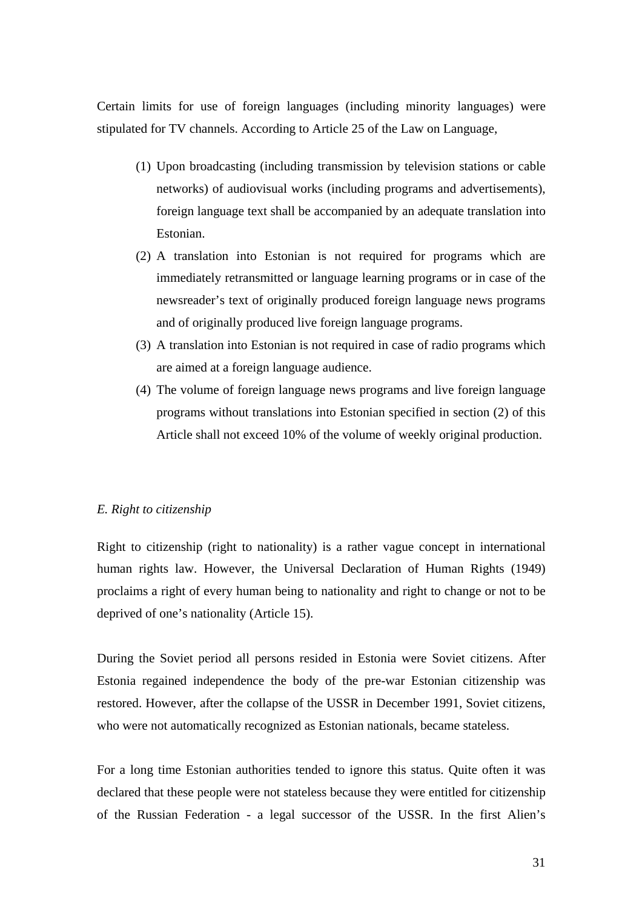Certain limits for use of foreign languages (including minority languages) were stipulated for TV channels. According to Article 25 of the Law on Language,

(1) Upon broadcasting (including transmission by television stations or cable networks) of audiovisual works (including programs and advertisements), foreign language text shall be accompanied by an adequate translation into Estonian.
(2) A translation into Estonian is not required for programs which are immediately retransmitted or language learning programs or in case of the newsreader's text of originally produced foreign language news programs and of originally produced live foreign language programs.
(3) A translation into Estonian is not required in case of radio programs which are aimed at a foreign language audience.
(4) The volume of foreign language news programs and live foreign language programs without translations into Estonian specified in section (2) of this Article shall not exceed 10% of the volume of weekly original production.

*E. Right to citizenship*

Right to citizenship (right to nationality) is a rather vague concept in international human rights law. However, the Universal Declaration of Human Rights (1949) proclaims a right of every human being to nationality and right to change or not to be deprived of one's nationality (Article 15).

During the Soviet period all persons resided in Estonia were Soviet citizens. After Estonia regained independence the body of the pre-war Estonian citizenship was restored. However, after the collapse of the USSR in December 1991, Soviet citizens, who were not automatically recognized as Estonian nationals, became stateless.

For a long time Estonian authorities tended to ignore this status. Quite often it was declared that these people were not stateless because they were entitled for citizenship of the Russian Federation - a legal successor of the USSR. In the first Alien's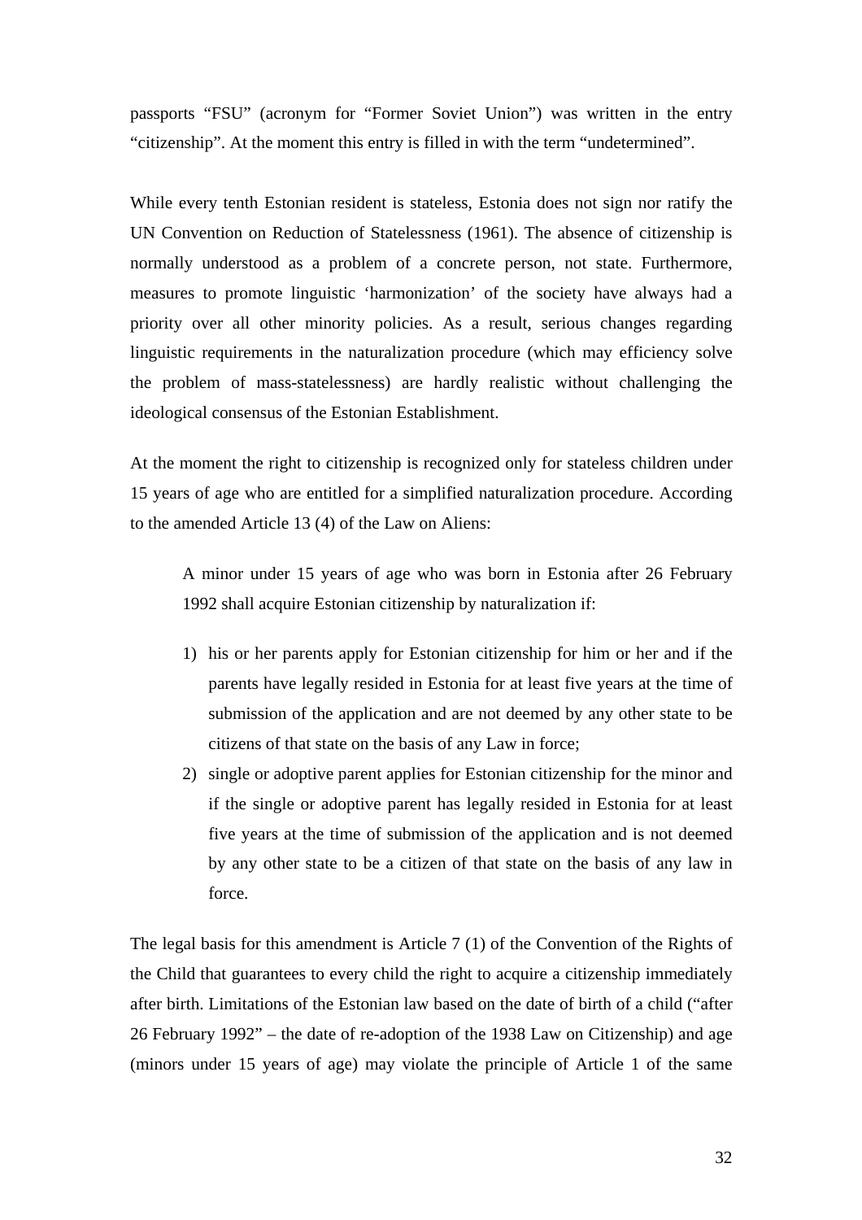passports "FSU" (acronym for "Former Soviet Union") was written in the entry "citizenship". At the moment this entry is filled in with the term "undetermined".

While every tenth Estonian resident is stateless, Estonia does not sign nor ratify the UN Convention on Reduction of Statelessness (1961). The absence of citizenship is normally understood as a problem of a concrete person, not state. Furthermore, measures to promote linguistic 'harmonization' of the society have always had a priority over all other minority policies. As a result, serious changes regarding linguistic requirements in the naturalization procedure (which may efficiency solve the problem of mass-statelessness) are hardly realistic without challenging the ideological consensus of the Estonian Establishment.

At the moment the right to citizenship is recognized only for stateless children under 15 years of age who are entitled for a simplified naturalization procedure. According to the amended Article 13 (4) of the Law on Aliens:

> A minor under 15 years of age who was born in Estonia after 26 February 1992 shall acquire Estonian citizenship by naturalization if:
>
> 1) his or her parents apply for Estonian citizenship for him or her and if the parents have legally resided in Estonia for at least five years at the time of submission of the application and are not deemed by any other state to be citizens of that state on the basis of any Law in force;
> 2) single or adoptive parent applies for Estonian citizenship for the minor and if the single or adoptive parent has legally resided in Estonia for at least five years at the time of submission of the application and is not deemed by any other state to be a citizen of that state on the basis of any law in force.

The legal basis for this amendment is Article 7 (1) of the Convention of the Rights of the Child that guarantees to every child the right to acquire a citizenship immediately after birth. Limitations of the Estonian law based on the date of birth of a child ("after 26 February 1992" – the date of re-adoption of the 1938 Law on Citizenship) and age (minors under 15 years of age) may violate the principle of Article 1 of the same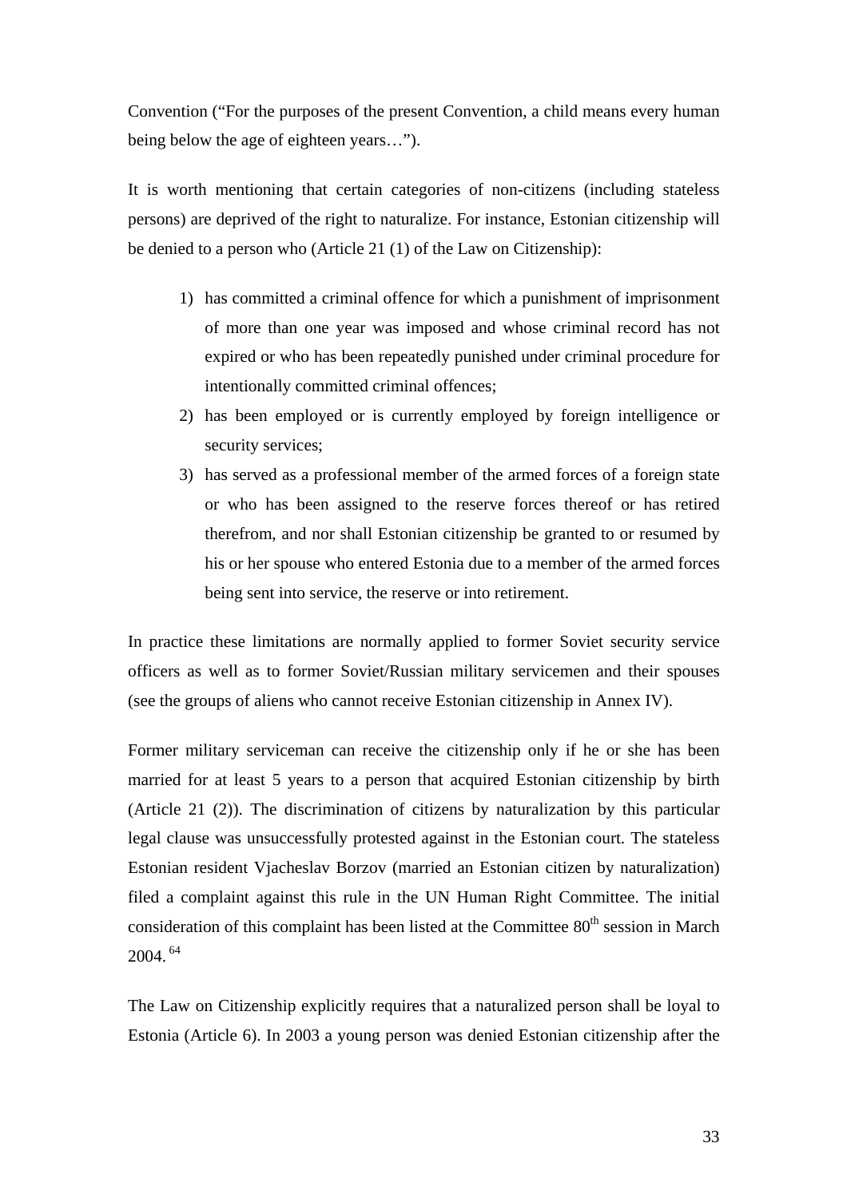Convention (“For the purposes of the present Convention, a child means every human being below the age of eighteen years…”).

It is worth mentioning that certain categories of non-citizens (including stateless persons) are deprived of the right to naturalize. For instance, Estonian citizenship will be denied to a person who (Article 21 (1) of the Law on Citizenship):

1) has committed a criminal offence for which a punishment of imprisonment of more than one year was imposed and whose criminal record has not expired or who has been repeatedly punished under criminal procedure for intentionally committed criminal offences;
2) has been employed or is currently employed by foreign intelligence or security services;
3) has served as a professional member of the armed forces of a foreign state or who has been assigned to the reserve forces thereof or has retired therefrom, and nor shall Estonian citizenship be granted to or resumed by his or her spouse who entered Estonia due to a member of the armed forces being sent into service, the reserve or into retirement.

In practice these limitations are normally applied to former Soviet security service officers as well as to former Soviet/Russian military servicemen and their spouses (see the groups of aliens who cannot receive Estonian citizenship in Annex IV).

Former military serviceman can receive the citizenship only if he or she has been married for at least 5 years to a person that acquired Estonian citizenship by birth (Article 21 (2)). The discrimination of citizens by naturalization by this particular legal clause was unsuccessfully protested against in the Estonian court. The stateless Estonian resident Vjacheslav Borzov (married an Estonian citizen by naturalization) filed a complaint against this rule in the UN Human Right Committee. The initial consideration of this complaint has been listed at the Committee 80th session in March 2004. [64]

The Law on Citizenship explicitly requires that a naturalized person shall be loyal to Estonia (Article 6). In 2003 a young person was denied Estonian citizenship after the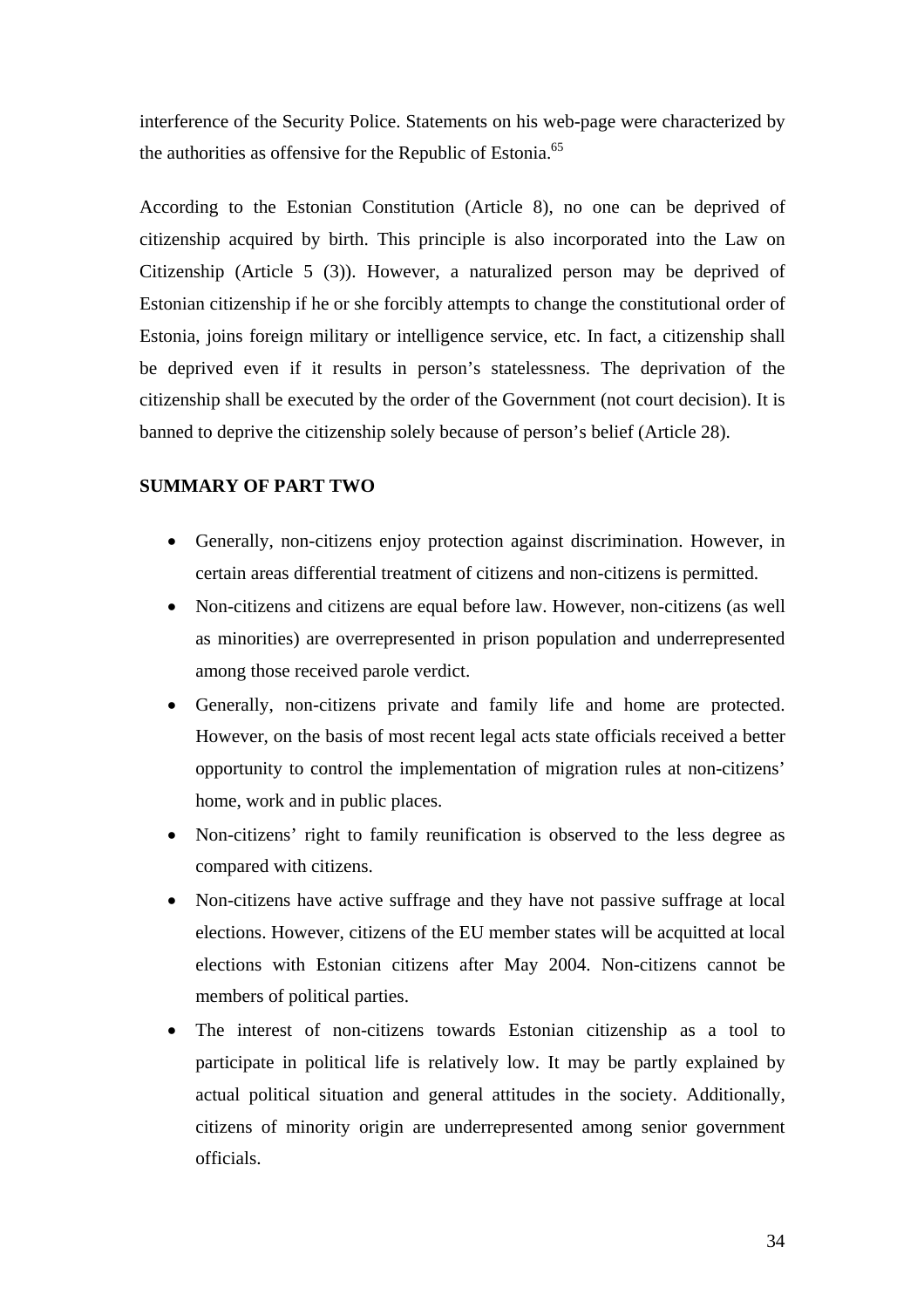interference of the Security Police. Statements on his web-page were characterized by the authorities as offensive for the Republic of Estonia.[65]

According to the Estonian Constitution (Article 8), no one can be deprived of citizenship acquired by birth. This principle is also incorporated into the Law on Citizenship (Article 5 (3)). However, a naturalized person may be deprived of Estonian citizenship if he or she forcibly attempts to change the constitutional order of Estonia, joins foreign military or intelligence service, etc. In fact, a citizenship shall be deprived even if it results in person's statelessness. The deprivation of the citizenship shall be executed by the order of the Government (not court decision). It is banned to deprive the citizenship solely because of person's belief (Article 28).

**SUMMARY OF PART TWO**

- Generally, non-citizens enjoy protection against discrimination. However, in certain areas differential treatment of citizens and non-citizens is permitted.
- Non-citizens and citizens are equal before law. However, non-citizens (as well as minorities) are overrepresented in prison population and underrepresented among those received parole verdict.
- Generally, non-citizens private and family life and home are protected. However, on the basis of most recent legal acts state officials received a better opportunity to control the implementation of migration rules at non-citizens' home, work and in public places.
- Non-citizens' right to family reunification is observed to the less degree as compared with citizens.
- Non-citizens have active suffrage and they have not passive suffrage at local elections. However, citizens of the EU member states will be acquitted at local elections with Estonian citizens after May 2004. Non-citizens cannot be members of political parties.
- The interest of non-citizens towards Estonian citizenship as a tool to participate in political life is relatively low. It may be partly explained by actual political situation and general attitudes in the society. Additionally, citizens of minority origin are underrepresented among senior government officials.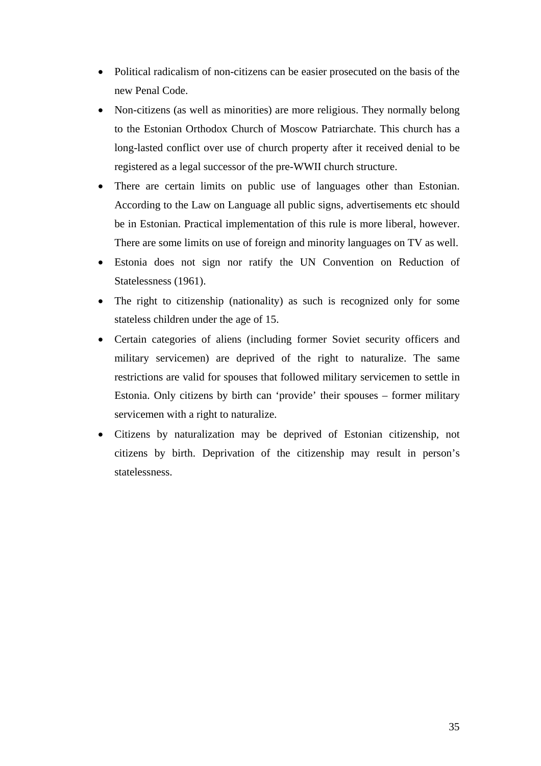- Political radicalism of non-citizens can be easier prosecuted on the basis of the new Penal Code.
- Non-citizens (as well as minorities) are more religious. They normally belong to the Estonian Orthodox Church of Moscow Patriarchate. This church has a long-lasted conflict over use of church property after it received denial to be registered as a legal successor of the pre-WWII church structure.
- There are certain limits on public use of languages other than Estonian. According to the Law on Language all public signs, advertisements etc should be in Estonian. Practical implementation of this rule is more liberal, however. There are some limits on use of foreign and minority languages on TV as well.
- Estonia does not sign nor ratify the UN Convention on Reduction of Statelessness (1961).
- The right to citizenship (nationality) as such is recognized only for some stateless children under the age of 15.
- Certain categories of aliens (including former Soviet security officers and military servicemen) are deprived of the right to naturalize. The same restrictions are valid for spouses that followed military servicemen to settle in Estonia. Only citizens by birth can 'provide' their spouses – former military servicemen with a right to naturalize.
- Citizens by naturalization may be deprived of Estonian citizenship, not citizens by birth. Deprivation of the citizenship may result in person's statelessness.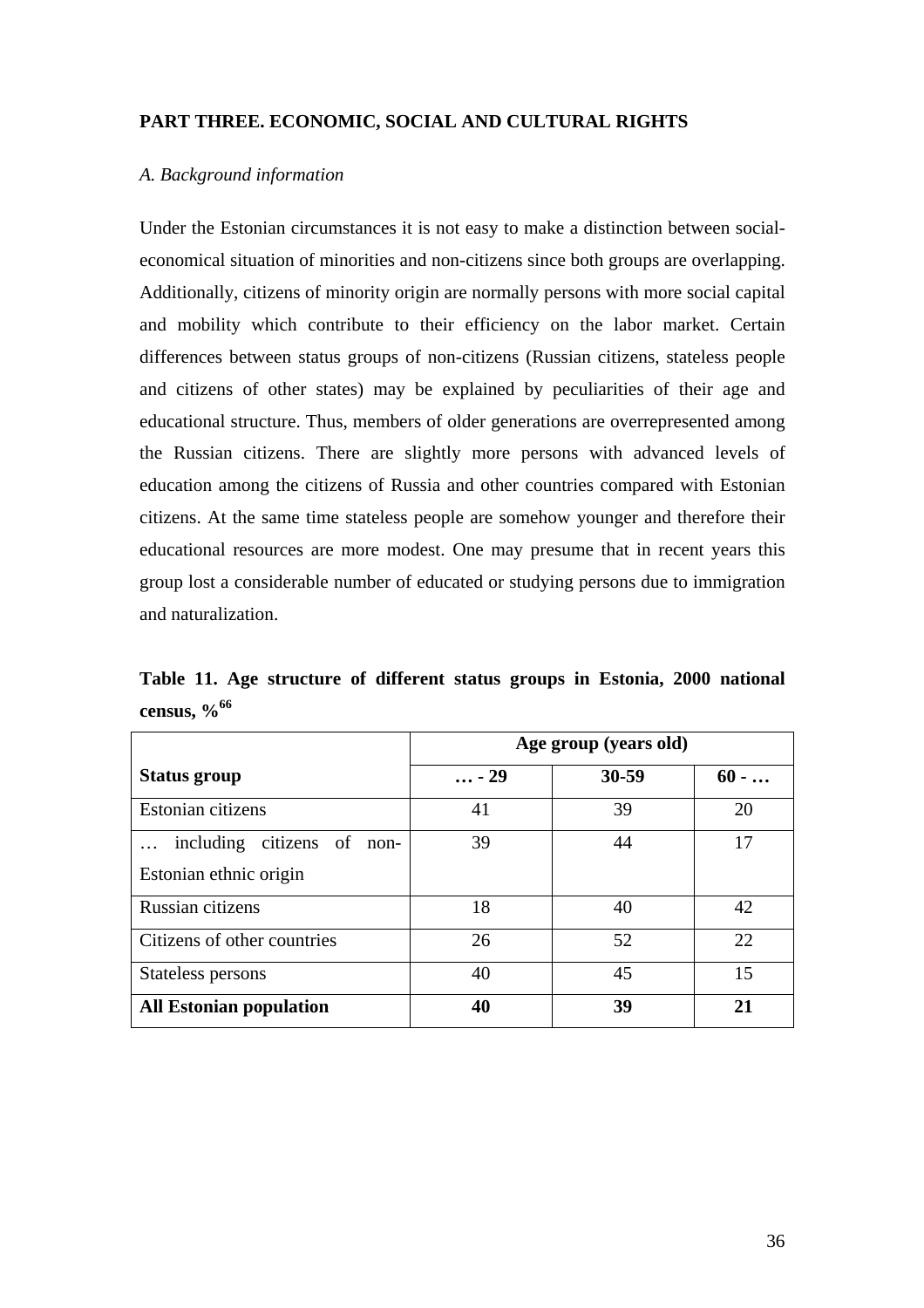## PART THREE. ECONOMIC, SOCIAL AND CULTURAL RIGHTS

### *A. Background information*

Under the Estonian circumstances it is not easy to make a distinction between social-economical situation of minorities and non-citizens since both groups are overlapping. Additionally, citizens of minority origin are normally persons with more social capital and mobility which contribute to their efficiency on the labor market. Certain differences between status groups of non-citizens (Russian citizens, stateless people and citizens of other states) may be explained by peculiarities of their age and educational structure. Thus, members of older generations are overrepresented among the Russian citizens. There are slightly more persons with advanced levels of education among the citizens of Russia and other countries compared with Estonian citizens. At the same time stateless people are somehow younger and therefore their educational resources are more modest. One may presume that in recent years this group lost a considerable number of educated or studying persons due to immigration and naturalization.

**Table 11. Age structure of different status groups in Estonia, 2000 national census, %[66]**

| Status group | Age group (years old) | | |
|---|---|---|---|
| | **… - 29** | **30-59** | **60 - …** |
| Estonian citizens | 41 | 39 | 20 |
| … including citizens of non-Estonian ethnic origin | 39 | 44 | 17 |
| Russian citizens | 18 | 40 | 42 |
| Citizens of other countries | 26 | 52 | 22 |
| Stateless persons | 40 | 45 | 15 |
| **All Estonian population** | **40** | **39** | **21** |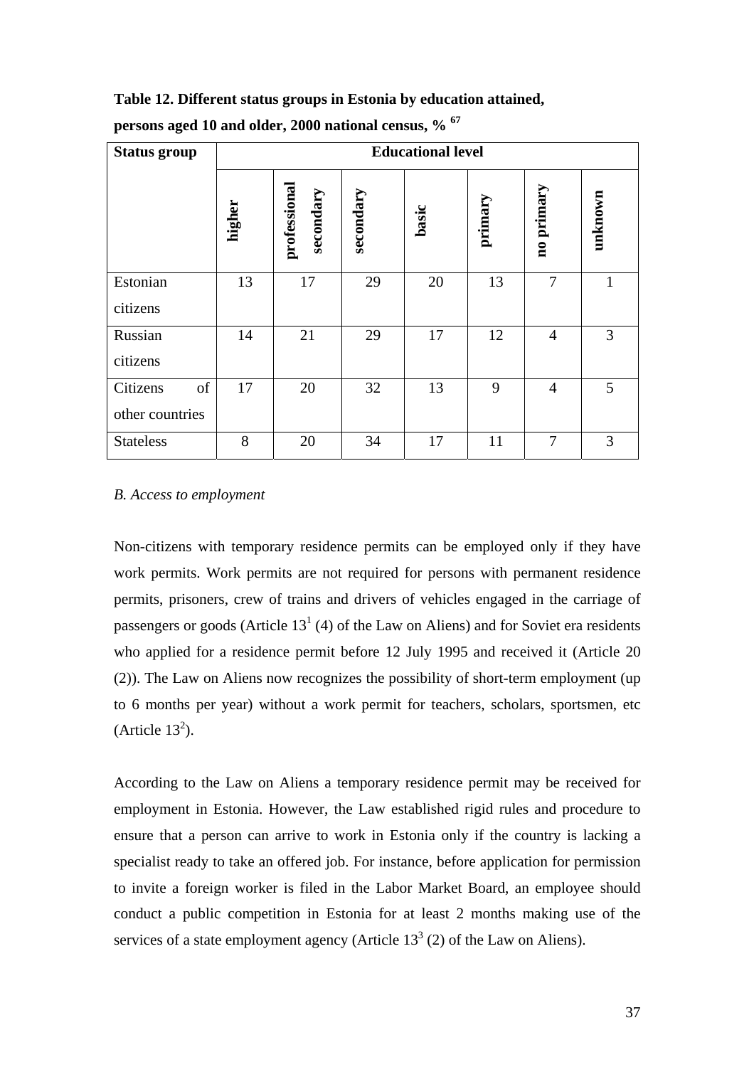**Table 12. Different status groups in Estonia by education attained, persons aged 10 and older, 2000 national census, %** [67]

| Status group | Educational level | | | | | | |
|---|---|---|---|---|---|---|---|
| | higher | professional secondary | secondary | basic | primary | no primary | unknown |
| Estonian citizens | 13 | 17 | 29 | 20 | 13 | 7 | 1 |
| Russian citizens | 14 | 21 | 29 | 17 | 12 | 4 | 3 |
| Citizens of other countries | 17 | 20 | 32 | 13 | 9 | 4 | 5 |
| Stateless | 8 | 20 | 34 | 17 | 11 | 7 | 3 |

*B. Access to employment*

Non-citizens with temporary residence permits can be employed only if they have work permits. Work permits are not required for persons with permanent residence permits, prisoners, crew of trains and drivers of vehicles engaged in the carriage of passengers or goods (Article $13^1$ (4) of the Law on Aliens) and for Soviet era residents who applied for a residence permit before 12 July 1995 and received it (Article 20 (2)). The Law on Aliens now recognizes the possibility of short-term employment (up to 6 months per year) without a work permit for teachers, scholars, sportsmen, etc (Article $13^2$).

According to the Law on Aliens a temporary residence permit may be received for employment in Estonia. However, the Law established rigid rules and procedure to ensure that a person can arrive to work in Estonia only if the country is lacking a specialist ready to take an offered job. For instance, before application for permission to invite a foreign worker is filed in the Labor Market Board, an employee should conduct a public competition in Estonia for at least 2 months making use of the services of a state employment agency (Article $13^3$ (2) of the Law on Aliens).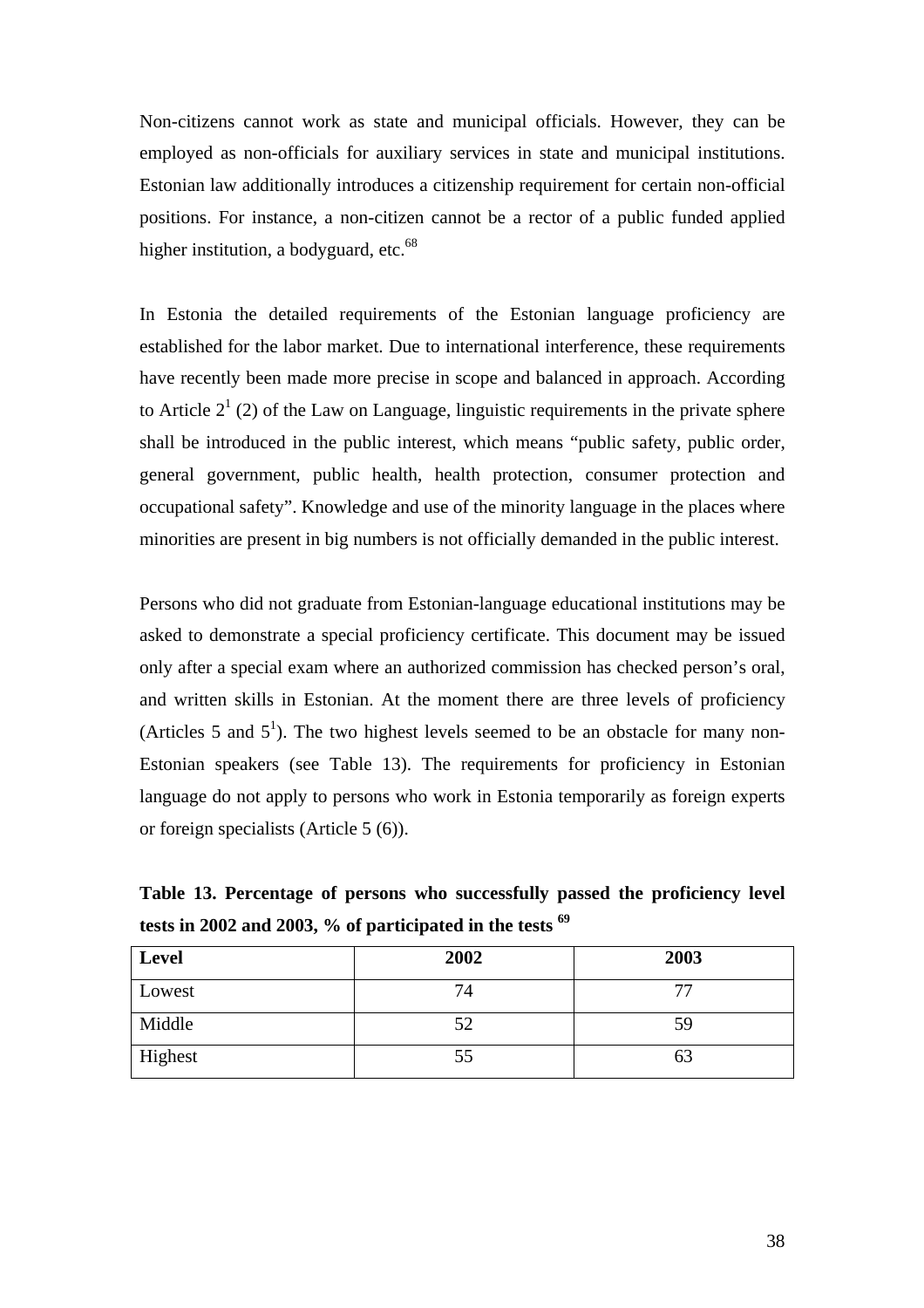Non-citizens cannot work as state and municipal officials. However, they can be employed as non-officials for auxiliary services in state and municipal institutions. Estonian law additionally introduces a citizenship requirement for certain non-official positions. For instance, a non-citizen cannot be a rector of a public funded applied higher institution, a bodyguard, etc.[68]

In Estonia the detailed requirements of the Estonian language proficiency are established for the labor market. Due to international interference, these requirements have recently been made more precise in scope and balanced in approach. According to Article $2^1$ (2) of the Law on Language, linguistic requirements in the private sphere shall be introduced in the public interest, which means "public safety, public order, general government, public health, health protection, consumer protection and occupational safety". Knowledge and use of the minority language in the places where minorities are present in big numbers is not officially demanded in the public interest.

Persons who did not graduate from Estonian-language educational institutions may be asked to demonstrate a special proficiency certificate. This document may be issued only after a special exam where an authorized commission has checked person's oral, and written skills in Estonian. At the moment there are three levels of proficiency (Articles 5 and $5^1$). The two highest levels seemed to be an obstacle for many non-Estonian speakers (see Table 13). The requirements for proficiency in Estonian language do not apply to persons who work in Estonia temporarily as foreign experts or foreign specialists (Article 5 (6)).

**Table 13. Percentage of persons who successfully passed the proficiency level tests in 2002 and 2003, % of participated in the tests [69]**

| Level | 2002 | 2003 |
|---|---|---|
| Lowest | 74 | 77 |
| Middle | 52 | 59 |
| Highest | 55 | 63 |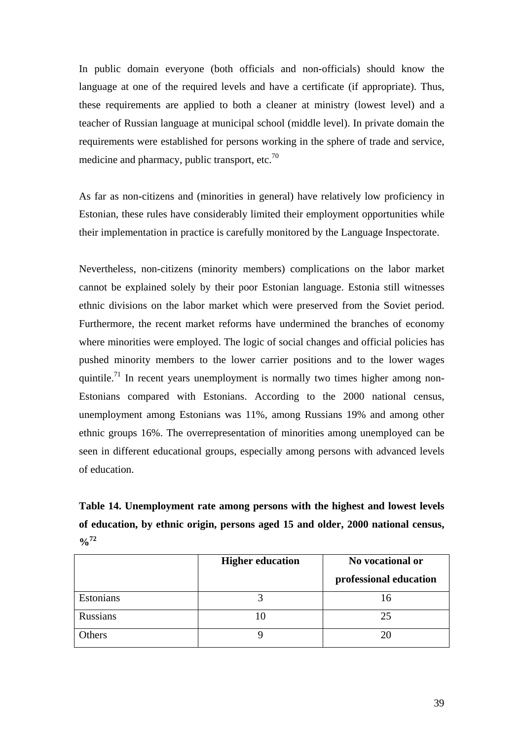In public domain everyone (both officials and non-officials) should know the language at one of the required levels and have a certificate (if appropriate). Thus, these requirements are applied to both a cleaner at ministry (lowest level) and a teacher of Russian language at municipal school (middle level). In private domain the requirements were established for persons working in the sphere of trade and service, medicine and pharmacy, public transport, etc.[70]

As far as non-citizens and (minorities in general) have relatively low proficiency in Estonian, these rules have considerably limited their employment opportunities while their implementation in practice is carefully monitored by the Language Inspectorate.

Nevertheless, non-citizens (minority members) complications on the labor market cannot be explained solely by their poor Estonian language. Estonia still witnesses ethnic divisions on the labor market which were preserved from the Soviet period. Furthermore, the recent market reforms have undermined the branches of economy where minorities were employed. The logic of social changes and official policies has pushed minority members to the lower carrier positions and to the lower wages quintile.[71] In recent years unemployment is normally two times higher among non-Estonians compared with Estonians. According to the 2000 national census, unemployment among Estonians was 11%, among Russians 19% and among other ethnic groups 16%. The overrepresentation of minorities among unemployed can be seen in different educational groups, especially among persons with advanced levels of education.

**Table 14. Unemployment rate among persons with the highest and lowest levels of education, by ethnic origin, persons aged 15 and older, 2000 national census, %[72]**

| | Higher education | No vocational or professional education |
|---|---|---|
| Estonians | 3 | 16 |
| Russians | 10 | 25 |
| Others | 9 | 20 |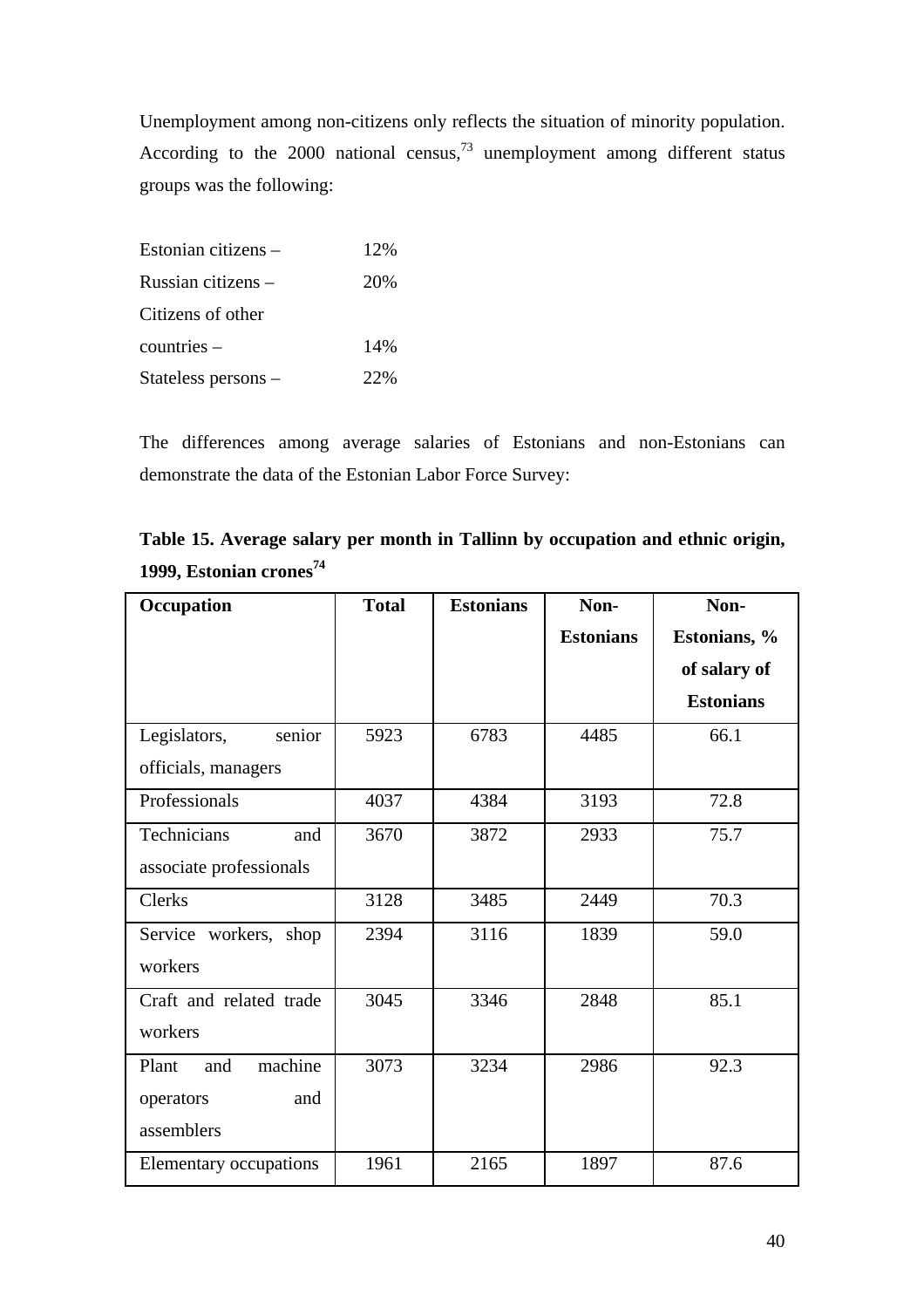Unemployment among non-citizens only reflects the situation of minority population. According to the 2000 national census,[73] unemployment among different status groups was the following:

Estonian citizens – 12%
Russian citizens – 20%
Citizens of other countries – 14%
Stateless persons – 22%

The differences among average salaries of Estonians and non-Estonians can demonstrate the data of the Estonian Labor Force Survey:

**Table 15. Average salary per month in Tallinn by occupation and ethnic origin, 1999, Estonian crones[74]**

| Occupation | Total | Estonians | Non-Estonians | Non-Estonians, % of salary of Estonians |
|---|---|---|---|---|
| Legislators, senior officials, managers | 5923 | 6783 | 4485 | 66.1 |
| Professionals | 4037 | 4384 | 3193 | 72.8 |
| Technicians and associate professionals | 3670 | 3872 | 2933 | 75.7 |
| Clerks | 3128 | 3485 | 2449 | 70.3 |
| Service workers, shop workers | 2394 | 3116 | 1839 | 59.0 |
| Craft and related trade workers | 3045 | 3346 | 2848 | 85.1 |
| Plant and machine operators and assemblers | 3073 | 3234 | 2986 | 92.3 |
| Elementary occupations | 1961 | 2165 | 1897 | 87.6 |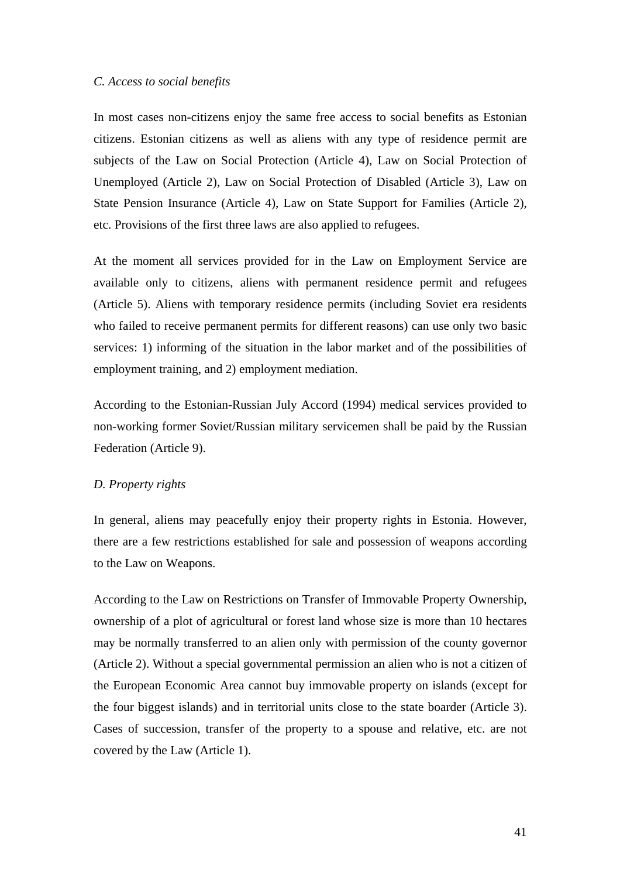*C. Access to social benefits*

In most cases non-citizens enjoy the same free access to social benefits as Estonian citizens. Estonian citizens as well as aliens with any type of residence permit are subjects of the Law on Social Protection (Article 4), Law on Social Protection of Unemployed (Article 2), Law on Social Protection of Disabled (Article 3), Law on State Pension Insurance (Article 4), Law on State Support for Families (Article 2), etc. Provisions of the first three laws are also applied to refugees.

At the moment all services provided for in the Law on Employment Service are available only to citizens, aliens with permanent residence permit and refugees (Article 5). Aliens with temporary residence permits (including Soviet era residents who failed to receive permanent permits for different reasons) can use only two basic services: 1) informing of the situation in the labor market and of the possibilities of employment training, and 2) employment mediation.

According to the Estonian-Russian July Accord (1994) medical services provided to non-working former Soviet/Russian military servicemen shall be paid by the Russian Federation (Article 9).

*D. Property rights*

In general, aliens may peacefully enjoy their property rights in Estonia. However, there are a few restrictions established for sale and possession of weapons according to the Law on Weapons.

According to the Law on Restrictions on Transfer of Immovable Property Ownership, ownership of a plot of agricultural or forest land whose size is more than 10 hectares may be normally transferred to an alien only with permission of the county governor (Article 2). Without a special governmental permission an alien who is not a citizen of the European Economic Area cannot buy immovable property on islands (except for the four biggest islands) and in territorial units close to the state boarder (Article 3). Cases of succession, transfer of the property to a spouse and relative, etc. are not covered by the Law (Article 1).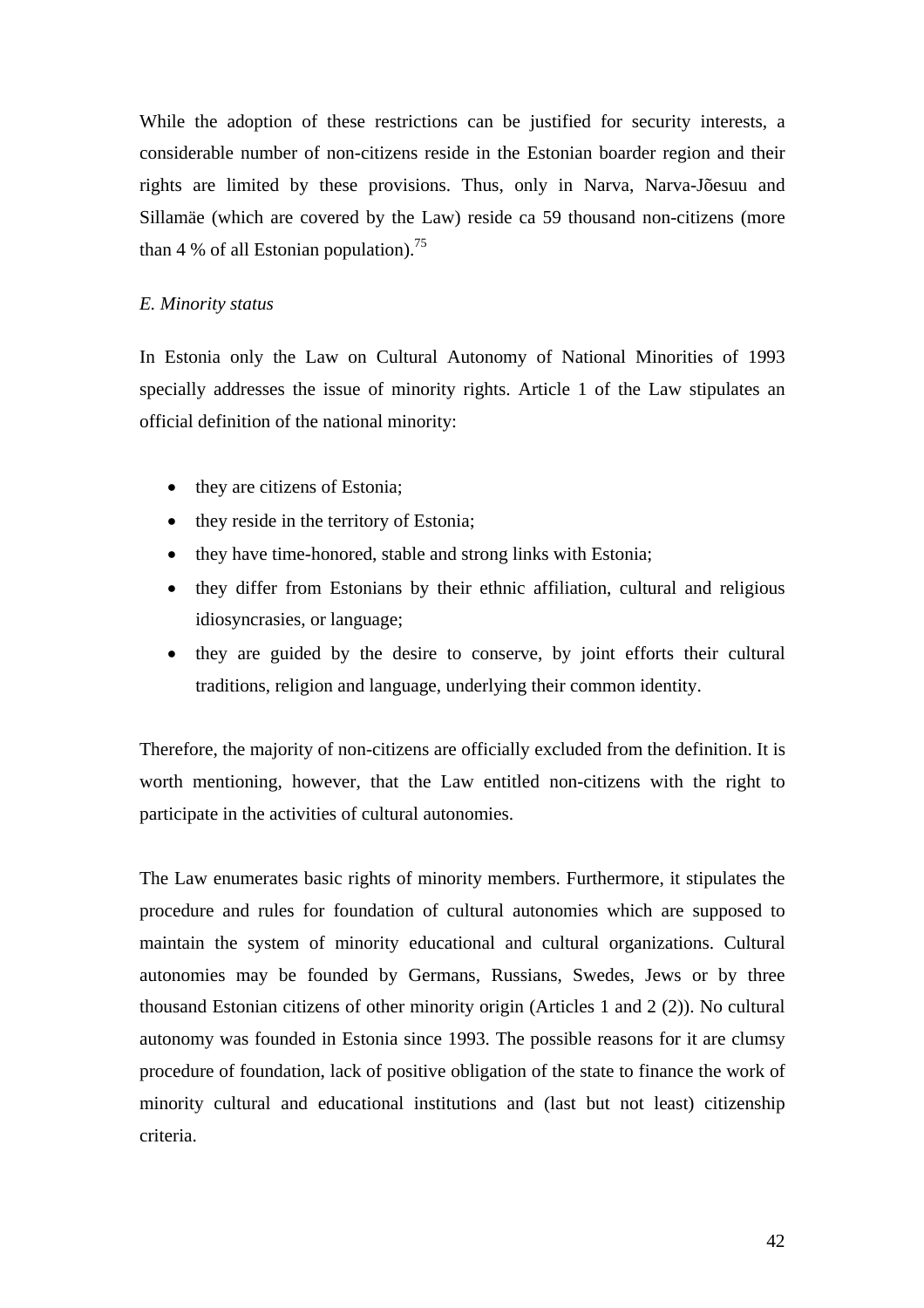While the adoption of these restrictions can be justified for security interests, a considerable number of non-citizens reside in the Estonian boarder region and their rights are limited by these provisions. Thus, only in Narva, Narva-Jõesuu and Sillamäe (which are covered by the Law) reside ca 59 thousand non-citizens (more than 4 % of all Estonian population).[75]

*E. Minority status*

In Estonia only the Law on Cultural Autonomy of National Minorities of 1993 specially addresses the issue of minority rights. Article 1 of the Law stipulates an official definition of the national minority:

- they are citizens of Estonia;
- they reside in the territory of Estonia;
- they have time-honored, stable and strong links with Estonia;
- they differ from Estonians by their ethnic affiliation, cultural and religious idiosyncrasies, or language;
- they are guided by the desire to conserve, by joint efforts their cultural traditions, religion and language, underlying their common identity.

Therefore, the majority of non-citizens are officially excluded from the definition. It is worth mentioning, however, that the Law entitled non-citizens with the right to participate in the activities of cultural autonomies.

The Law enumerates basic rights of minority members. Furthermore, it stipulates the procedure and rules for foundation of cultural autonomies which are supposed to maintain the system of minority educational and cultural organizations. Cultural autonomies may be founded by Germans, Russians, Swedes, Jews or by three thousand Estonian citizens of other minority origin (Articles 1 and 2 (2)). No cultural autonomy was founded in Estonia since 1993. The possible reasons for it are clumsy procedure of foundation, lack of positive obligation of the state to finance the work of minority cultural and educational institutions and (last but not least) citizenship criteria.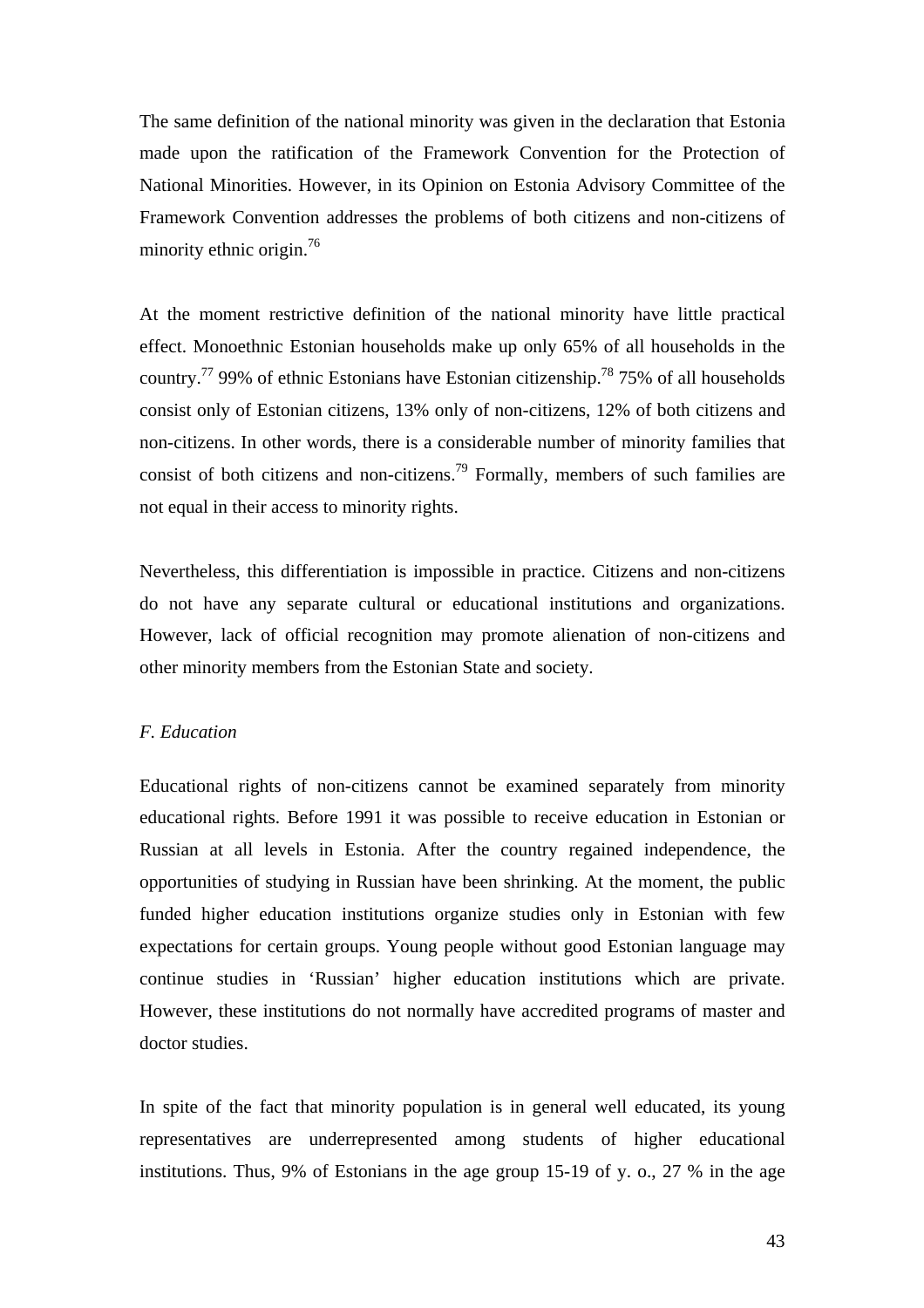The same definition of the national minority was given in the declaration that Estonia made upon the ratification of the Framework Convention for the Protection of National Minorities. However, in its Opinion on Estonia Advisory Committee of the Framework Convention addresses the problems of both citizens and non-citizens of minority ethnic origin.[76]

At the moment restrictive definition of the national minority have little practical effect. Monoethnic Estonian households make up only 65% of all households in the country.[77] 99% of ethnic Estonians have Estonian citizenship.[78] 75% of all households consist only of Estonian citizens, 13% only of non-citizens, 12% of both citizens and non-citizens. In other words, there is a considerable number of minority families that consist of both citizens and non-citizens.[79] Formally, members of such families are not equal in their access to minority rights.

Nevertheless, this differentiation is impossible in practice. Citizens and non-citizens do not have any separate cultural or educational institutions and organizations. However, lack of official recognition may promote alienation of non-citizens and other minority members from the Estonian State and society.

*F. Education*

Educational rights of non-citizens cannot be examined separately from minority educational rights. Before 1991 it was possible to receive education in Estonian or Russian at all levels in Estonia. After the country regained independence, the opportunities of studying in Russian have been shrinking. At the moment, the public funded higher education institutions organize studies only in Estonian with few expectations for certain groups. Young people without good Estonian language may continue studies in 'Russian' higher education institutions which are private. However, these institutions do not normally have accredited programs of master and doctor studies.

In spite of the fact that minority population is in general well educated, its young representatives are underrepresented among students of higher educational institutions. Thus, 9% of Estonians in the age group 15-19 of y. o., 27 % in the age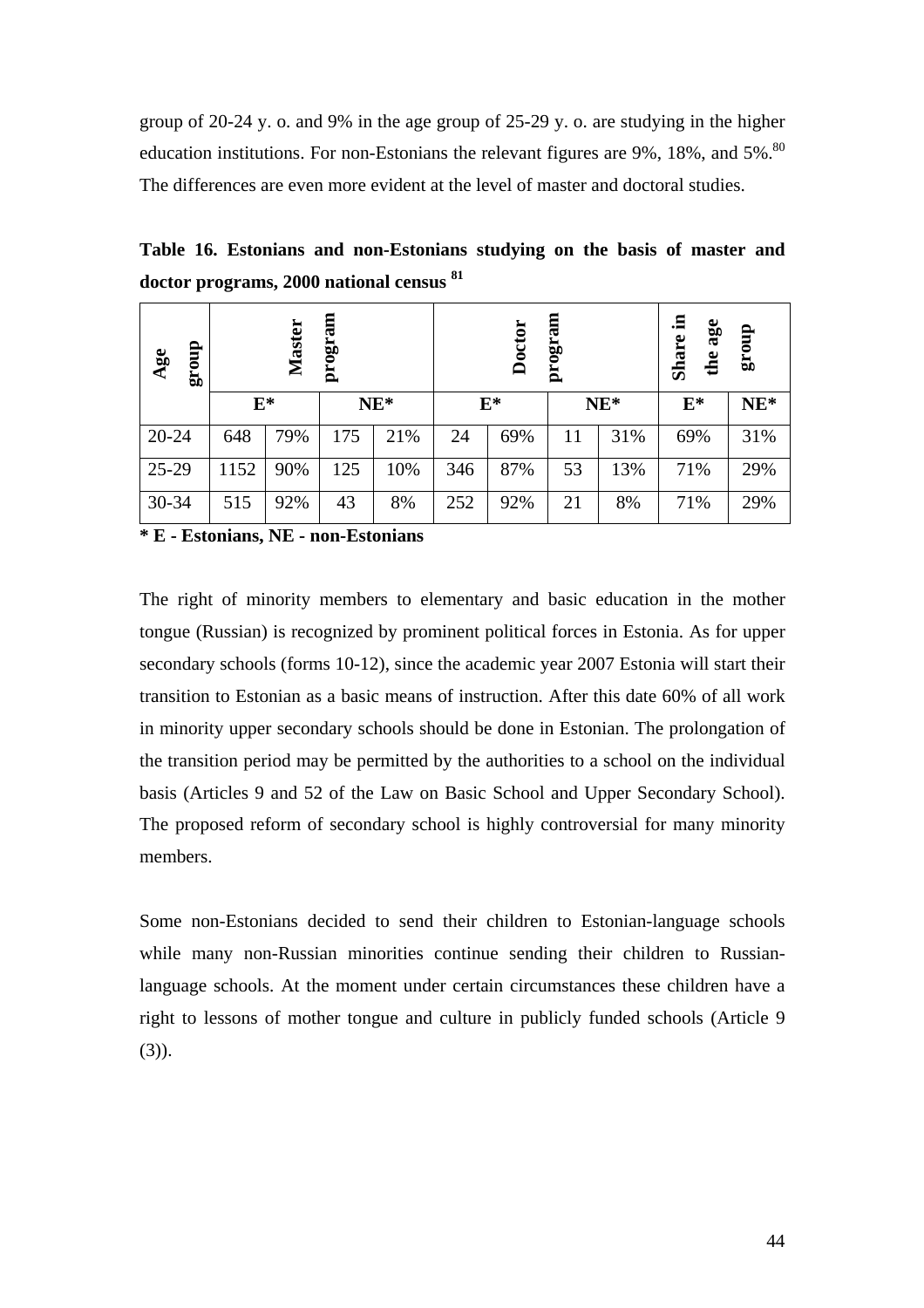group of 20-24 y. o. and 9% in the age group of 25-29 y. o. are studying in the higher education institutions. For non-Estonians the relevant figures are 9%, 18%, and 5%.[80] The differences are even more evident at the level of master and doctoral studies.

**Table 16. Estonians and non-Estonians studying on the basis of master and doctor programs, 2000 national census [81]**

| Age group | Master program | | | | Doctor program | | | | Share in the age group | |
|---|---|---|---|---|---|---|---|---|---|---|
| | E* | | NE* | | E* | | NE* | | E* | NE* |
| 20-24 | 648 | 79% | 175 | 21% | 24 | 69% | 11 | 31% | 69% | 31% |
| 25-29 | 1152 | 90% | 125 | 10% | 346 | 87% | 53 | 13% | 71% | 29% |
| 30-34 | 515 | 92% | 43 | 8% | 252 | 92% | 21 | 8% | 71% | 29% |

**\* E - Estonians, NE - non-Estonians**

The right of minority members to elementary and basic education in the mother tongue (Russian) is recognized by prominent political forces in Estonia. As for upper secondary schools (forms 10-12), since the academic year 2007 Estonia will start their transition to Estonian as a basic means of instruction. After this date 60% of all work in minority upper secondary schools should be done in Estonian. The prolongation of the transition period may be permitted by the authorities to a school on the individual basis (Articles 9 and 52 of the Law on Basic School and Upper Secondary School). The proposed reform of secondary school is highly controversial for many minority members.

Some non-Estonians decided to send their children to Estonian-language schools while many non-Russian minorities continue sending their children to Russian-language schools. At the moment under certain circumstances these children have a right to lessons of mother tongue and culture in publicly funded schools (Article 9 (3)).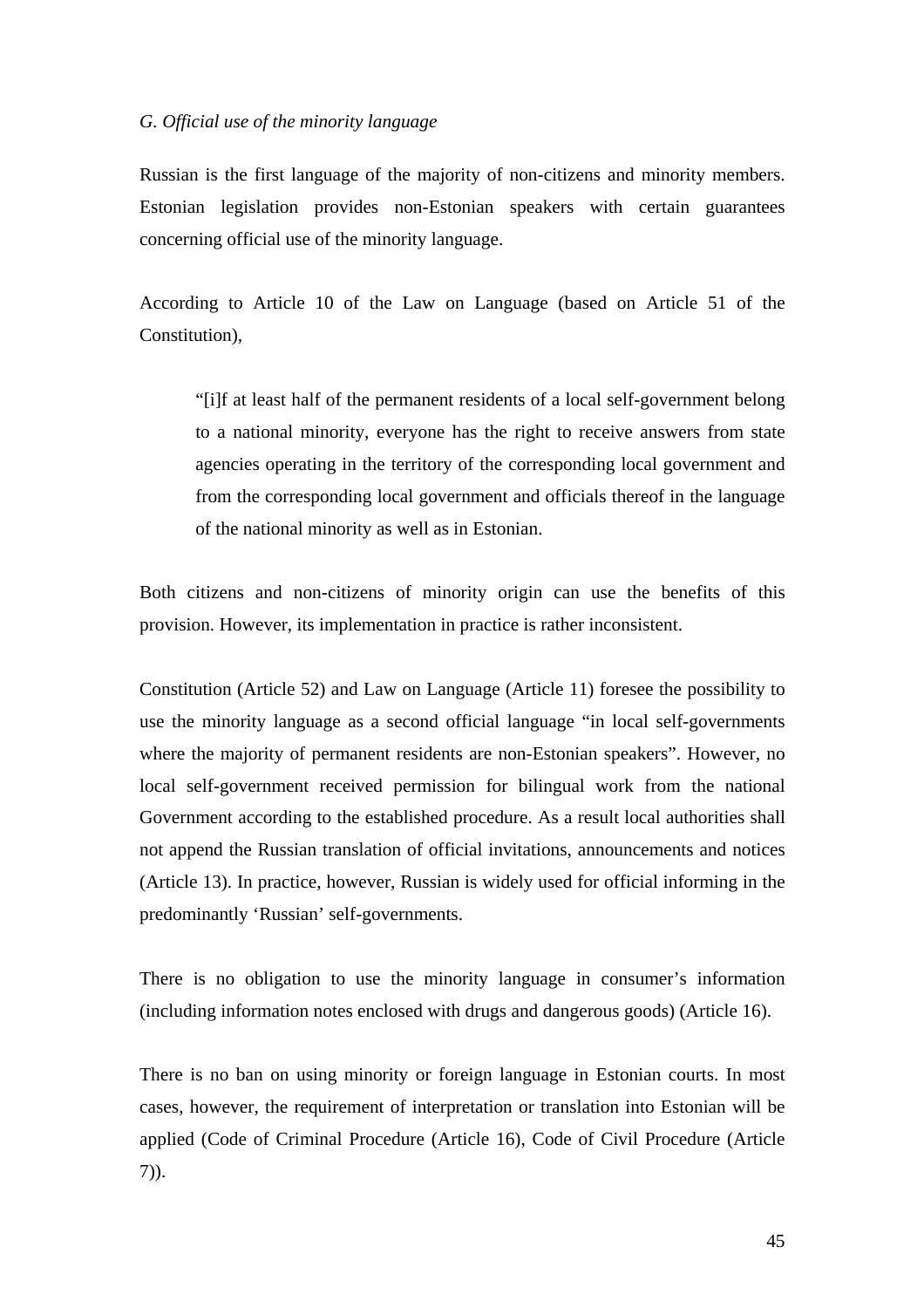*G. Official use of the minority language*

Russian is the first language of the majority of non-citizens and minority members. Estonian legislation provides non-Estonian speakers with certain guarantees concerning official use of the minority language.

According to Article 10 of the Law on Language (based on Article 51 of the Constitution),

> "[i]f at least half of the permanent residents of a local self-government belong to a national minority, everyone has the right to receive answers from state agencies operating in the territory of the corresponding local government and from the corresponding local government and officials thereof in the language of the national minority as well as in Estonian.

Both citizens and non-citizens of minority origin can use the benefits of this provision. However, its implementation in practice is rather inconsistent.

Constitution (Article 52) and Law on Language (Article 11) foresee the possibility to use the minority language as a second official language "in local self-governments where the majority of permanent residents are non-Estonian speakers". However, no local self-government received permission for bilingual work from the national Government according to the established procedure. As a result local authorities shall not append the Russian translation of official invitations, announcements and notices (Article 13). In practice, however, Russian is widely used for official informing in the predominantly 'Russian' self-governments.

There is no obligation to use the minority language in consumer's information (including information notes enclosed with drugs and dangerous goods) (Article 16).

There is no ban on using minority or foreign language in Estonian courts. In most cases, however, the requirement of interpretation or translation into Estonian will be applied (Code of Criminal Procedure (Article 16), Code of Civil Procedure (Article 7)).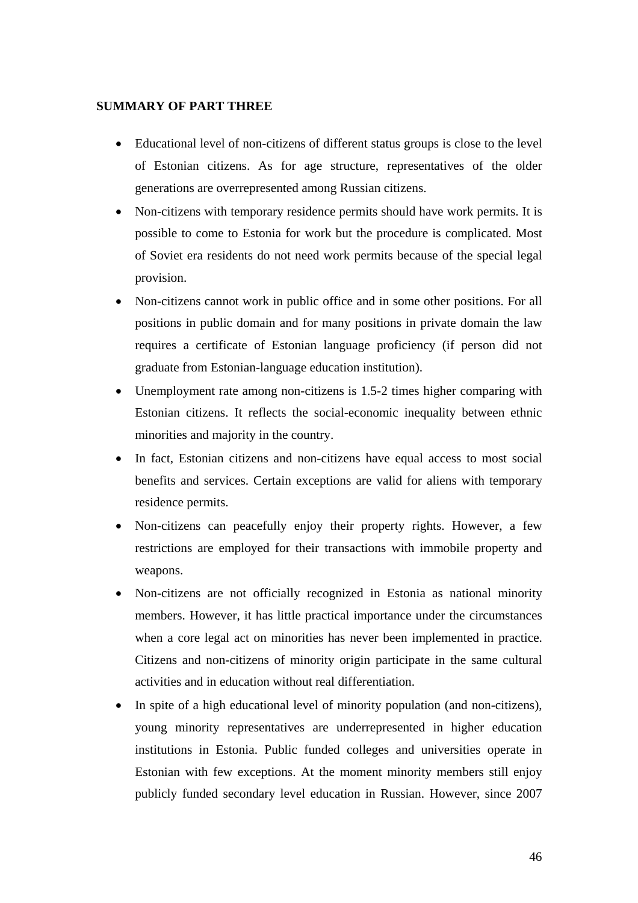## SUMMARY OF PART THREE

- Educational level of non-citizens of different status groups is close to the level of Estonian citizens. As for age structure, representatives of the older generations are overrepresented among Russian citizens.
- Non-citizens with temporary residence permits should have work permits. It is possible to come to Estonia for work but the procedure is complicated. Most of Soviet era residents do not need work permits because of the special legal provision.
- Non-citizens cannot work in public office and in some other positions. For all positions in public domain and for many positions in private domain the law requires a certificate of Estonian language proficiency (if person did not graduate from Estonian-language education institution).
- Unemployment rate among non-citizens is 1.5-2 times higher comparing with Estonian citizens. It reflects the social-economic inequality between ethnic minorities and majority in the country.
- In fact, Estonian citizens and non-citizens have equal access to most social benefits and services. Certain exceptions are valid for aliens with temporary residence permits.
- Non-citizens can peacefully enjoy their property rights. However, a few restrictions are employed for their transactions with immobile property and weapons.
- Non-citizens are not officially recognized in Estonia as national minority members. However, it has little practical importance under the circumstances when a core legal act on minorities has never been implemented in practice. Citizens and non-citizens of minority origin participate in the same cultural activities and in education without real differentiation.
- In spite of a high educational level of minority population (and non-citizens), young minority representatives are underrepresented in higher education institutions in Estonia. Public funded colleges and universities operate in Estonian with few exceptions. At the moment minority members still enjoy publicly funded secondary level education in Russian. However, since 2007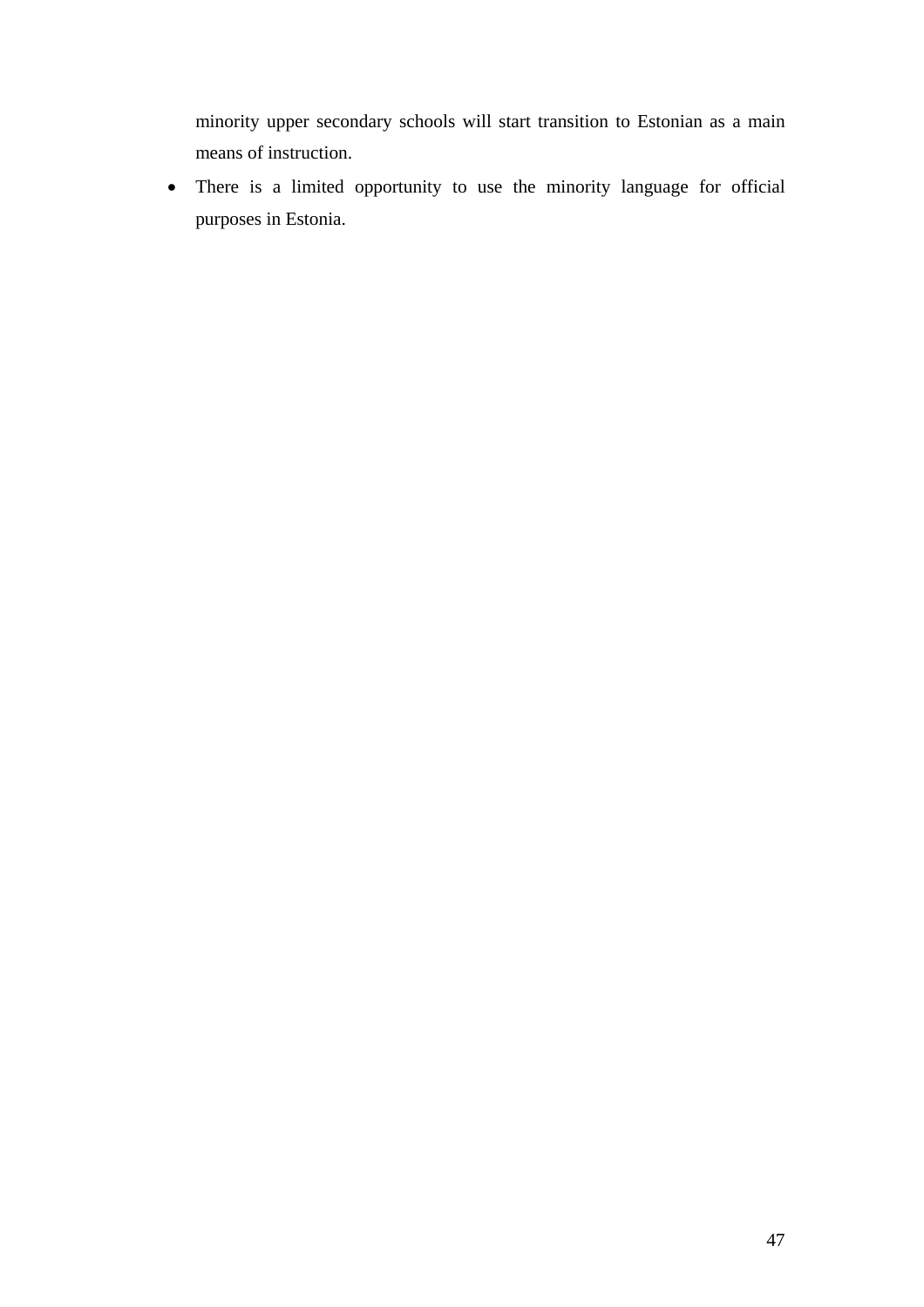minority upper secondary schools will start transition to Estonian as a main means of instruction.

- There is a limited opportunity to use the minority language for official purposes in Estonia.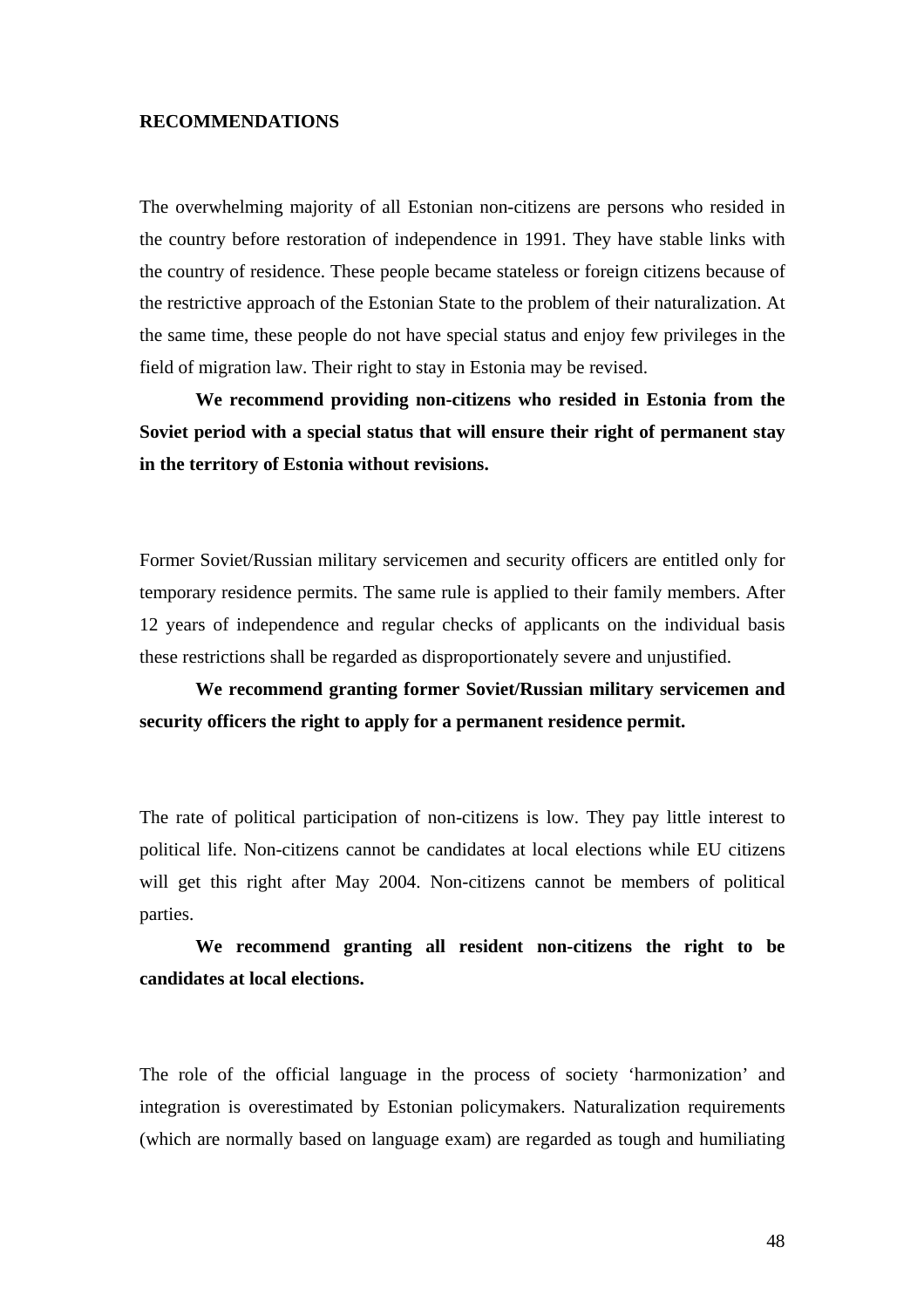**RECOMMENDATIONS**

The overwhelming majority of all Estonian non-citizens are persons who resided in the country before restoration of independence in 1991. They have stable links with the country of residence. These people became stateless or foreign citizens because of the restrictive approach of the Estonian State to the problem of their naturalization. At the same time, these people do not have special status and enjoy few privileges in the field of migration law. Their right to stay in Estonia may be revised.

**We recommend providing non-citizens who resided in Estonia from the Soviet period with a special status that will ensure their right of permanent stay in the territory of Estonia without revisions.**

Former Soviet/Russian military servicemen and security officers are entitled only for temporary residence permits. The same rule is applied to their family members. After 12 years of independence and regular checks of applicants on the individual basis these restrictions shall be regarded as disproportionately severe and unjustified.

**We recommend granting former Soviet/Russian military servicemen and security officers the right to apply for a permanent residence permit.**

The rate of political participation of non-citizens is low. They pay little interest to political life. Non-citizens cannot be candidates at local elections while EU citizens will get this right after May 2004. Non-citizens cannot be members of political parties.

**We recommend granting all resident non-citizens the right to be candidates at local elections.**

The role of the official language in the process of society 'harmonization' and integration is overestimated by Estonian policymakers. Naturalization requirements (which are normally based on language exam) are regarded as tough and humiliating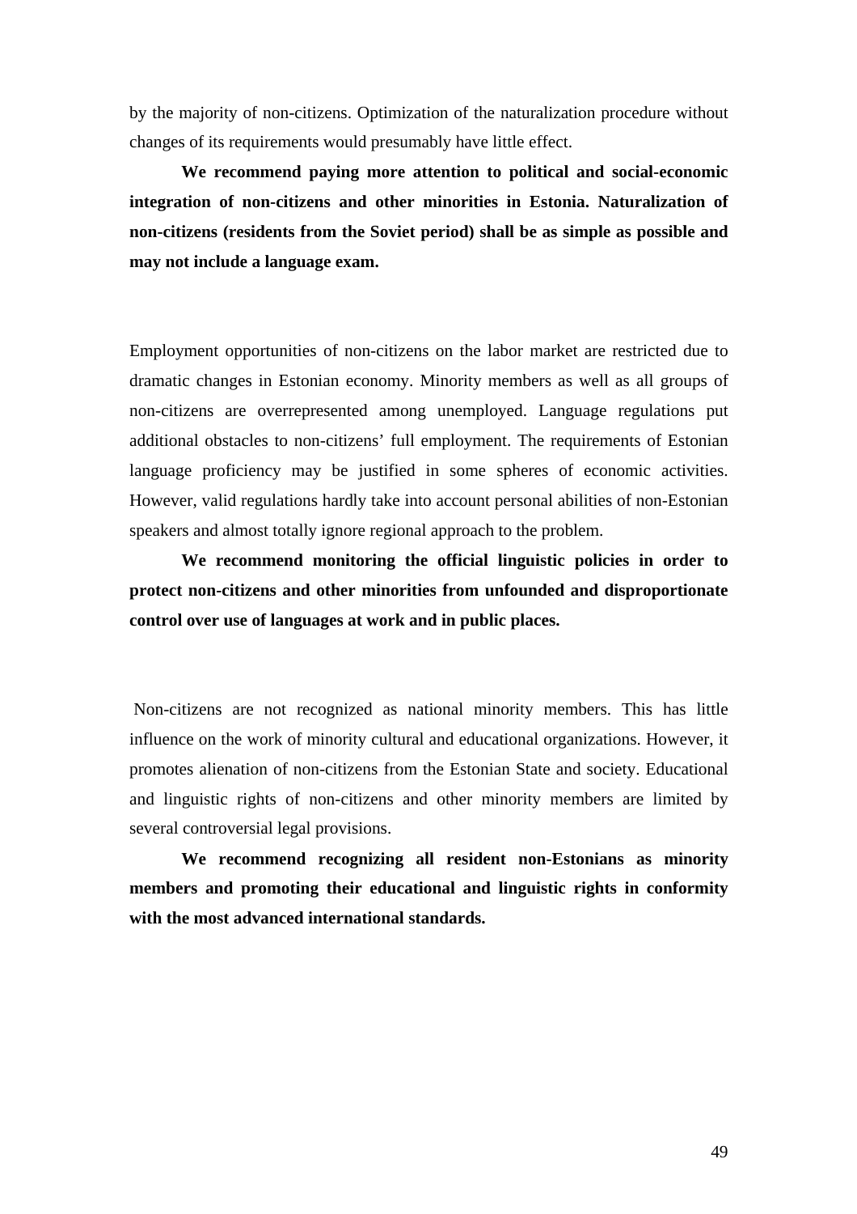by the majority of non-citizens. Optimization of the naturalization procedure without changes of its requirements would presumably have little effect.

**We recommend paying more attention to political and social-economic integration of non-citizens and other minorities in Estonia. Naturalization of non-citizens (residents from the Soviet period) shall be as simple as possible and may not include a language exam.**

Employment opportunities of non-citizens on the labor market are restricted due to dramatic changes in Estonian economy. Minority members as well as all groups of non-citizens are overrepresented among unemployed. Language regulations put additional obstacles to non-citizens' full employment. The requirements of Estonian language proficiency may be justified in some spheres of economic activities. However, valid regulations hardly take into account personal abilities of non-Estonian speakers and almost totally ignore regional approach to the problem.

**We recommend monitoring the official linguistic policies in order to protect non-citizens and other minorities from unfounded and disproportionate control over use of languages at work and in public places.**

Non-citizens are not recognized as national minority members. This has little influence on the work of minority cultural and educational organizations. However, it promotes alienation of non-citizens from the Estonian State and society. Educational and linguistic rights of non-citizens and other minority members are limited by several controversial legal provisions.

**We recommend recognizing all resident non-Estonians as minority members and promoting their educational and linguistic rights in conformity with the most advanced international standards.**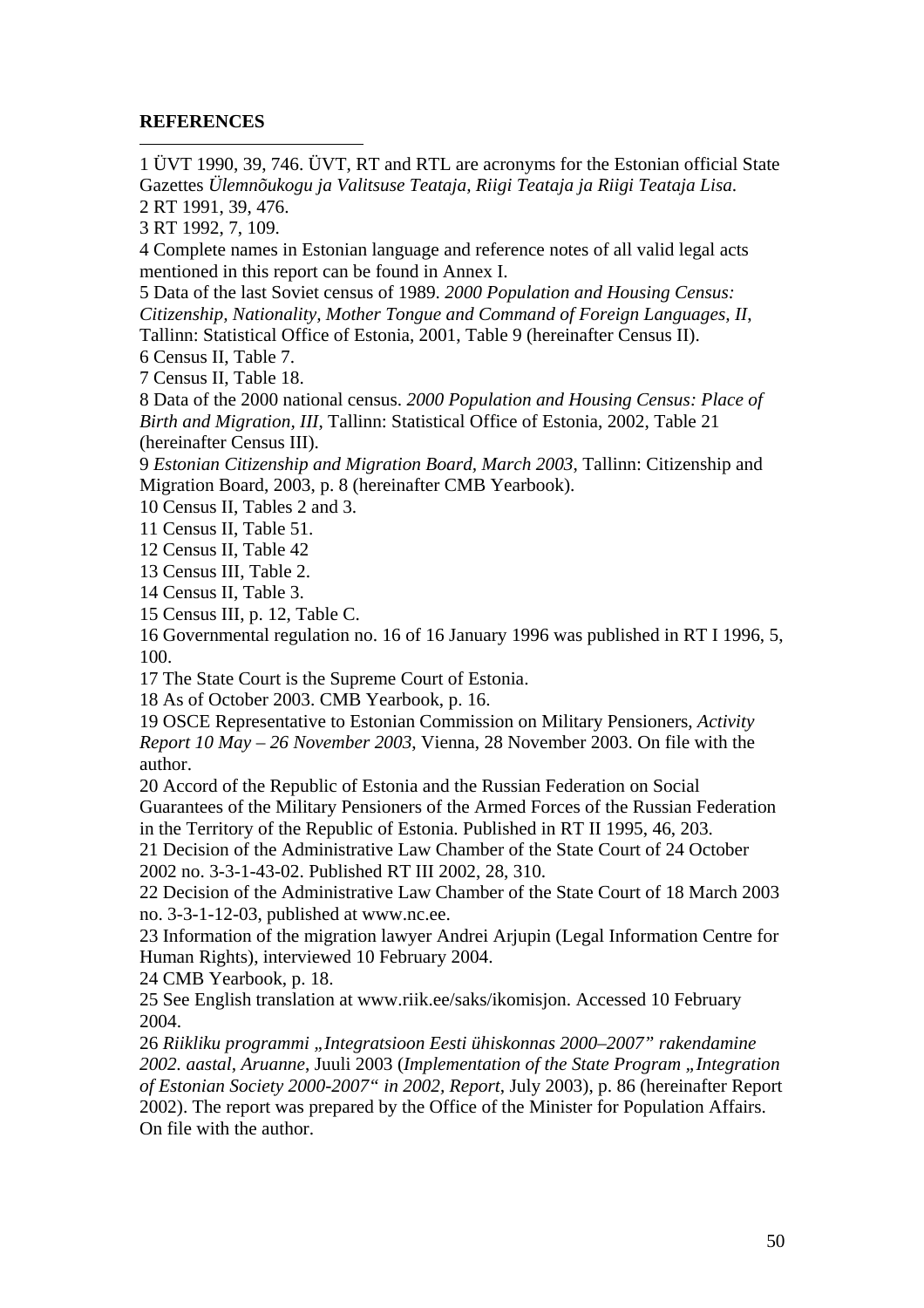**REFERENCES**

1 ÜVT 1990, 39, 746. ÜVT, RT and RTL are acronyms for the Estonian official State Gazettes *Ülemnõukogu ja Valitsuse Teataja, Riigi Teataja ja Riigi Teataja Lisa*.
2 RT 1991, 39, 476.
3 RT 1992, 7, 109.
4 Complete names in Estonian language and reference notes of all valid legal acts mentioned in this report can be found in Annex I.
5 Data of the last Soviet census of 1989. *2000 Population and Housing Census: Citizenship, Nationality, Mother Tongue and Command of Foreign Languages, II*, Tallinn: Statistical Office of Estonia, 2001, Table 9 (hereinafter Census II).
6 Census II, Table 7.
7 Census II, Table 18.
8 Data of the 2000 national census. *2000 Population and Housing Census: Place of Birth and Migration, III*, Tallinn: Statistical Office of Estonia, 2002, Table 21 (hereinafter Census III).
9 *Estonian Citizenship and Migration Board, March 2003*, Tallinn: Citizenship and Migration Board, 2003, p. 8 (hereinafter CMB Yearbook).
10 Census II, Tables 2 and 3.
11 Census II, Table 51.
12 Census II, Table 42
13 Census III, Table 2.
14 Census II, Table 3.
15 Census III, p. 12, Table C.
16 Governmental regulation no. 16 of 16 January 1996 was published in RT I 1996, 5, 100.
17 The State Court is the Supreme Court of Estonia.
18 As of October 2003. CMB Yearbook, p. 16.
19 OSCE Representative to Estonian Commission on Military Pensioners, *Activity Report 10 May – 26 November 2003*, Vienna, 28 November 2003. On file with the author.
20 Accord of the Republic of Estonia and the Russian Federation on Social Guarantees of the Military Pensioners of the Armed Forces of the Russian Federation in the Territory of the Republic of Estonia. Published in RT II 1995, 46, 203.
21 Decision of the Administrative Law Chamber of the State Court of 24 October 2002 no. 3-3-1-43-02. Published RT III 2002, 28, 310.
22 Decision of the Administrative Law Chamber of the State Court of 18 March 2003 no. 3-3-1-12-03, published at www.nc.ee.
23 Information of the migration lawyer Andrei Arjupin (Legal Information Centre for Human Rights), interviewed 10 February 2004.
24 CMB Yearbook, p. 18.
25 See English translation at www.riik.ee/saks/ikomisjon. Accessed 10 February 2004.
26 *Riikliku programmi „Integratsioon Eesti ühiskonnas 2000–2007" rakendamine 2002. aastal, Aruanne*, Juuli 2003 (*Implementation of the State Program „Integration of Estonian Society 2000-2007" in 2002, Report*, July 2003), p. 86 (hereinafter Report 2002). The report was prepared by the Office of the Minister for Population Affairs. On file with the author.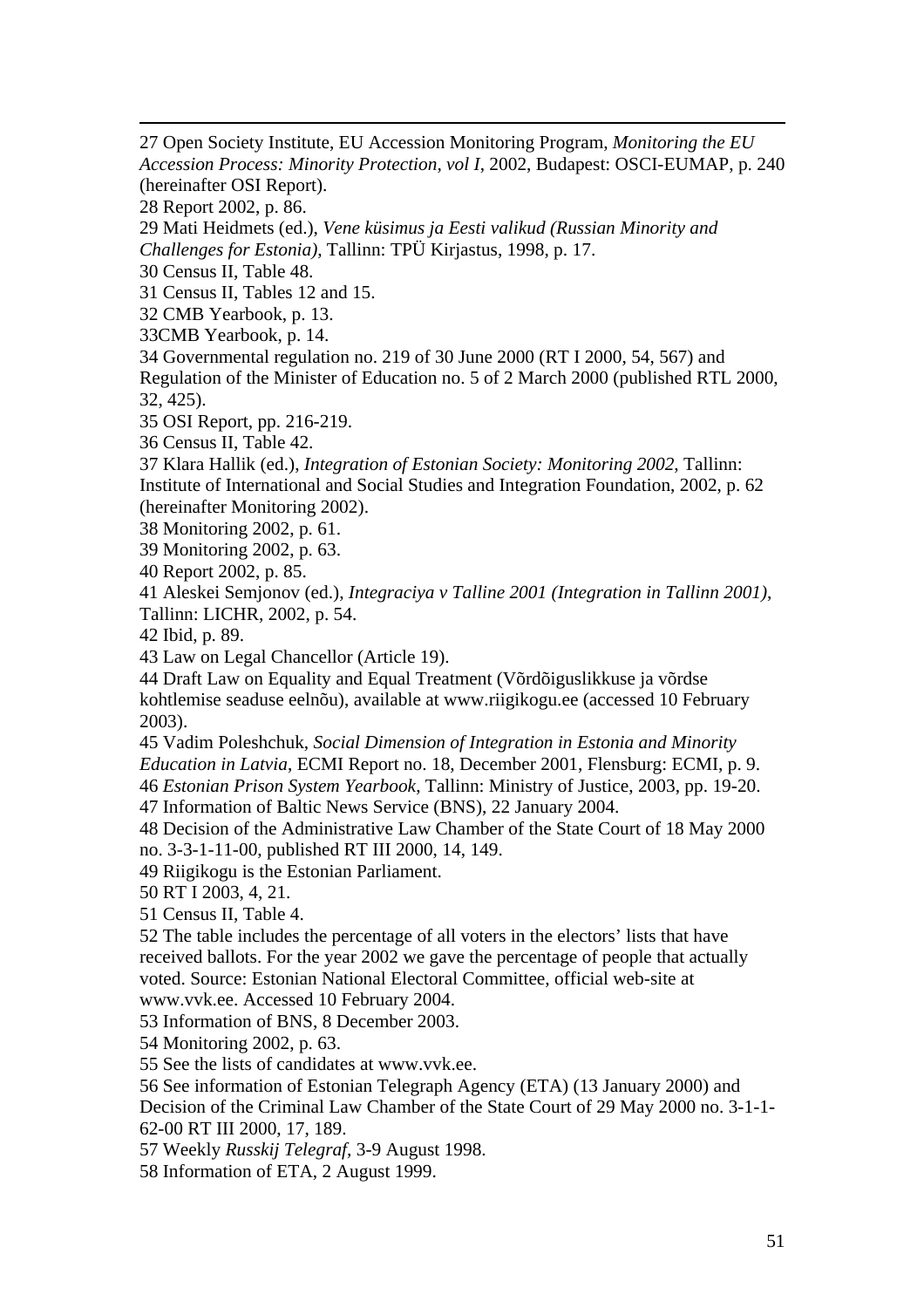27 Open Society Institute, EU Accession Monitoring Program, *Monitoring the EU Accession Process: Minority Protection, vol I*, 2002, Budapest: OSCI-EUMAP, p. 240 (hereinafter OSI Report).

28 Report 2002, p. 86.

29 Mati Heidmets (ed.), *Vene küsimus ja Eesti valikud (Russian Minority and Challenges for Estonia)*, Tallinn: TPÜ Kirjastus, 1998, p. 17.

30 Census II, Table 48.

31 Census II, Tables 12 and 15.

32 CMB Yearbook, p. 13.

33CMB Yearbook, p. 14.

34 Governmental regulation no. 219 of 30 June 2000 (RT I 2000, 54, 567) and Regulation of the Minister of Education no. 5 of 2 March 2000 (published RTL 2000, 32, 425).

35 OSI Report, pp. 216-219.

36 Census II, Table 42.

37 Klara Hallik (ed.), *Integration of Estonian Society: Monitoring 2002*, Tallinn: Institute of International and Social Studies and Integration Foundation, 2002, p. 62 (hereinafter Monitoring 2002).

38 Monitoring 2002, p. 61.

39 Monitoring 2002, p. 63.

40 Report 2002, p. 85.

41 Aleskei Semjonov (ed.), *Integraciya v Talline 2001 (Integration in Tallinn 2001)*, Tallinn: LICHR, 2002, p. 54.

42 Ibid, p. 89.

43 Law on Legal Chancellor (Article 19).

44 Draft Law on Equality and Equal Treatment (Võrdõiguslikkuse ja võrdse kohtlemise seaduse eelnõu), available at www.riigikogu.ee (accessed 10 February 2003).

45 Vadim Poleshchuk, *Social Dimension of Integration in Estonia and Minority Education in Latvia*, ECMI Report no. 18, December 2001, Flensburg: ECMI, p. 9.

46 *Estonian Prison System Yearbook*, Tallinn: Ministry of Justice, 2003, pp. 19-20.

47 Information of Baltic News Service (BNS), 22 January 2004.

48 Decision of the Administrative Law Chamber of the State Court of 18 May 2000 no. 3-3-1-11-00, published RT III 2000, 14, 149.

49 Riigikogu is the Estonian Parliament.

50 RT I 2003, 4, 21.

51 Census II, Table 4.

52 The table includes the percentage of all voters in the electors' lists that have received ballots. For the year 2002 we gave the percentage of people that actually voted. Source: Estonian National Electoral Committee, official web-site at www.vvk.ee. Accessed 10 February 2004.

53 Information of BNS, 8 December 2003.

54 Monitoring 2002, p. 63.

55 See the lists of candidates at www.vvk.ee.

56 See information of Estonian Telegraph Agency (ETA) (13 January 2000) and Decision of the Criminal Law Chamber of the State Court of 29 May 2000 no. 3-1-1-62-00 RT III 2000, 17, 189.

57 Weekly *Russkij Telegraf*, 3-9 August 1998.

58 Information of ETA, 2 August 1999.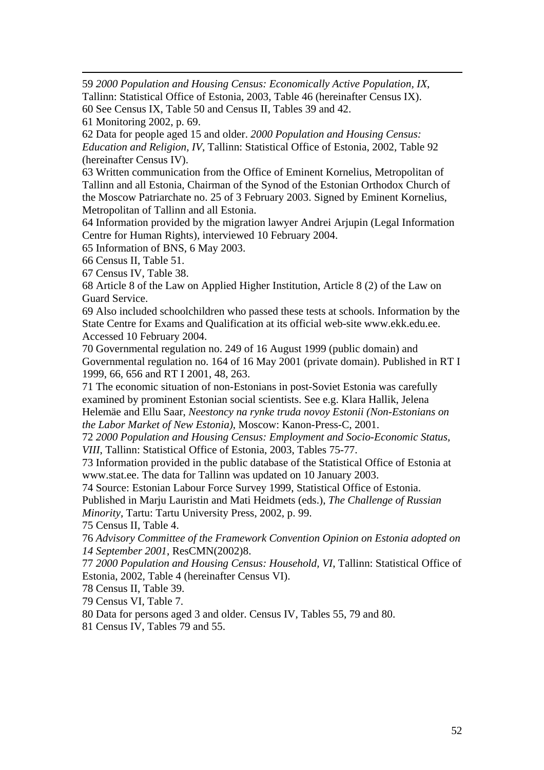59 *2000 Population and Housing Census: Economically Active Population, IX*, Tallinn: Statistical Office of Estonia, 2003, Table 46 (hereinafter Census IX).

60 See Census IX, Table 50 and Census II, Tables 39 and 42.

61 Monitoring 2002, p. 69.

62 Data for people aged 15 and older. *2000 Population and Housing Census: Education and Religion, IV*, Tallinn: Statistical Office of Estonia, 2002, Table 92 (hereinafter Census IV).

63 Written communication from the Office of Eminent Kornelius, Metropolitan of Tallinn and all Estonia, Chairman of the Synod of the Estonian Orthodox Church of the Moscow Patriarchate no. 25 of 3 February 2003. Signed by Eminent Kornelius, Metropolitan of Tallinn and all Estonia.

64 Information provided by the migration lawyer Andrei Arjupin (Legal Information Centre for Human Rights), interviewed 10 February 2004.

65 Information of BNS, 6 May 2003.

66 Census II, Table 51.

67 Census IV, Table 38.

68 Article 8 of the Law on Applied Higher Institution, Article 8 (2) of the Law on Guard Service.

69 Also included schoolchildren who passed these tests at schools. Information by the State Centre for Exams and Qualification at its official web-site www.ekk.edu.ee. Accessed 10 February 2004.

70 Governmental regulation no. 249 of 16 August 1999 (public domain) and Governmental regulation no. 164 of 16 May 2001 (private domain). Published in RT I 1999, 66, 656 and RT I 2001, 48, 263.

71 The economic situation of non-Estonians in post-Soviet Estonia was carefully examined by prominent Estonian social scientists. See e.g. Klara Hallik, Jelena Helemäe and Ellu Saar, *Neestoncy na rynke truda novoy Estonii (Non-Estonians on the Labor Market of New Estonia)*, Moscow: Kanon-Press-C, 2001.

72 *2000 Population and Housing Census: Employment and Socio-Economic Status, VIII*, Tallinn: Statistical Office of Estonia, 2003, Tables 75-77.

73 Information provided in the public database of the Statistical Office of Estonia at www.stat.ee. The data for Tallinn was updated on 10 January 2003.

74 Source: Estonian Labour Force Survey 1999, Statistical Office of Estonia. Published in Marju Lauristin and Mati Heidmets (eds.), *The Challenge of Russian Minority*, Tartu: Tartu University Press, 2002, p. 99.

75 Census II, Table 4.

76 *Advisory Committee of the Framework Convention Opinion on Estonia adopted on 14 September 2001*, ResCMN(2002)8.

77 *2000 Population and Housing Census: Household, VI*, Tallinn: Statistical Office of Estonia, 2002, Table 4 (hereinafter Census VI).

78 Census II, Table 39.

79 Census VI, Table 7.

80 Data for persons aged 3 and older. Census IV, Tables 55, 79 and 80.

81 Census IV, Tables 79 and 55.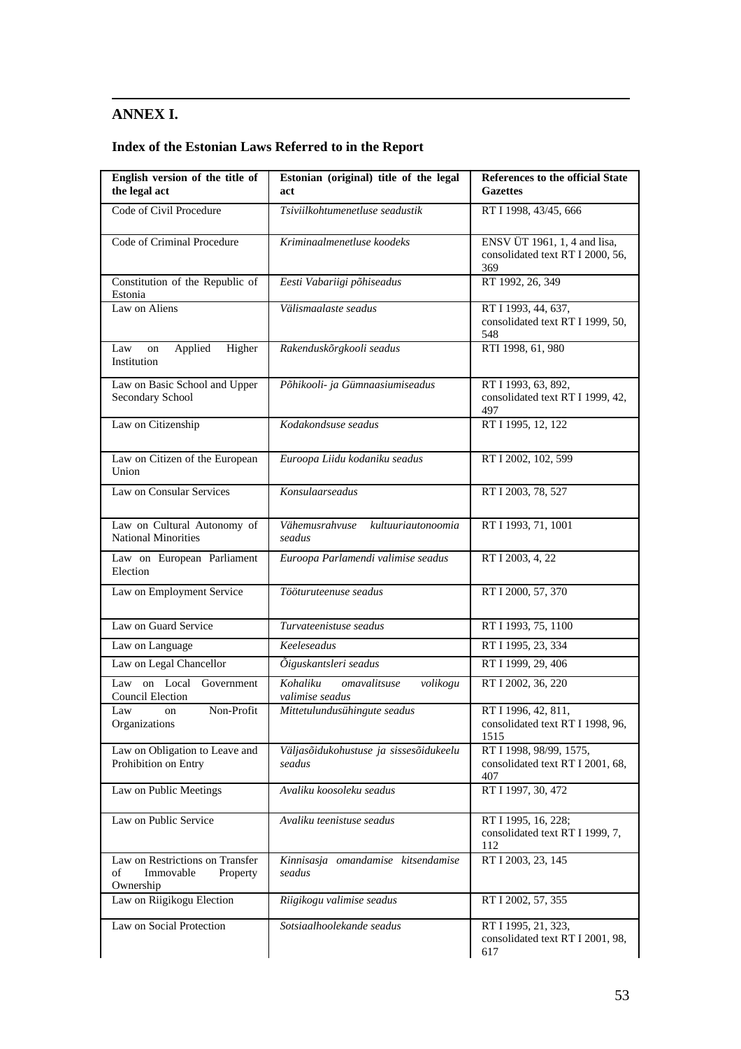## ANNEX I.

### Index of the Estonian Laws Referred to in the Report

| English version of the title of the legal act | Estonian (original) title of the legal act | References to the official State Gazettes |
|---|---|---|
| Code of Civil Procedure | *Tsiviilkohtumenetluse seadustik* | RT I 1998, 43/45, 666 |
| Code of Criminal Procedure | *Kriminaalmenetluse koodeks* | ENSV ÜT 1961, 1, 4 and lisa, consolidated text RT I 2000, 56, 369 |
| Constitution of the Republic of Estonia | *Eesti Vabariigi põhiseadus* | RT 1992, 26, 349 |
| Law on Aliens | *Välismaalaste seadus* | RT I 1993, 44, 637, consolidated text RT I 1999, 50, 548 |
| Law on Applied Higher Institution | *Rakenduskõrgkooli seadus* | RTI 1998, 61, 980 |
| Law on Basic School and Upper Secondary School | *Põhikooli- ja Gümnaasiumiseadus* | RT I 1993, 63, 892, consolidated text RT I 1999, 42, 497 |
| Law on Citizenship | *Kodakondsuse seadus* | RT I 1995, 12, 122 |
| Law on Citizen of the European Union | *Euroopa Liidu kodaniku seadus* | RT I 2002, 102, 599 |
| Law on Consular Services | *Konsulaarseadus* | RT I 2003, 78, 527 |
| Law on Cultural Autonomy of National Minorities | *Vähemusrahvuse kultuuriautonoomia seadus* | RT I 1993, 71, 1001 |
| Law on European Parliament Election | *Euroopa Parlamendi valimise seadus* | RT I 2003, 4, 22 |
| Law on Employment Service | *Tööturuteenuse seadus* | RT I 2000, 57, 370 |
| Law on Guard Service | *Turvateenistuse seadus* | RT I 1993, 75, 1100 |
| Law on Language | *Keeleseadus* | RT I 1995, 23, 334 |
| Law on Legal Chancellor | *Õiguskantsleri seadus* | RT I 1999, 29, 406 |
| Law on Local Government Council Election | *Kohaliku omavalitsuse volikogu valimise seadus* | RT I 2002, 36, 220 |
| Law on Non-Profit Organizations | *Mittetulundusühingute seadus* | RT I 1996, 42, 811, consolidated text RT I 1998, 96, 1515 |
| Law on Obligation to Leave and Prohibition on Entry | *Väljasõidukohustuse ja sissesõidukeelu seadus* | RT I 1998, 98/99, 1575, consolidated text RT I 2001, 68, 407 |
| Law on Public Meetings | *Avaliku koosoleku seadus* | RT I 1997, 30, 472 |
| Law on Public Service | *Avaliku teenistuse seadus* | RT I 1995, 16, 228; consolidated text RT I 1999, 7, 112 |
| Law on Restrictions on Transfer of Immovable Property Ownership | *Kinnisasja omandamise kitsendamise seadus* | RT I 2003, 23, 145 |
| Law on Riigikogu Election | *Riigikogu valimise seadus* | RT I 2002, 57, 355 |
| Law on Social Protection | *Sotsiaalhoolekande seadus* | RT I 1995, 21, 323, consolidated text RT I 2001, 98, 617 |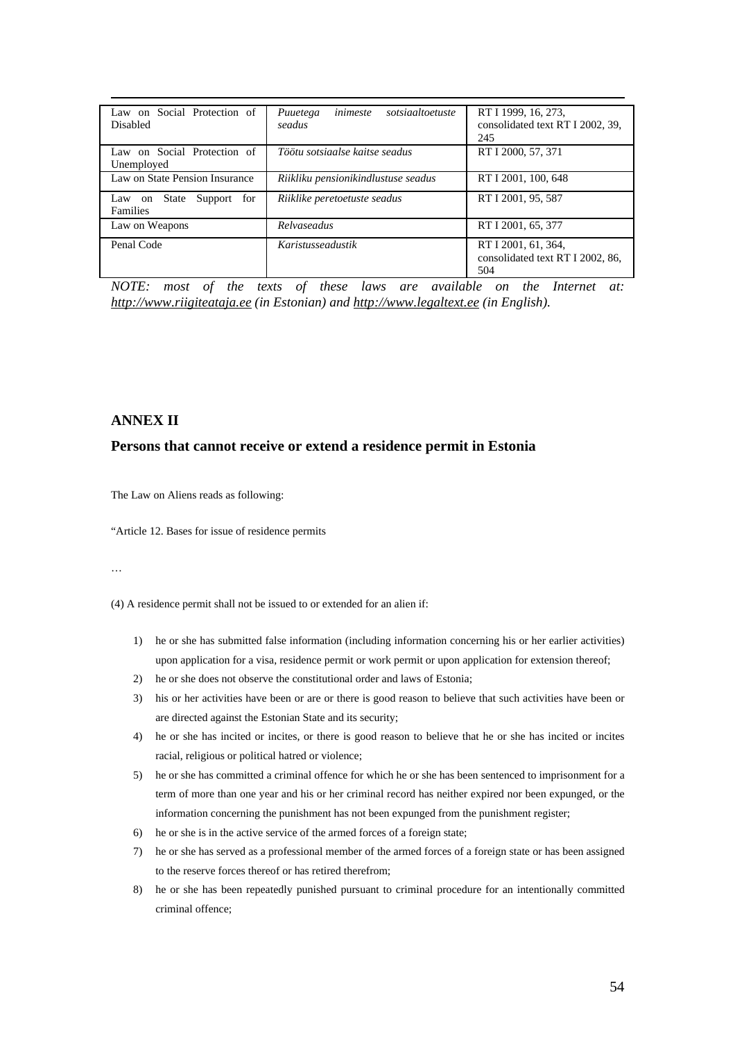| Law on Social Protection of Disabled | *Puuetega inimeste sotsiaaltoetuste seadus* | RT I 1999, 16, 273, consolidated text RT I 2002, 39, 245 |
|---|---|---|
| Law on Social Protection of Unemployed | *Töötu sotsiaalse kaitse seadus* | RT I 2000, 57, 371 |
| Law on State Pension Insurance | *Riikliku pensionikindlustuse seadus* | RT I 2001, 100, 648 |
| Law on State Support for Families | *Riiklike peretoetuste seadus* | RT I 2001, 95, 587 |
| Law on Weapons | *Relvaseadus* | RT I 2001, 65, 377 |
| Penal Code | *Karistusseadustik* | RT I 2001, 61, 364, consolidated text RT I 2002, 86, 504 |

*NOTE: most of the texts of these laws are available on the Internet at: http://www.riigiteataja.ee (in Estonian) and http://www.legaltext.ee (in English).*

## ANNEX II

## Persons that cannot receive or extend a residence permit in Estonia

The Law on Aliens reads as following:

"Article 12. Bases for issue of residence permits

…

(4) A residence permit shall not be issued to or extended for an alien if:

1) he or she has submitted false information (including information concerning his or her earlier activities) upon application for a visa, residence permit or work permit or upon application for extension thereof;
2) he or she does not observe the constitutional order and laws of Estonia;
3) his or her activities have been or are or there is good reason to believe that such activities have been or are directed against the Estonian State and its security;
4) he or she has incited or incites, or there is good reason to believe that he or she has incited or incites racial, religious or political hatred or violence;
5) he or she has committed a criminal offence for which he or she has been sentenced to imprisonment for a term of more than one year and his or her criminal record has neither expired nor been expunged, or the information concerning the punishment has not been expunged from the punishment register;
6) he or she is in the active service of the armed forces of a foreign state;
7) he or she has served as a professional member of the armed forces of a foreign state or has been assigned to the reserve forces thereof or has retired therefrom;
8) he or she has been repeatedly punished pursuant to criminal procedure for an intentionally committed criminal offence;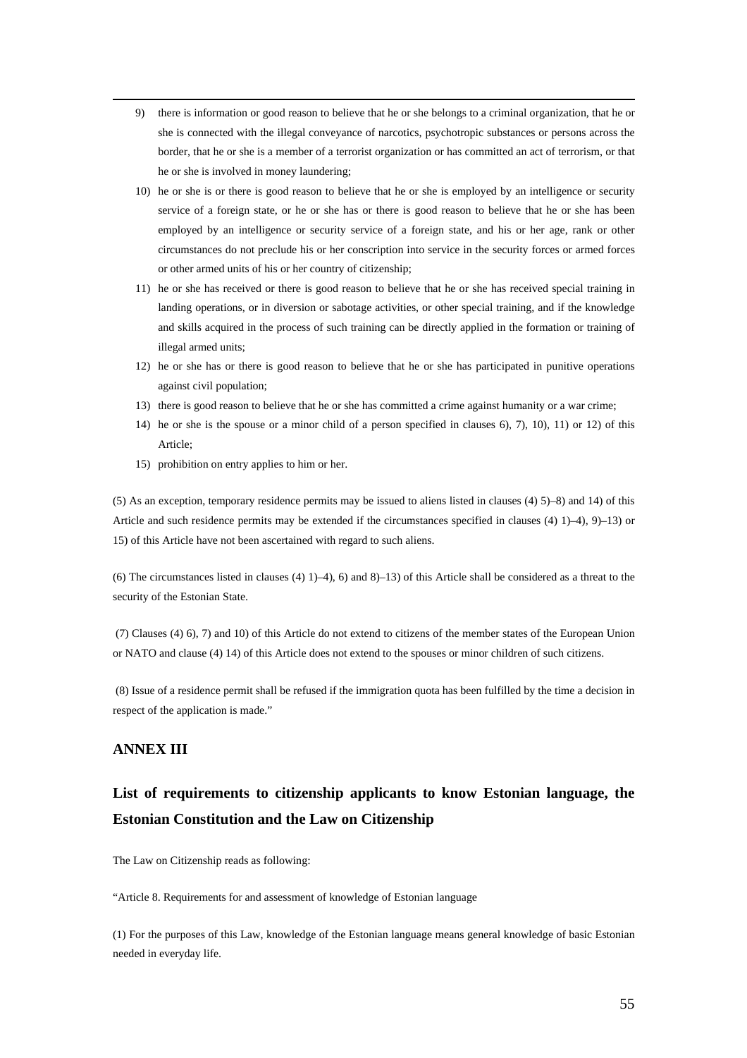9) there is information or good reason to believe that he or she belongs to a criminal organization, that he or she is connected with the illegal conveyance of narcotics, psychotropic substances or persons across the border, that he or she is a member of a terrorist organization or has committed an act of terrorism, or that he or she is involved in money laundering;
10) he or she is or there is good reason to believe that he or she is employed by an intelligence or security service of a foreign state, or he or she has or there is good reason to believe that he or she has been employed by an intelligence or security service of a foreign state, and his or her age, rank or other circumstances do not preclude his or her conscription into service in the security forces or armed forces or other armed units of his or her country of citizenship;
11) he or she has received or there is good reason to believe that he or she has received special training in landing operations, or in diversion or sabotage activities, or other special training, and if the knowledge and skills acquired in the process of such training can be directly applied in the formation or training of illegal armed units;
12) he or she has or there is good reason to believe that he or she has participated in punitive operations against civil population;
13) there is good reason to believe that he or she has committed a crime against humanity or a war crime;
14) he or she is the spouse or a minor child of a person specified in clauses 6), 7), 10), 11) or 12) of this Article;
15) prohibition on entry applies to him or her.

(5) As an exception, temporary residence permits may be issued to aliens listed in clauses (4) 5)–8) and 14) of this Article and such residence permits may be extended if the circumstances specified in clauses (4) 1)–4), 9)–13) or 15) of this Article have not been ascertained with regard to such aliens.

(6) The circumstances listed in clauses (4) 1)–4), 6) and 8)–13) of this Article shall be considered as a threat to the security of the Estonian State.

(7) Clauses (4) 6), 7) and 10) of this Article do not extend to citizens of the member states of the European Union or NATO and clause (4) 14) of this Article does not extend to the spouses or minor children of such citizens.

(8) Issue of a residence permit shall be refused if the immigration quota has been fulfilled by the time a decision in respect of the application is made."

## ANNEX III

## List of requirements to citizenship applicants to know Estonian language, the Estonian Constitution and the Law on Citizenship

The Law on Citizenship reads as following:

"Article 8. Requirements for and assessment of knowledge of Estonian language

(1) For the purposes of this Law, knowledge of the Estonian language means general knowledge of basic Estonian needed in everyday life.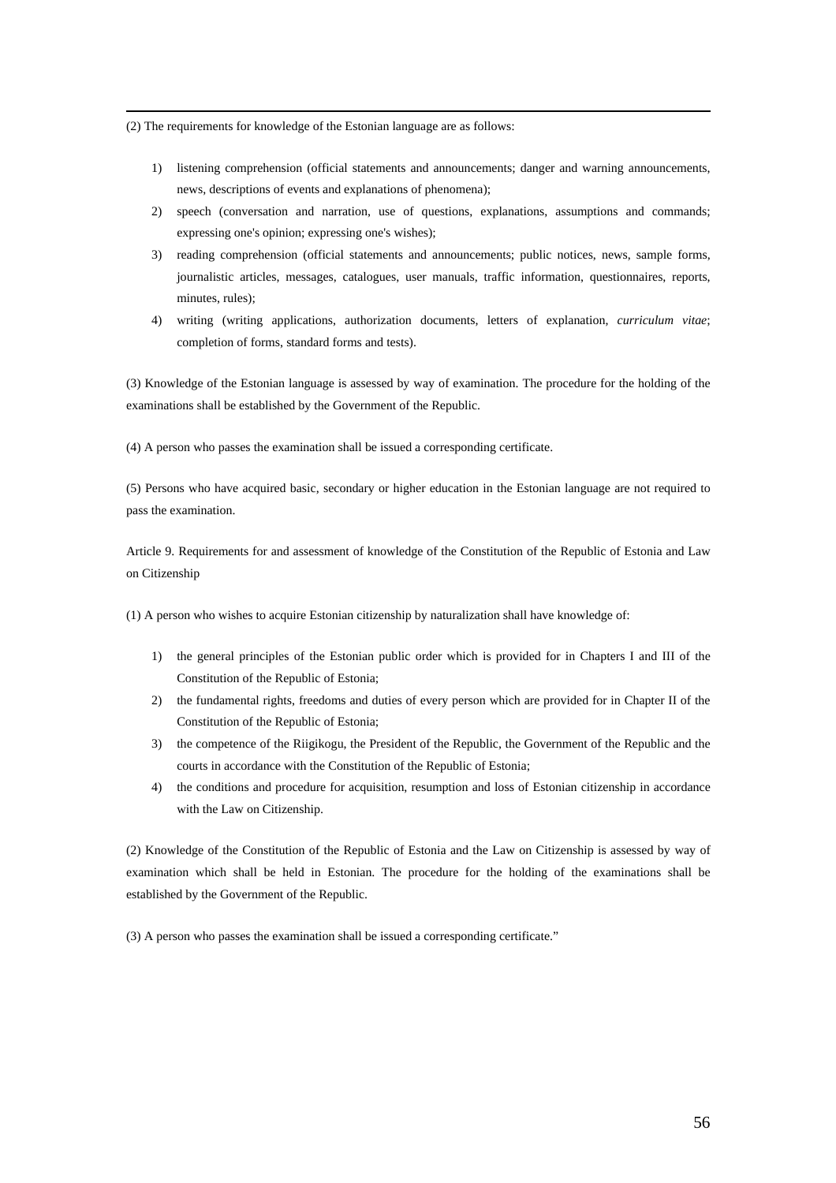(2) The requirements for knowledge of the Estonian language are as follows:

1) listening comprehension (official statements and announcements; danger and warning announcements, news, descriptions of events and explanations of phenomena);
2) speech (conversation and narration, use of questions, explanations, assumptions and commands; expressing one's opinion; expressing one's wishes);
3) reading comprehension (official statements and announcements; public notices, news, sample forms, journalistic articles, messages, catalogues, user manuals, traffic information, questionnaires, reports, minutes, rules);
4) writing (writing applications, authorization documents, letters of explanation, *curriculum vitae*; completion of forms, standard forms and tests).

(3) Knowledge of the Estonian language is assessed by way of examination. The procedure for the holding of the examinations shall be established by the Government of the Republic.

(4) A person who passes the examination shall be issued a corresponding certificate.

(5) Persons who have acquired basic, secondary or higher education in the Estonian language are not required to pass the examination.

Article 9. Requirements for and assessment of knowledge of the Constitution of the Republic of Estonia and Law on Citizenship

(1) A person who wishes to acquire Estonian citizenship by naturalization shall have knowledge of:

1) the general principles of the Estonian public order which is provided for in Chapters I and III of the Constitution of the Republic of Estonia;
2) the fundamental rights, freedoms and duties of every person which are provided for in Chapter II of the Constitution of the Republic of Estonia;
3) the competence of the Riigikogu, the President of the Republic, the Government of the Republic and the courts in accordance with the Constitution of the Republic of Estonia;
4) the conditions and procedure for acquisition, resumption and loss of Estonian citizenship in accordance with the Law on Citizenship.

(2) Knowledge of the Constitution of the Republic of Estonia and the Law on Citizenship is assessed by way of examination which shall be held in Estonian. The procedure for the holding of the examinations shall be established by the Government of the Republic.

(3) A person who passes the examination shall be issued a corresponding certificate."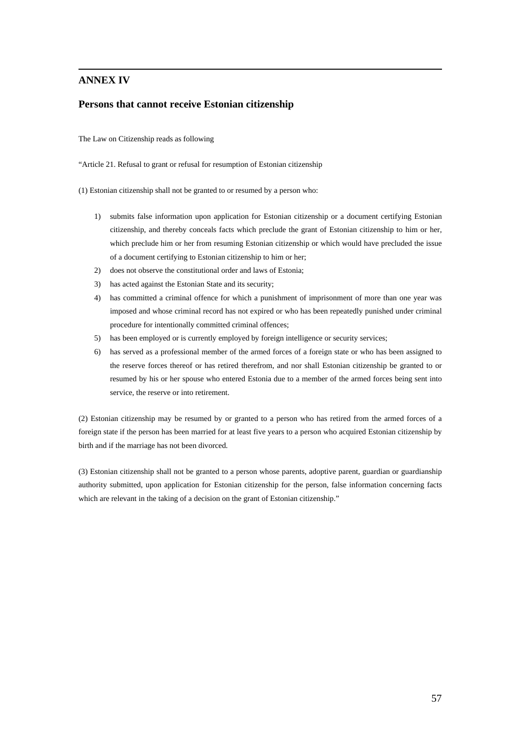## ANNEX IV

### Persons that cannot receive Estonian citizenship

The Law on Citizenship reads as following

"Article 21. Refusal to grant or refusal for resumption of Estonian citizenship

(1) Estonian citizenship shall not be granted to or resumed by a person who:

1) submits false information upon application for Estonian citizenship or a document certifying Estonian citizenship, and thereby conceals facts which preclude the grant of Estonian citizenship to him or her, which preclude him or her from resuming Estonian citizenship or which would have precluded the issue of a document certifying to Estonian citizenship to him or her;
2) does not observe the constitutional order and laws of Estonia;
3) has acted against the Estonian State and its security;
4) has committed a criminal offence for which a punishment of imprisonment of more than one year was imposed and whose criminal record has not expired or who has been repeatedly punished under criminal procedure for intentionally committed criminal offences;
5) has been employed or is currently employed by foreign intelligence or security services;
6) has served as a professional member of the armed forces of a foreign state or who has been assigned to the reserve forces thereof or has retired therefrom, and nor shall Estonian citizenship be granted to or resumed by his or her spouse who entered Estonia due to a member of the armed forces being sent into service, the reserve or into retirement.

(2) Estonian citizenship may be resumed by or granted to a person who has retired from the armed forces of a foreign state if the person has been married for at least five years to a person who acquired Estonian citizenship by birth and if the marriage has not been divorced.

(3) Estonian citizenship shall not be granted to a person whose parents, adoptive parent, guardian or guardianship authority submitted, upon application for Estonian citizenship for the person, false information concerning facts which are relevant in the taking of a decision on the grant of Estonian citizenship."